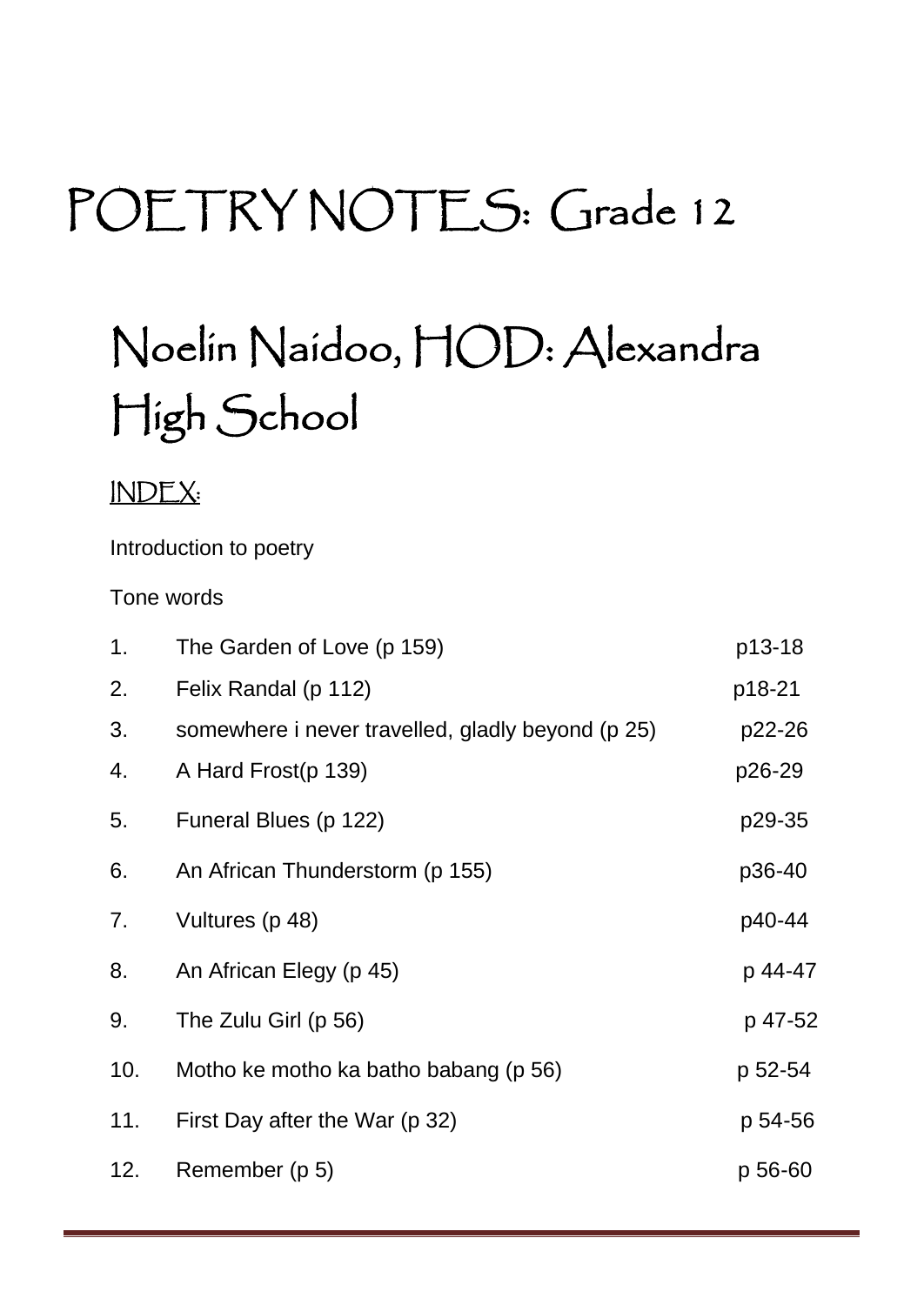# POETRY NOTES: Grade 12

# Noelin Naidoo, HOD: Alexandra High School

## INDEX:

Introduction to poetry

Tone words

| | | |
|---|---|---|
| 1. | The Garden of Love (p 159) | p13-18 |
| 2. | Felix Randal (p 112) | p18-21 |
| 3. | somewhere i never travelled, gladly beyond (p 25) | p22-26 |
| 4. | A Hard Frost(p 139) | p26-29 |
| 5. | Funeral Blues (p 122) | p29-35 |
| 6. | An African Thunderstorm (p 155) | p36-40 |
| 7. | Vultures (p 48) | p40-44 |
| 8. | An African Elegy (p 45) | p 44-47 |
| 9. | The Zulu Girl (p 56) | p 47-52 |
| 10. | Motho ke motho ka batho babang (p 56) | p 52-54 |
| 11. | First Day after the War (p 32) | p 54-56 |
| 12. | Remember (p 5) | p 56-60 |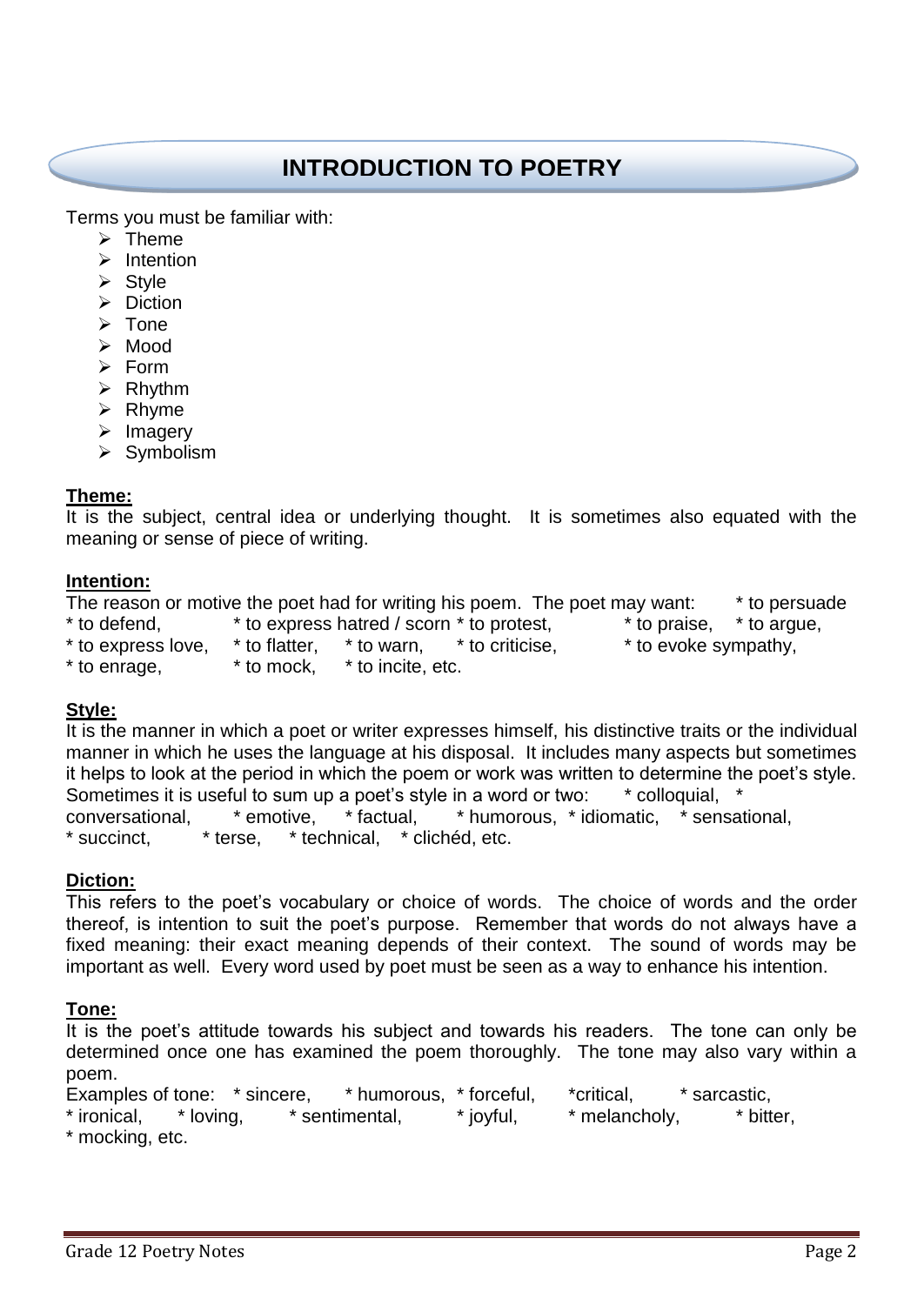# INTRODUCTION TO POETRY

Terms you must be familiar with:

- Theme
- Intention
- Style
- Diction
- Tone
- Mood
- Form
- Rhythm
- Rhyme
- Imagery
- Symbolism

**Theme:**

It is the subject, central idea or underlying thought. It is sometimes also equated with the meaning or sense of piece of writing.

**Intention:**

The reason or motive the poet had for writing his poem. The poet may want: * to persuade * to defend, * to express hatred / scorn * to protest, * to praise, * to argue, * to express love, * to flatter, * to warn, * to criticise, * to evoke sympathy, * to enrage, * to mock, * to incite, etc.

**Style:**

It is the manner in which a poet or writer expresses himself, his distinctive traits or the individual manner in which he uses the language at his disposal. It includes many aspects but sometimes it helps to look at the period in which the poem or work was written to determine the poet's style. Sometimes it is useful to sum up a poet's style in a word or two: * colloquial, * conversational, * emotive, * factual, * humorous, * idiomatic, * sensational, * succinct, * terse, * technical, * clichéd, etc.

**Diction:**

This refers to the poet's vocabulary or choice of words. The choice of words and the order thereof, is intention to suit the poet's purpose. Remember that words do not always have a fixed meaning: their exact meaning depends of their context. The sound of words may be important as well. Every word used by poet must be seen as a way to enhance his intention.

**Tone:**

It is the poet's attitude towards his subject and towards his readers. The tone can only be determined once one has examined the poem thoroughly. The tone may also vary within a poem.

Examples of tone: * sincere, * humorous, * forceful, *critical, * sarcastic, * ironical, * loving, * sentimental, * joyful, * melancholy, * bitter, * mocking, etc.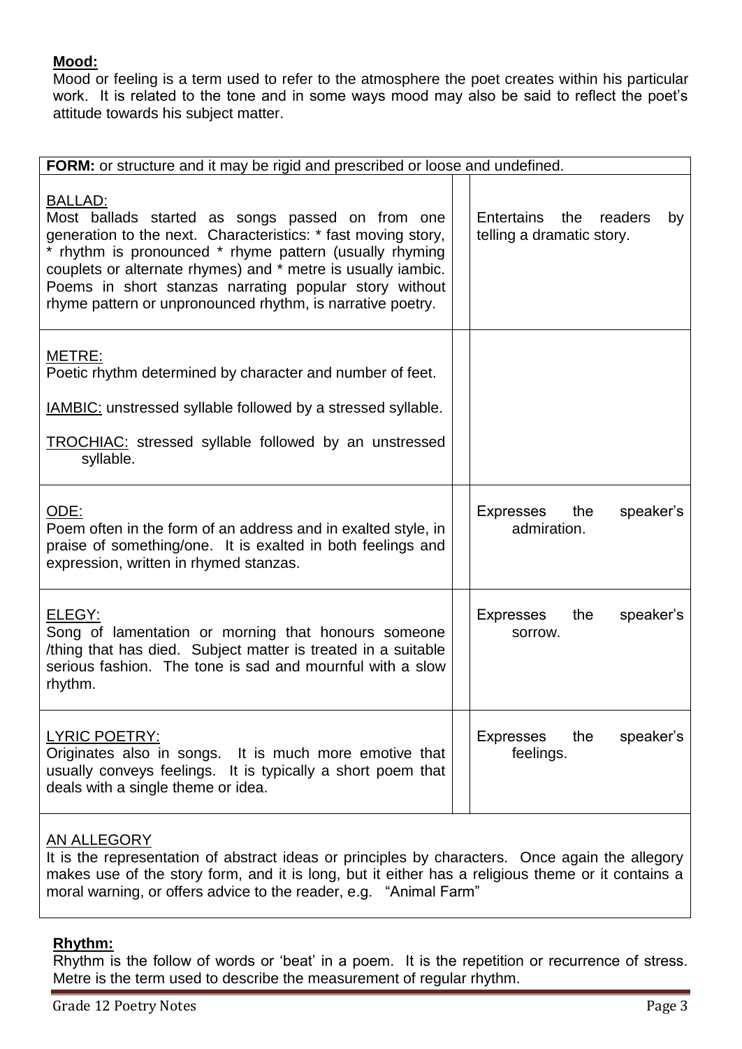**Mood:**

Mood or feeling is a term used to refer to the atmosphere the poet creates within his particular work. It is related to the tone and in some ways mood may also be said to reflect the poet's attitude towards his subject matter.

| **FORM:** or structure and it may be rigid and prescribed or loose and undefined. | | |
|---|---|---|
| BALLAD:<br>Most ballads started as songs passed on from one generation to the next. Characteristics: * fast moving story, * rhythm is pronounced * rhyme pattern (usually rhyming couplets or alternate rhymes) and * metre is usually iambic. Poems in short stanzas narrating popular story without rhyme pattern or unpronounced rhythm, is narrative poetry. | | Entertains the readers by telling a dramatic story. |
| METRE:<br>Poetic rhythm determined by character and number of feet.<br>IAMBIC: unstressed syllable followed by a stressed syllable.<br>TROCHIAC: stressed syllable followed by an unstressed syllable. | | |
| ODE:<br>Poem often in the form of an address and in exalted style, in praise of something/one. It is exalted in both feelings and expression, written in rhymed stanzas. | | Expresses the speaker's admiration. |
| ELEGY:<br>Song of lamentation or morning that honours someone /thing that has died. Subject matter is treated in a suitable serious fashion. The tone is sad and mournful with a slow rhythm. | | Expresses the speaker's sorrow. |
| LYRIC POETRY:<br>Originates also in songs. It is much more emotive that usually conveys feelings. It is typically a short poem that deals with a single theme or idea. | | Expresses the speaker's feelings. |
| AN ALLEGORY<br>It is the representation of abstract ideas or principles by characters. Once again the allegory makes use of the story form, and it is long, but it either has a religious theme or it contains a moral warning, or offers advice to the reader, e.g. "Animal Farm" | | |

**Rhythm:**

Rhythm is the follow of words or 'beat' in a poem. It is the repetition or recurrence of stress. Metre is the term used to describe the measurement of regular rhythm.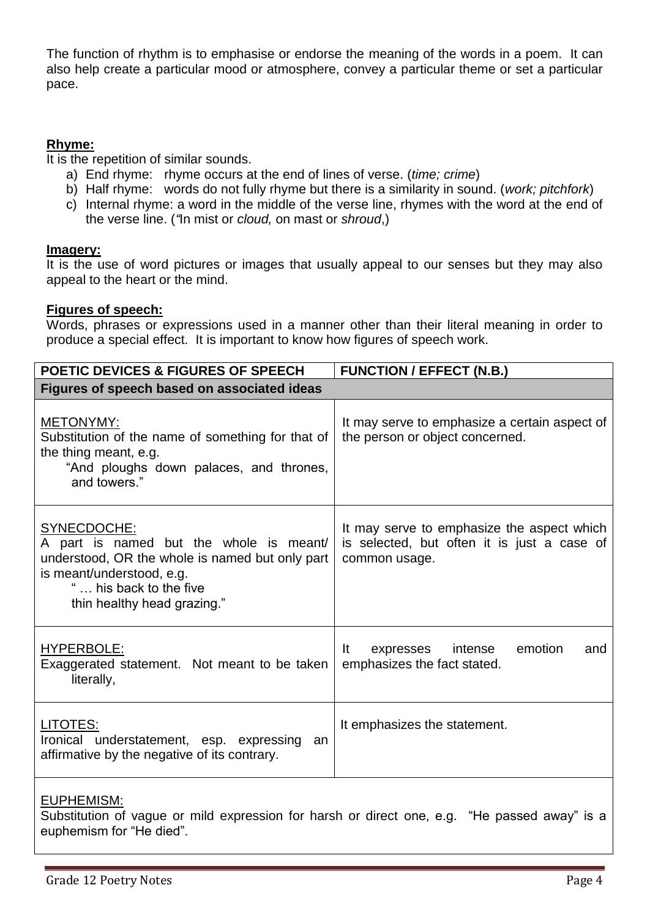The function of rhythm is to emphasise or endorse the meaning of the words in a poem. It can also help create a particular mood or atmosphere, convey a particular theme or set a particular pace.

**Rhyme:**

It is the repetition of similar sounds.

a) End rhyme: rhyme occurs at the end of lines of verse. (*time; crime*)
b) Half rhyme: words do not fully rhyme but there is a similarity in sound. (*work; pitchfork*)
c) Internal rhyme: a word in the middle of the verse line, rhymes with the word at the end of the verse line. (*"*In mist or *cloud,* on mast or *shroud*,)

**Imagery:**

It is the use of word pictures or images that usually appeal to our senses but they may also appeal to the heart or the mind.

**Figures of speech:**

Words, phrases or expressions used in a manner other than their literal meaning in order to produce a special effect. It is important to know how figures of speech work.

| POETIC DEVICES & FIGURES OF SPEECH | FUNCTION / EFFECT (N.B.) |
|---|---|
| **Figures of speech based on associated ideas** | |
| METONYMY:<br>Substitution of the name of something for that of the thing meant, e.g.<br>"And ploughs down palaces, and thrones, and towers." | It may serve to emphasize a certain aspect of the person or object concerned. |
| SYNECDOCHE:<br>A part is named but the whole is meant/ understood, OR the whole is named but only part is meant/understood, e.g.<br>" … his back to the five thin healthy head grazing." | It may serve to emphasize the aspect which is selected, but often it is just a case of common usage. |
| HYPERBOLE:<br>Exaggerated statement. Not meant to be taken literally, | It expresses intense emotion and emphasizes the fact stated. |
| LITOTES:<br>Ironical understatement, esp. expressing an affirmative by the negative of its contrary. | It emphasizes the statement. |
| EUPHEMISM:<br>Substitution of vague or mild expression for harsh or direct one, e.g. "He passed away" is a euphemism for "He died". | |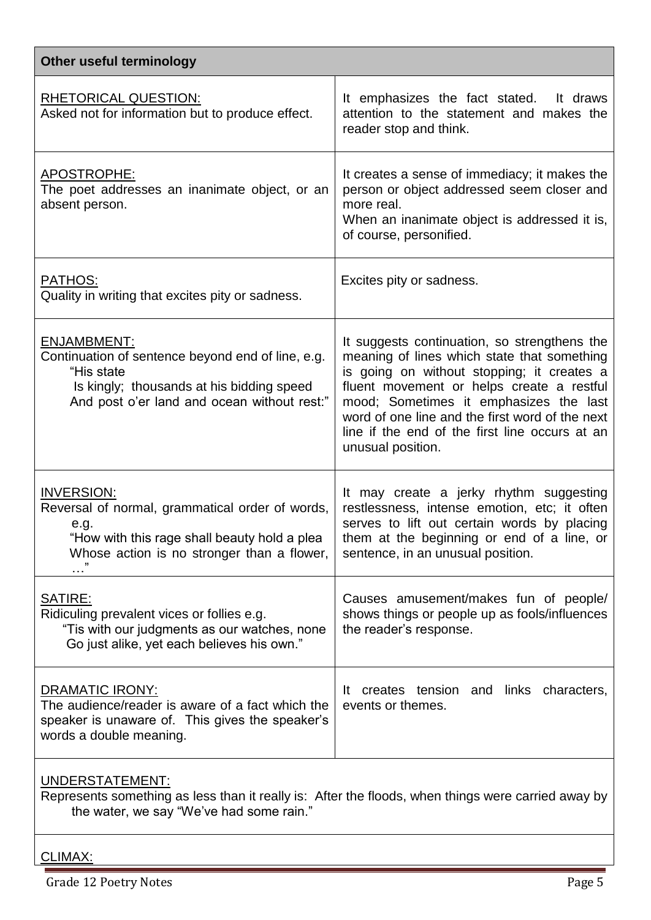| Other useful terminology | |
|---|---|
| <u>RHETORICAL QUESTION:</u><br>Asked not for information but to produce effect. | It emphasizes the fact stated. It draws attention to the statement and makes the reader stop and think. |
| <u>APOSTROPHE:</u><br>The poet addresses an inanimate object, or an absent person. | It creates a sense of immediacy; it makes the person or object addressed seem closer and more real.<br>When an inanimate object is addressed it is, of course, personified. |
| <u>PATHOS:</u><br>Quality in writing that excites pity or sadness. | Excites pity or sadness. |
| <u>ENJAMBMENT:</u><br>Continuation of sentence beyond end of line, e.g.<br>"His state<br>Is kingly; thousands at his bidding speed<br>And post o'er land and ocean without rest:" | It suggests continuation, so strengthens the meaning of lines which state that something is going on without stopping; it creates a fluent movement or helps create a restful mood; Sometimes it emphasizes the last word of one line and the first word of the next line if the end of the first line occurs at an unusual position. |
| <u>INVERSION:</u><br>Reversal of normal, grammatical order of words, e.g.<br>"How with this rage shall beauty hold a plea<br>Whose action is no stronger than a flower, …" | It may create a jerky rhythm suggesting restlessness, intense emotion, etc; it often serves to lift out certain words by placing them at the beginning or end of a line, or sentence, in an unusual position. |
| <u>SATIRE:</u><br>Ridiculing prevalent vices or follies e.g.<br>"Tis with our judgments as our watches, none<br>Go just alike, yet each believes his own." | Causes amusement/makes fun of people/ shows things or people up as fools/influences the reader's response. |
| <u>DRAMATIC IRONY:</u><br>The audience/reader is aware of a fact which the speaker is unaware of. This gives the speaker's words a double meaning. | It creates tension and links characters, events or themes. |
| <u>UNDERSTATEMENT:</u><br>Represents something as less than it really is: After the floods, when things were carried away by the water, we say "We've had some rain." | |
| <u>CLIMAX:</u> | |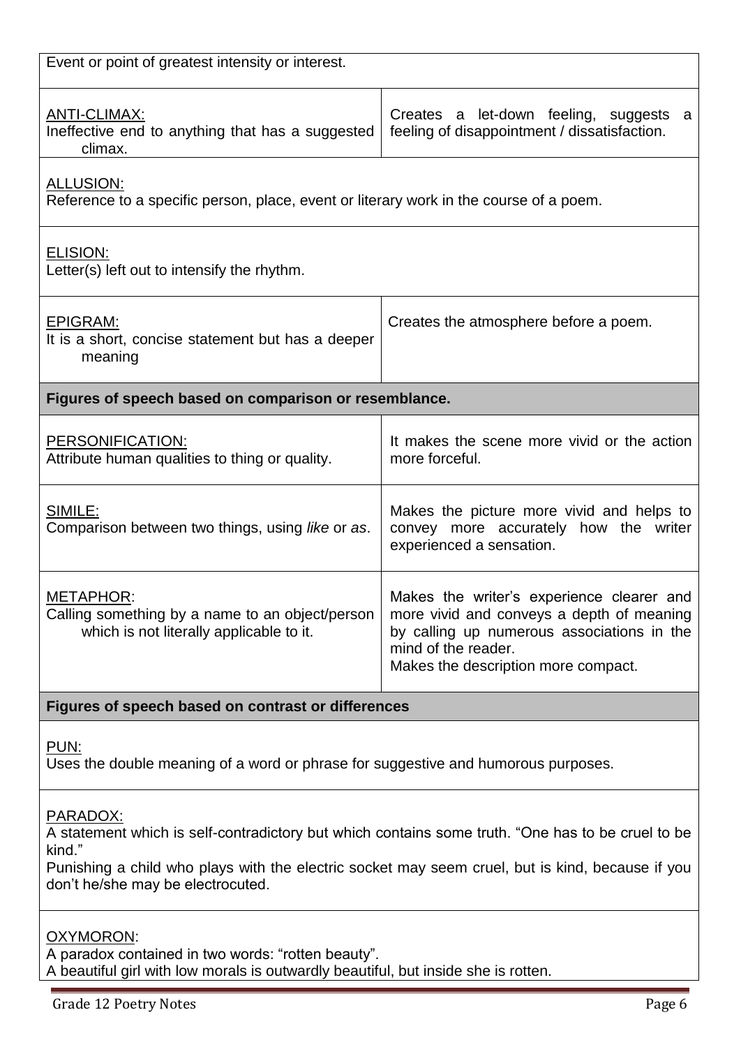| | |
|---|---|
| Event or point of greatest intensity or interest. | |
| ANTI-CLIMAX:<br>Ineffective end to anything that has a suggested climax. | Creates a let-down feeling, suggests a feeling of disappointment / dissatisfaction. |
| ALLUSION:<br>Reference to a specific person, place, event or literary work in the course of a poem. | |
| ELISION:<br>Letter(s) left out to intensify the rhythm. | |
| EPIGRAM:<br>It is a short, concise statement but has a deeper meaning | Creates the atmosphere before a poem. |
| **Figures of speech based on comparison or resemblance.** | |
| PERSONIFICATION:<br>Attribute human qualities to thing or quality. | It makes the scene more vivid or the action more forceful. |
| SIMILE:<br>Comparison between two things, using *like* or *as*. | Makes the picture more vivid and helps to convey more accurately how the writer experienced a sensation. |
| METAPHOR:<br>Calling something by a name to an object/person which is not literally applicable to it. | Makes the writer's experience clearer and more vivid and conveys a depth of meaning by calling up numerous associations in the mind of the reader.<br>Makes the description more compact. |
| **Figures of speech based on contrast or differences** | |
| PUN:<br>Uses the double meaning of a word or phrase for suggestive and humorous purposes. | |
| PARADOX:<br>A statement which is self-contradictory but which contains some truth. "One has to be cruel to be kind."<br>Punishing a child who plays with the electric socket may seem cruel, but is kind, because if you don't he/she may be electrocuted. | |
| OXYMORON:<br>A paradox contained in two words: "rotten beauty".<br>A beautiful girl with low morals is outwardly beautiful, but inside she is rotten. | |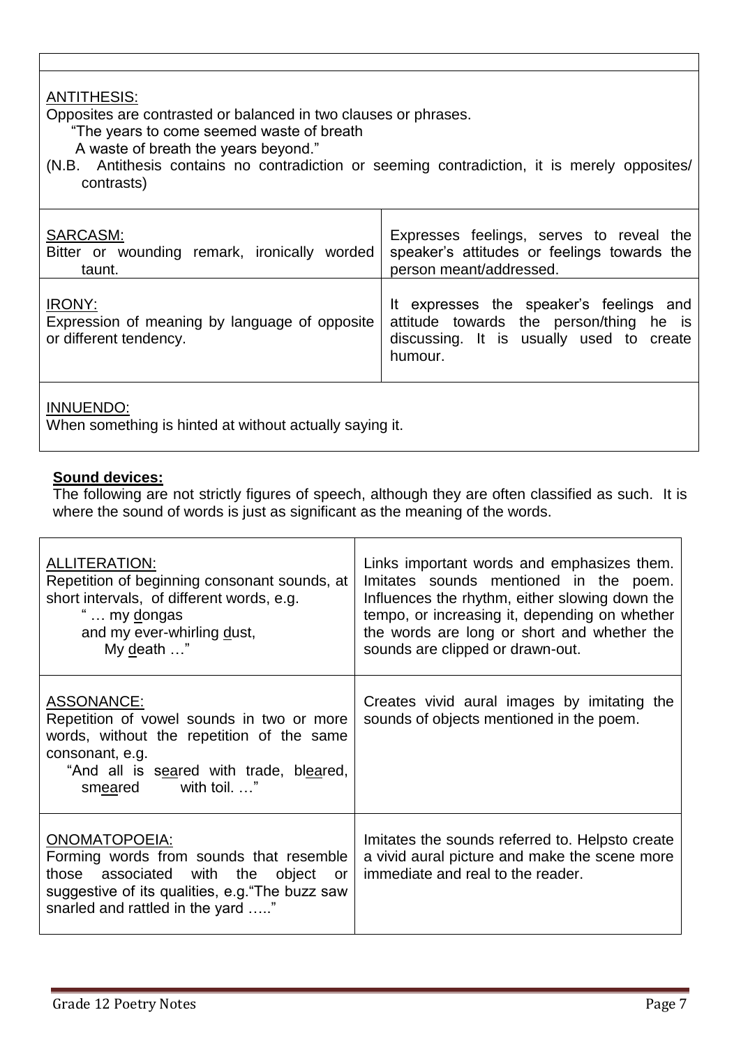**ANTITHESIS:**
Opposites are contrasted or balanced in two clauses or phrases.

"The years to come seemed waste of breath
A waste of breath the years beyond."

(N.B. Antithesis contains no contradiction or seeming contradiction, it is merely opposites/ contrasts)

| | |
|---|---|
| **SARCASM:** Bitter or wounding remark, ironically worded taunt. | Expresses feelings, serves to reveal the speaker's attitudes or feelings towards the person meant/addressed. |
| **IRONY:** Expression of meaning by language of opposite or different tendency. | It expresses the speaker's feelings and attitude towards the person/thing he is discussing. It is usually used to create humour. |

**INNUENDO:**
When something is hinted at without actually saying it.

## Sound devices:

The following are not strictly figures of speech, although they are often classified as such. It is where the sound of words is just as significant as the meaning of the words.

| | |
|---|---|
| **ALLITERATION:** Repetition of beginning consonant sounds, at short intervals, of different words, e.g. "… my dongas and my ever-whirling dust, My death …" | Links important words and emphasizes them. Imitates sounds mentioned in the poem. Influences the rhythm, either slowing down the tempo, or increasing it, depending on whether the words are long or short and whether the sounds are clipped or drawn-out. |
| **ASSONANCE:** Repetition of vowel sounds in two or more words, without the repetition of the same consonant, e.g. "And all is seared with trade, bleared, smeared with toil. …" | Creates vivid aural images by imitating the sounds of objects mentioned in the poem. |
| **ONOMATOPOEIA:** Forming words from sounds that resemble those associated with the object or suggestive of its qualities, e.g."The buzz saw snarled and rattled in the yard ….." | Imitates the sounds referred to. Helpsto create a vivid aural picture and make the scene more immediate and real to the reader. |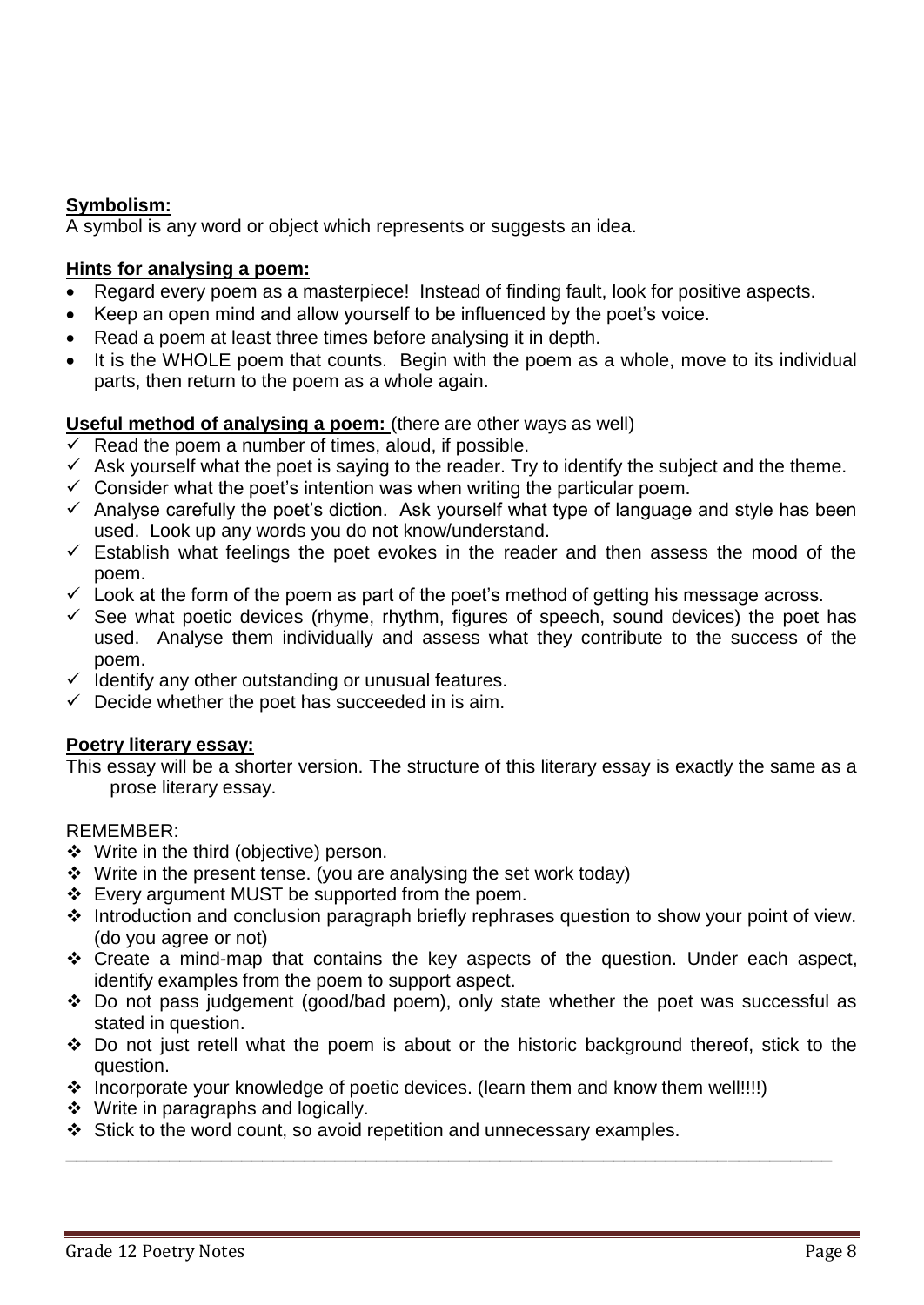**Symbolism:**

A symbol is any word or object which represents or suggests an idea.

**Hints for analysing a poem:**

- Regard every poem as a masterpiece! Instead of finding fault, look for positive aspects.
- Keep an open mind and allow yourself to be influenced by the poet's voice.
- Read a poem at least three times before analysing it in depth.
- It is the WHOLE poem that counts. Begin with the poem as a whole, move to its individual parts, then return to the poem as a whole again.

**Useful method of analysing a poem:** (there are other ways as well)

- ✓ Read the poem a number of times, aloud, if possible.
- ✓ Ask yourself what the poet is saying to the reader. Try to identify the subject and the theme.
- ✓ Consider what the poet's intention was when writing the particular poem.
- ✓ Analyse carefully the poet's diction. Ask yourself what type of language and style has been used. Look up any words you do not know/understand.
- ✓ Establish what feelings the poet evokes in the reader and then assess the mood of the poem.
- ✓ Look at the form of the poem as part of the poet's method of getting his message across.
- ✓ See what poetic devices (rhyme, rhythm, figures of speech, sound devices) the poet has used. Analyse them individually and assess what they contribute to the success of the poem.
- ✓ Identify any other outstanding or unusual features.
- ✓ Decide whether the poet has succeeded in is aim.

**Poetry literary essay:**

This essay will be a shorter version. The structure of this literary essay is exactly the same as a prose literary essay.

REMEMBER:

- ❖ Write in the third (objective) person.
- ❖ Write in the present tense. (you are analysing the set work today)
- ❖ Every argument MUST be supported from the poem.
- ❖ Introduction and conclusion paragraph briefly rephrases question to show your point of view. (do you agree or not)
- ❖ Create a mind-map that contains the key aspects of the question. Under each aspect, identify examples from the poem to support aspect.
- ❖ Do not pass judgement (good/bad poem), only state whether the poet was successful as stated in question.
- ❖ Do not just retell what the poem is about or the historic background thereof, stick to the question.
- ❖ Incorporate your knowledge of poetic devices. (learn them and know them well!!!!)
- ❖ Write in paragraphs and logically.
- ❖ Stick to the word count, so avoid repetition and unnecessary examples.

---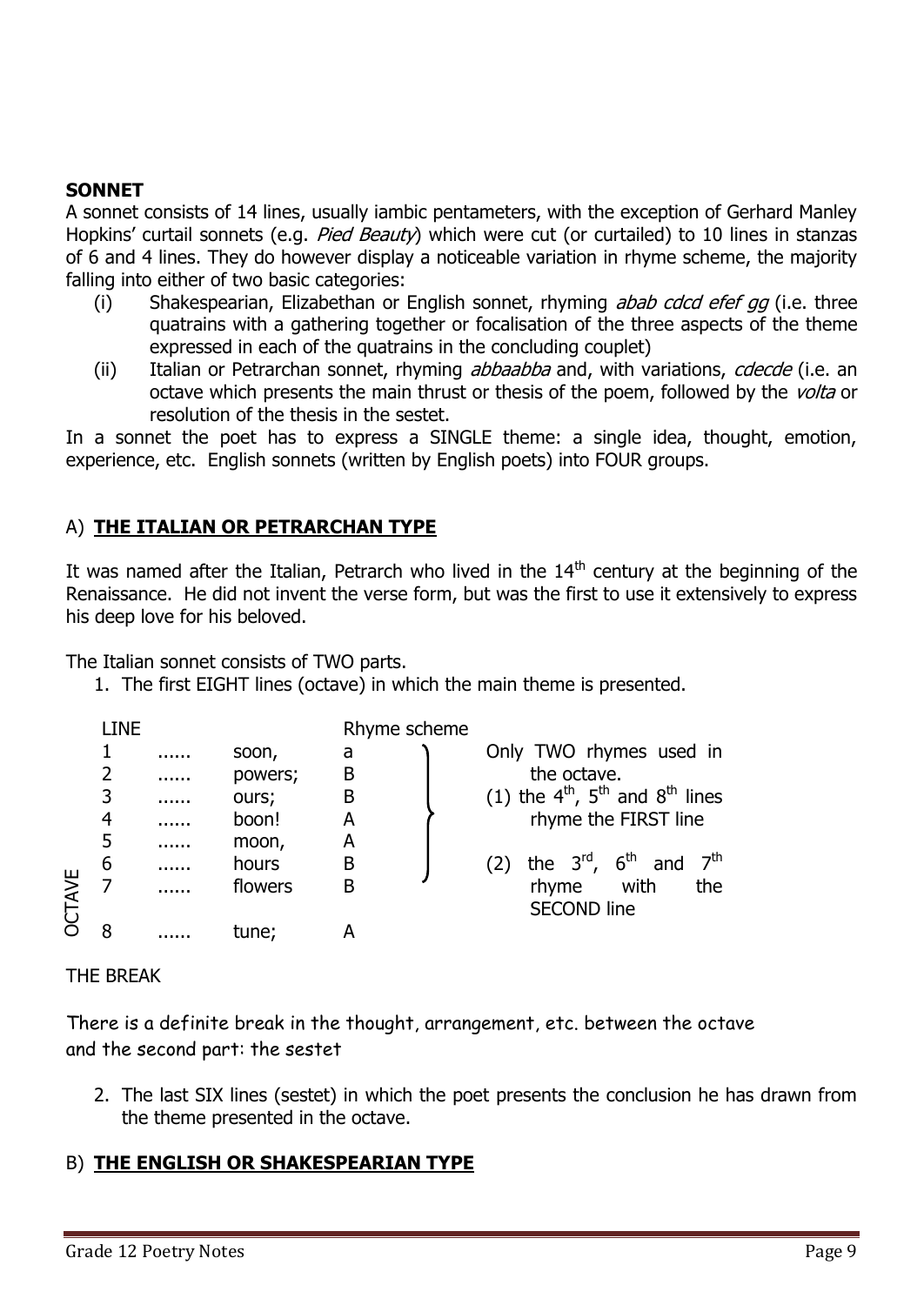## SONNET

A sonnet consists of 14 lines, usually iambic pentameters, with the exception of Gerhard Manley Hopkins' curtail sonnets (e.g. *Pied Beauty*) which were cut (or curtailed) to 10 lines in stanzas of 6 and 4 lines. They do however display a noticeable variation in rhyme scheme, the majority falling into either of two basic categories:

(i) Shakespearian, Elizabethan or English sonnet, rhyming *abab cdcd efef gg* (i.e. three quatrains with a gathering together or focalisation of the three aspects of the theme expressed in each of the quatrains in the concluding couplet)

(ii) Italian or Petrarchan sonnet, rhyming *abbaabba* and, with variations, *cdecde* (i.e. an octave which presents the main thrust or thesis of the poem, followed by the *volta* or resolution of the thesis in the sestet.

In a sonnet the poet has to express a SINGLE theme: a single idea, thought, emotion, experience, etc. English sonnets (written by English poets) into FOUR groups.

### A) THE ITALIAN OR PETRARCHAN TYPE

It was named after the Italian, Petrarch who lived in the 14th century at the beginning of the Renaissance. He did not invent the verse form, but was the first to use it extensively to express his deep love for his beloved.

The Italian sonnet consists of TWO parts.

1. The first EIGHT lines (octave) in which the main theme is presented.

| LINE | | | Rhyme scheme | |
|---|---|---|---|---|
| 1 | ...... | soon, | a | Only TWO rhymes used in the octave. |
| 2 | ...... | powers; | B | (1) the 4th, 5th and 8th lines rhyme the FIRST line |
| 3 | ...... | ours; | B | |
| 4 | ...... | boon! | A | |
| 5 | ...... | moon, | A | |
| 6 | ...... | hours | B | (2) the 3rd, 6th and 7th rhyme with the SECOND line |
| 7 | ...... | flowers | B | |
| 8 | ...... | tune; | A | |

OCTAVE

THE BREAK

There is a definite break in the thought, arrangement, etc. between the octave and the second part: the sestet

2. The last SIX lines (sestet) in which the poet presents the conclusion he has drawn from the theme presented in the octave.

### B) THE ENGLISH OR SHAKESPEARIAN TYPE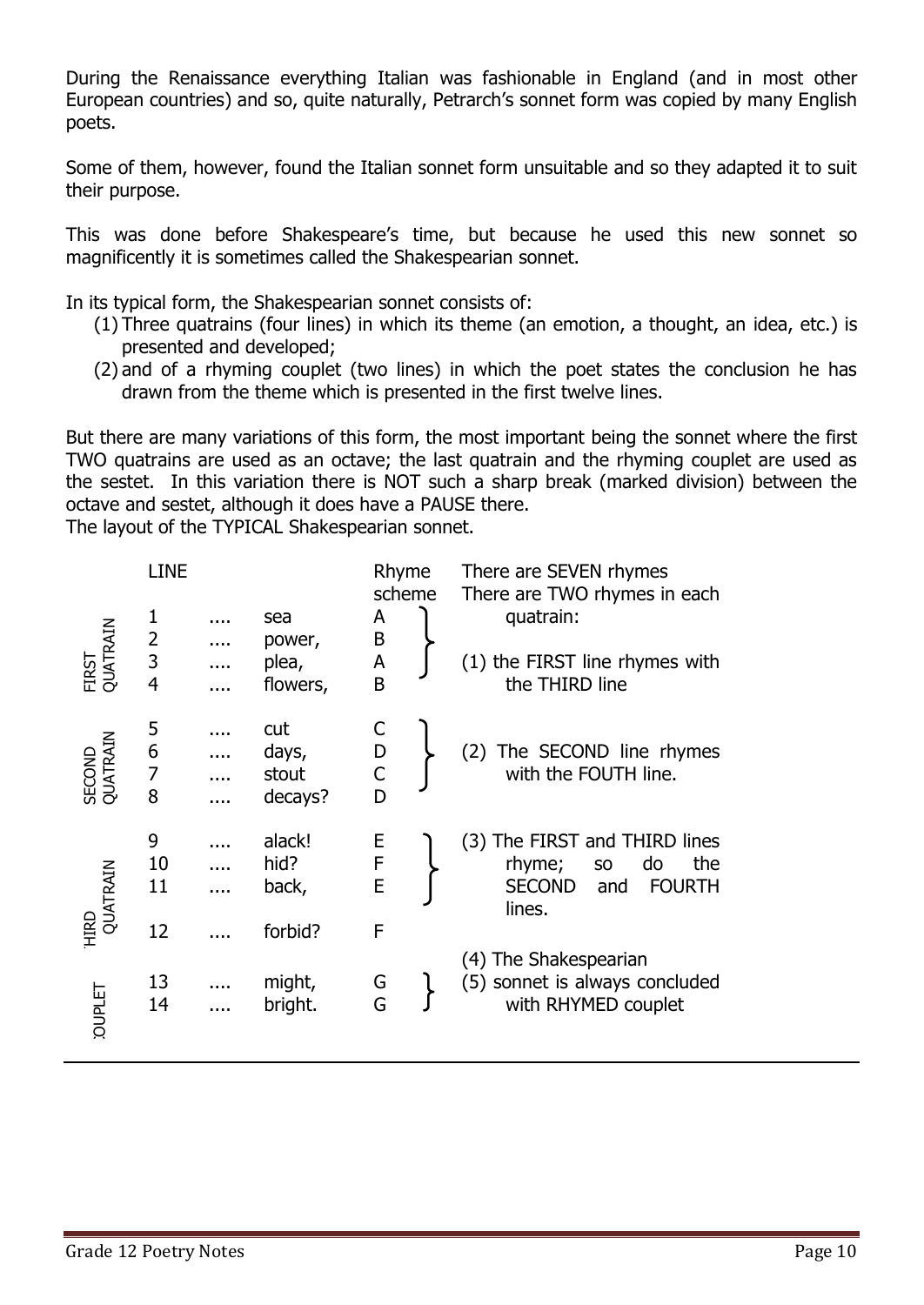During the Renaissance everything Italian was fashionable in England (and in most other European countries) and so, quite naturally, Petrarch's sonnet form was copied by many English poets.

Some of them, however, found the Italian sonnet form unsuitable and so they adapted it to suit their purpose.

This was done before Shakespeare's time, but because he used this new sonnet so magnificently it is sometimes called the Shakespearian sonnet.

In its typical form, the Shakespearian sonnet consists of:

(1) Three quatrains (four lines) in which its theme (an emotion, a thought, an idea, etc.) is presented and developed;
(2) and of a rhyming couplet (two lines) in which the poet states the conclusion he has drawn from the theme which is presented in the first twelve lines.

But there are many variations of this form, the most important being the sonnet where the first TWO quatrains are used as an octave; the last quatrain and the rhyming couplet are used as the sestet. In this variation there is NOT such a sharp break (marked division) between the octave and sestet, although it does have a PAUSE there.

The layout of the TYPICAL Shakespearian sonnet.

| | LINE | | | Rhyme scheme | |
|---|---|---|---|---|---|
| FIRST QUATRAIN | 1 | .... | sea | A | There are SEVEN rhymes. There are TWO rhymes in each quatrain: |
| | 2 | .... | power, | B | |
| | 3 | .... | plea, | A | (1) the FIRST line rhymes with the THIRD line |
| | 4 | .... | flowers, | B | |
| SECOND QUATRAIN | 5 | .... | cut | C | |
| | 6 | .... | days, | D | (2) The SECOND line rhymes with the FOUTH line. |
| | 7 | .... | stout | C | |
| | 8 | .... | decays? | D | |
| THIRD QUATRAIN | 9 | .... | alack! | E | (3) The FIRST and THIRD lines rhyme; so do the SECOND and FOURTH lines. |
| | 10 | .... | hid? | F | |
| | 11 | .... | back, | E | |
| | 12 | .... | forbid? | F | |
| COUPLET | 13 | .... | might, | G | (4) The Shakespearian (5) sonnet is always concluded with RHYMED couplet |
| | 14 | .... | bright. | G | |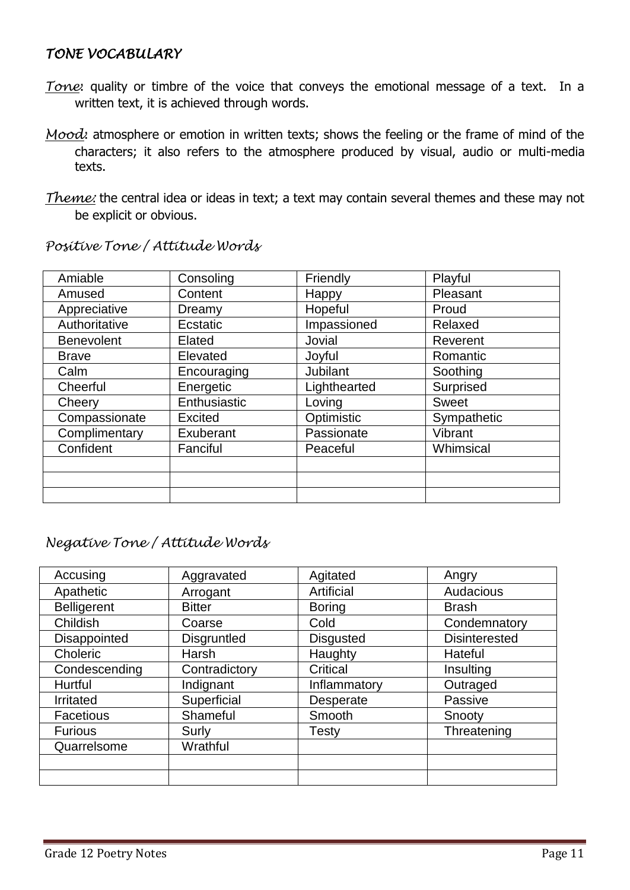## *TONE VOCABULARY*

*Tone*: quality or timbre of the voice that conveys the emotional message of a text. In a written text, it is achieved through words.

*Mood*: atmosphere or emotion in written texts; shows the feeling or the frame of mind of the characters; it also refers to the atmosphere produced by visual, audio or multi-media texts.

*Theme:* the central idea or ideas in text; a text may contain several themes and these may not be explicit or obvious.

### *Positive Tone / Attitude Words*

| | | | |
|---|---|---|---|
| Amiable | Consoling | Friendly | Playful |
| Amused | Content | Happy | Pleasant |
| Appreciative | Dreamy | Hopeful | Proud |
| Authoritative | Ecstatic | Impassioned | Relaxed |
| Benevolent | Elated | Jovial | Reverent |
| Brave | Elevated | Joyful | Romantic |
| Calm | Encouraging | Jubilant | Soothing |
| Cheerful | Energetic | Lighthearted | Surprised |
| Cheery | Enthusiastic | Loving | Sweet |
| Compassionate | Excited | Optimistic | Sympathetic |
| Complimentary | Exuberant | Passionate | Vibrant |
| Confident | Fanciful | Peaceful | Whimsical |
| | | | |
| | | | |
| | | | |

### *Negative Tone / Attitude Words*

| | | | |
|---|---|---|---|
| Accusing | Aggravated | Agitated | Angry |
| Apathetic | Arrogant | Artificial | Audacious |
| Belligerent | Bitter | Boring | Brash |
| Childish | Coarse | Cold | Condemnatory |
| Disappointed | Disgruntled | Disgusted | Disinterested |
| Choleric | Harsh | Haughty | Hateful |
| Condescending | Contradictory | Critical | Insulting |
| Hurtful | Indignant | Inflammatory | Outraged |
| Irritated | Superficial | Desperate | Passive |
| Facetious | Shameful | Smooth | Snooty |
| Furious | Surly | Testy | Threatening |
| Quarrelsome | Wrathful | | |
| | | | |
| | | | |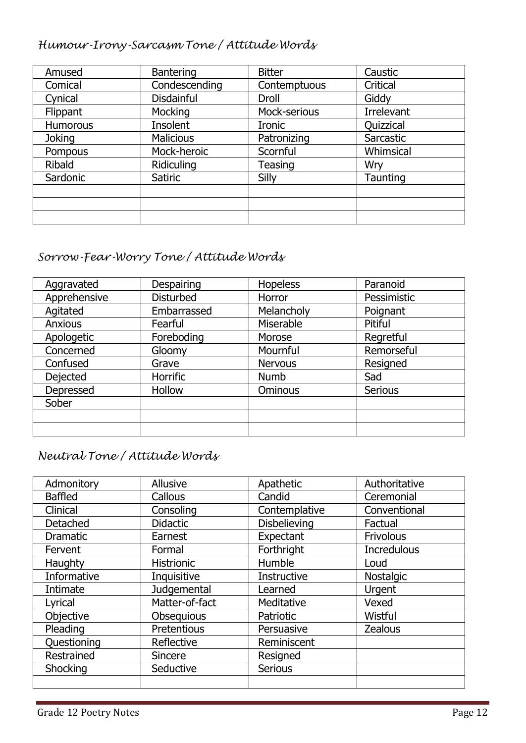### *Humour-Irony-Sarcasm Tone / Attitude Words*

| Amused | Bantering | Bitter | Caustic |
|---|---|---|---|
| Comical | Condescending | Contemptuous | Critical |
| Cynical | Disdainful | Droll | Giddy |
| Flippant | Mocking | Mock-serious | Irrelevant |
| Humorous | Insolent | Ironic | Quizzical |
| Joking | Malicious | Patronizing | Sarcastic |
| Pompous | Mock-heroic | Scornful | Whimsical |
| Ribald | Ridiculing | Teasing | Wry |
| Sardonic | Satiric | Silly | Taunting |
| | | | |
| | | | |
| | | | |

### *Sorrow-Fear-Worry Tone / Attitude Words*

| Aggravated | Despairing | Hopeless | Paranoid |
|---|---|---|---|
| Apprehensive | Disturbed | Horror | Pessimistic |
| Agitated | Embarrassed | Melancholy | Poignant |
| Anxious | Fearful | Miserable | Pitiful |
| Apologetic | Foreboding | Morose | Regretful |
| Concerned | Gloomy | Mournful | Remorseful |
| Confused | Grave | Nervous | Resigned |
| Dejected | Horrific | Numb | Sad |
| Depressed | Hollow | Ominous | Serious |
| Sober | | | |
| | | | |
| | | | |

### *Neutral Tone / Attitude Words*

| Admonitory | Allusive | Apathetic | Authoritative |
|---|---|---|---|
| Baffled | Callous | Candid | Ceremonial |
| Clinical | Consoling | Contemplative | Conventional |
| Detached | Didactic | Disbelieving | Factual |
| Dramatic | Earnest | Expectant | Frivolous |
| Fervent | Formal | Forthright | Incredulous |
| Haughty | Histrionic | Humble | Loud |
| Informative | Inquisitive | Instructive | Nostalgic |
| Intimate | Judgemental | Learned | Urgent |
| Lyrical | Matter-of-fact | Meditative | Vexed |
| Objective | Obsequious | Patriotic | Wistful |
| Pleading | Pretentious | Persuasive | Zealous |
| Questioning | Reflective | Reminiscent | |
| Restrained | Sincere | Resigned | |
| Shocking | Seductive | Serious | |
| | | | |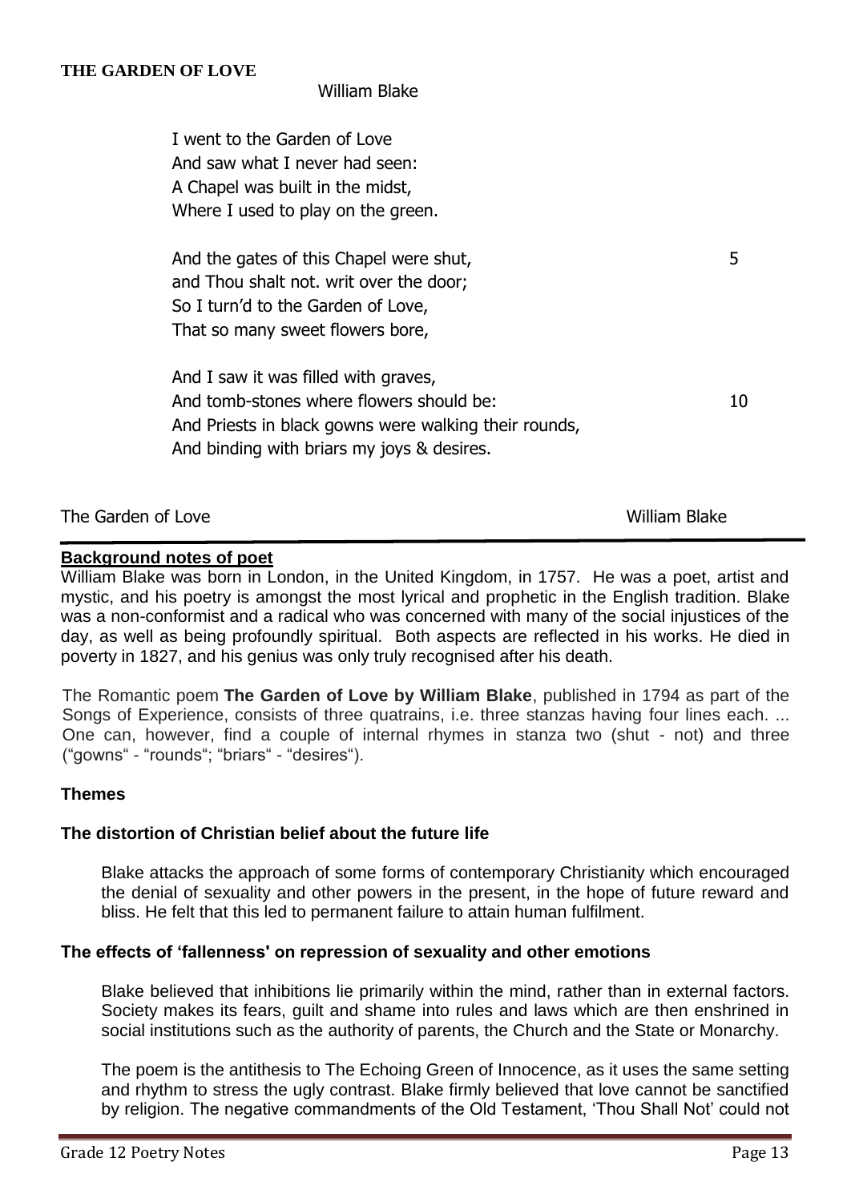**THE GARDEN OF LOVE**

William Blake

I went to the Garden of Love
And saw what I never had seen:
A Chapel was built in the midst,
Where I used to play on the green.

And the gates of this Chapel were shut, 5
and Thou shalt not. writ over the door;
So I turn'd to the Garden of Love,
That so many sweet flowers bore,

And I saw it was filled with graves,
And tomb-stones where flowers should be: 10
And Priests in black gowns were walking their rounds,
And binding with briars my joys & desires.

The Garden of Love William Blake

**Background notes of poet**

William Blake was born in London, in the United Kingdom, in 1757. He was a poet, artist and mystic, and his poetry is amongst the most lyrical and prophetic in the English tradition. Blake was a non-conformist and a radical who was concerned with many of the social injustices of the day, as well as being profoundly spiritual. Both aspects are reflected in his works. He died in poverty in 1827, and his genius was only truly recognised after his death.

The Romantic poem **The Garden of Love by William Blake**, published in 1794 as part of the Songs of Experience, consists of three quatrains, i.e. three stanzas having four lines each. ... One can, however, find a couple of internal rhymes in stanza two (shut - not) and three ("gowns" - "rounds"; "briars" - "desires").

**Themes**

**The distortion of Christian belief about the future life**

Blake attacks the approach of some forms of contemporary Christianity which encouraged the denial of sexuality and other powers in the present, in the hope of future reward and bliss. He felt that this led to permanent failure to attain human fulfilment.

**The effects of 'fallenness' on repression of sexuality and other emotions**

Blake believed that inhibitions lie primarily within the mind, rather than in external factors. Society makes its fears, guilt and shame into rules and laws which are then enshrined in social institutions such as the authority of parents, the Church and the State or Monarchy.

The poem is the antithesis to The Echoing Green of Innocence, as it uses the same setting and rhythm to stress the ugly contrast. Blake firmly believed that love cannot be sanctified by religion. The negative commandments of the Old Testament, 'Thou Shall Not' could not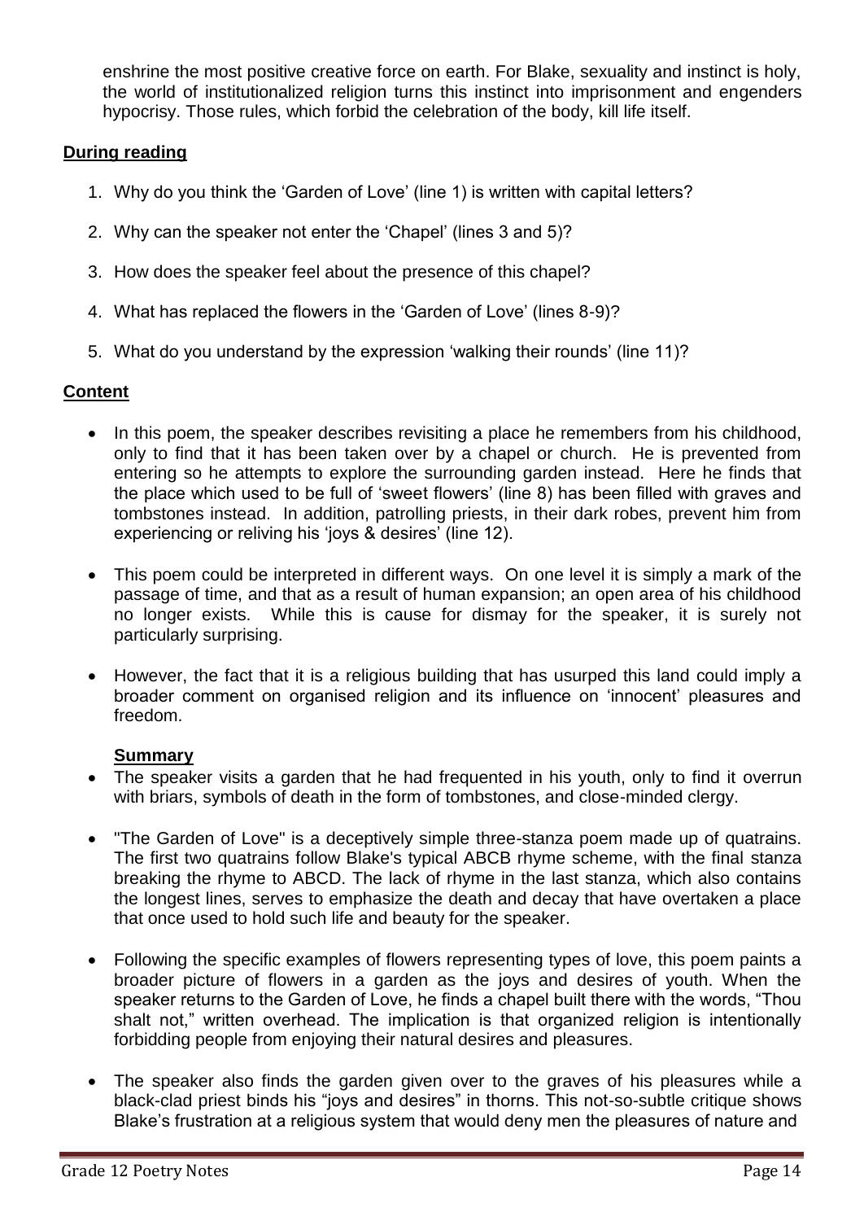enshrine the most positive creative force on earth. For Blake, sexuality and instinct is holy, the world of institutionalized religion turns this instinct into imprisonment and engenders hypocrisy. Those rules, which forbid the celebration of the body, kill life itself.

**During reading**

1. Why do you think the 'Garden of Love' (line 1) is written with capital letters?
2. Why can the speaker not enter the 'Chapel' (lines 3 and 5)?
3. How does the speaker feel about the presence of this chapel?
4. What has replaced the flowers in the 'Garden of Love' (lines 8-9)?
5. What do you understand by the expression 'walking their rounds' (line 11)?

**Content**

- In this poem, the speaker describes revisiting a place he remembers from his childhood, only to find that it has been taken over by a chapel or church. He is prevented from entering so he attempts to explore the surrounding garden instead. Here he finds that the place which used to be full of 'sweet flowers' (line 8) has been filled with graves and tombstones instead. In addition, patrolling priests, in their dark robes, prevent him from experiencing or reliving his 'joys & desires' (line 12).
- This poem could be interpreted in different ways. On one level it is simply a mark of the passage of time, and that as a result of human expansion; an open area of his childhood no longer exists. While this is cause for dismay for the speaker, it is surely not particularly surprising.
- However, the fact that it is a religious building that has usurped this land could imply a broader comment on organised religion and its influence on 'innocent' pleasures and freedom.

**Summary**

- The speaker visits a garden that he had frequented in his youth, only to find it overrun with briars, symbols of death in the form of tombstones, and close-minded clergy.
- "The Garden of Love" is a deceptively simple three-stanza poem made up of quatrains. The first two quatrains follow Blake's typical ABCB rhyme scheme, with the final stanza breaking the rhyme to ABCD. The lack of rhyme in the last stanza, which also contains the longest lines, serves to emphasize the death and decay that have overtaken a place that once used to hold such life and beauty for the speaker.
- Following the specific examples of flowers representing types of love, this poem paints a broader picture of flowers in a garden as the joys and desires of youth. When the speaker returns to the Garden of Love, he finds a chapel built there with the words, "Thou shalt not," written overhead. The implication is that organized religion is intentionally forbidding people from enjoying their natural desires and pleasures.
- The speaker also finds the garden given over to the graves of his pleasures while a black-clad priest binds his "joys and desires" in thorns. This not-so-subtle critique shows Blake's frustration at a religious system that would deny men the pleasures of nature and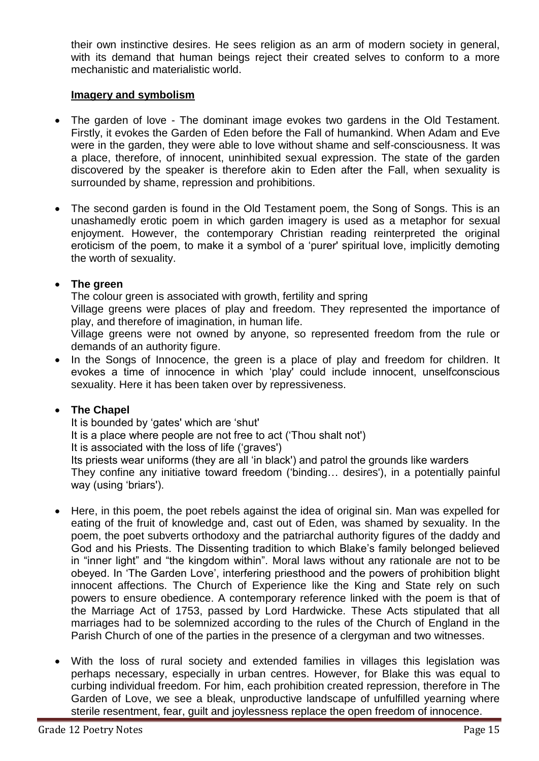their own instinctive desires. He sees religion as an arm of modern society in general, with its demand that human beings reject their created selves to conform to a more mechanistic and materialistic world.

**Imagery and symbolism**

- The garden of love - The dominant image evokes two gardens in the Old Testament. Firstly, it evokes the Garden of Eden before the Fall of humankind. When Adam and Eve were in the garden, they were able to love without shame and self-consciousness. It was a place, therefore, of innocent, uninhibited sexual expression. The state of the garden discovered by the speaker is therefore akin to Eden after the Fall, when sexuality is surrounded by shame, repression and prohibitions.

- The second garden is found in the Old Testament poem, the Song of Songs. This is an unashamedly erotic poem in which garden imagery is used as a metaphor for sexual enjoyment. However, the contemporary Christian reading reinterpreted the original eroticism of the poem, to make it a symbol of a 'purer' spiritual love, implicitly demoting the worth of sexuality.

- **The green**

  The colour green is associated with growth, fertility and spring

  Village greens were places of play and freedom. They represented the importance of play, and therefore of imagination, in human life.

  Village greens were not owned by anyone, so represented freedom from the rule or demands of an authority figure.

- In the Songs of Innocence, the green is a place of play and freedom for children. It evokes a time of innocence in which 'play' could include innocent, unselfconscious sexuality. Here it has been taken over by repressiveness.

- **The Chapel**

  It is bounded by 'gates' which are 'shut'

  It is a place where people are not free to act ('Thou shalt not')

  It is associated with the loss of life ('graves')

  Its priests wear uniforms (they are all 'in black') and patrol the grounds like warders

  They confine any initiative toward freedom ('binding… desires'), in a potentially painful way (using 'briars').

- Here, in this poem, the poet rebels against the idea of original sin. Man was expelled for eating of the fruit of knowledge and, cast out of Eden, was shamed by sexuality. In the poem, the poet subverts orthodoxy and the patriarchal authority figures of the daddy and God and his Priests. The Dissenting tradition to which Blake's family belonged believed in "inner light" and "the kingdom within". Moral laws without any rationale are not to be obeyed. In 'The Garden Love', interfering priesthood and the powers of prohibition blight innocent affections. The Church of Experience like the King and State rely on such powers to ensure obedience. A contemporary reference linked with the poem is that of the Marriage Act of 1753, passed by Lord Hardwicke. These Acts stipulated that all marriages had to be solemnized according to the rules of the Church of England in the Parish Church of one of the parties in the presence of a clergyman and two witnesses.

- With the loss of rural society and extended families in villages this legislation was perhaps necessary, especially in urban centres. However, for Blake this was equal to curbing individual freedom. For him, each prohibition created repression, therefore in The Garden of Love, we see a bleak, unproductive landscape of unfulfilled yearning where sterile resentment, fear, guilt and joylessness replace the open freedom of innocence.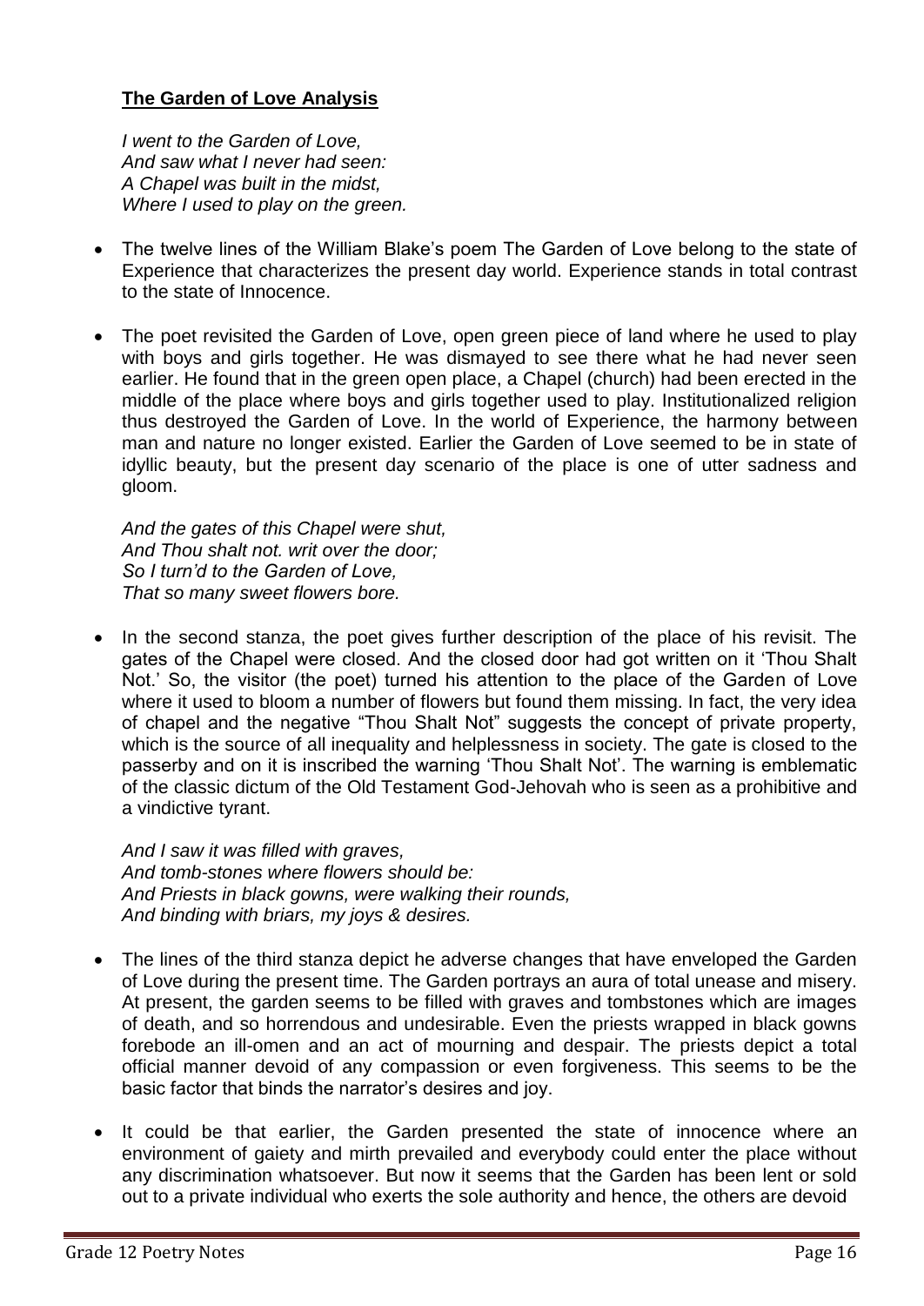## **The Garden of Love Analysis**

*I went to the Garden of Love,*
*And saw what I never had seen:*
*A Chapel was built in the midst,*
*Where I used to play on the green.*

- The twelve lines of the William Blake's poem The Garden of Love belong to the state of Experience that characterizes the present day world. Experience stands in total contrast to the state of Innocence.
- The poet revisited the Garden of Love, open green piece of land where he used to play with boys and girls together. He was dismayed to see there what he had never seen earlier. He found that in the green open place, a Chapel (church) had been erected in the middle of the place where boys and girls together used to play. Institutionalized religion thus destroyed the Garden of Love. In the world of Experience, the harmony between man and nature no longer existed. Earlier the Garden of Love seemed to be in state of idyllic beauty, but the present day scenario of the place is one of utter sadness and gloom.

*And the gates of this Chapel were shut,*
*And Thou shalt not. writ over the door;*
*So I turn'd to the Garden of Love,*
*That so many sweet flowers bore.*

- In the second stanza, the poet gives further description of the place of his revisit. The gates of the Chapel were closed. And the closed door had got written on it 'Thou Shalt Not.' So, the visitor (the poet) turned his attention to the place of the Garden of Love where it used to bloom a number of flowers but found them missing. In fact, the very idea of chapel and the negative "Thou Shalt Not" suggests the concept of private property, which is the source of all inequality and helplessness in society. The gate is closed to the passerby and on it is inscribed the warning 'Thou Shalt Not'. The warning is emblematic of the classic dictum of the Old Testament God-Jehovah who is seen as a prohibitive and a vindictive tyrant.

*And I saw it was filled with graves,*
*And tomb-stones where flowers should be:*
*And Priests in black gowns, were walking their rounds,*
*And binding with briars, my joys & desires.*

- The lines of the third stanza depict he adverse changes that have enveloped the Garden of Love during the present time. The Garden portrays an aura of total unease and misery. At present, the garden seems to be filled with graves and tombstones which are images of death, and so horrendous and undesirable. Even the priests wrapped in black gowns forebode an ill-omen and an act of mourning and despair. The priests depict a total official manner devoid of any compassion or even forgiveness. This seems to be the basic factor that binds the narrator's desires and joy.
- It could be that earlier, the Garden presented the state of innocence where an environment of gaiety and mirth prevailed and everybody could enter the place without any discrimination whatsoever. But now it seems that the Garden has been lent or sold out to a private individual who exerts the sole authority and hence, the others are devoid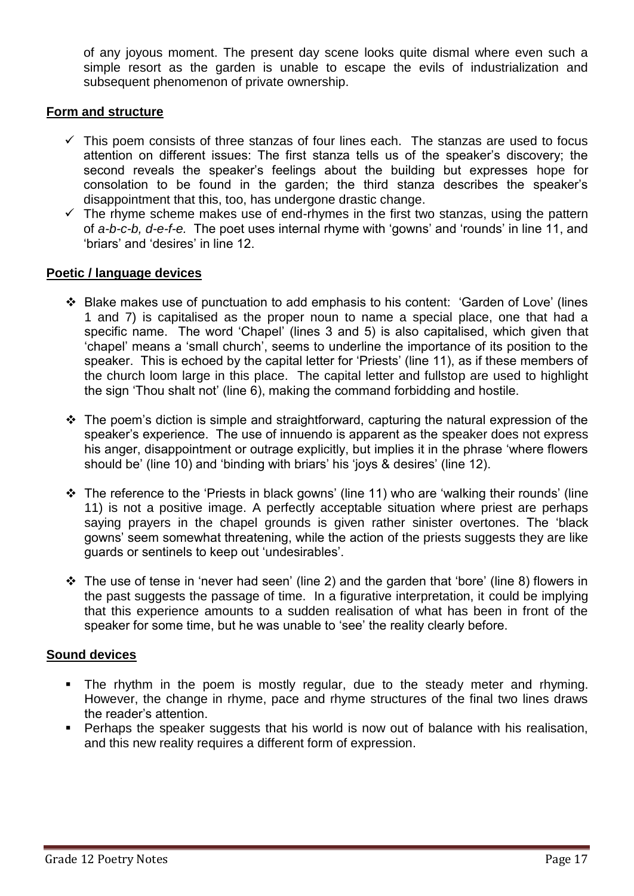of any joyous moment. The present day scene looks quite dismal where even such a simple resort as the garden is unable to escape the evils of industrialization and subsequent phenomenon of private ownership.

**Form and structure**

- ✓ This poem consists of three stanzas of four lines each. The stanzas are used to focus attention on different issues: The first stanza tells us of the speaker's discovery; the second reveals the speaker's feelings about the building but expresses hope for consolation to be found in the garden; the third stanza describes the speaker's disappointment that this, too, has undergone drastic change.
- ✓ The rhyme scheme makes use of end-rhymes in the first two stanzas, using the pattern of *a-b-c-b, d-e-f-e.* The poet uses internal rhyme with 'gowns' and 'rounds' in line 11, and 'briars' and 'desires' in line 12.

**Poetic / language devices**

- ❖ Blake makes use of punctuation to add emphasis to his content: 'Garden of Love' (lines 1 and 7) is capitalised as the proper noun to name a special place, one that had a specific name. The word 'Chapel' (lines 3 and 5) is also capitalised, which given that 'chapel' means a 'small church', seems to underline the importance of its position to the speaker. This is echoed by the capital letter for 'Priests' (line 11), as if these members of the church loom large in this place. The capital letter and fullstop are used to highlight the sign 'Thou shalt not' (line 6), making the command forbidding and hostile.

- ❖ The poem's diction is simple and straightforward, capturing the natural expression of the speaker's experience. The use of innuendo is apparent as the speaker does not express his anger, disappointment or outrage explicitly, but implies it in the phrase 'where flowers should be' (line 10) and 'binding with briars' his 'joys & desires' (line 12).

- ❖ The reference to the 'Priests in black gowns' (line 11) who are 'walking their rounds' (line 11) is not a positive image. A perfectly acceptable situation where priest are perhaps saying prayers in the chapel grounds is given rather sinister overtones. The 'black gowns' seem somewhat threatening, while the action of the priests suggests they are like guards or sentinels to keep out 'undesirables'.

- ❖ The use of tense in 'never had seen' (line 2) and the garden that 'bore' (line 8) flowers in the past suggests the passage of time. In a figurative interpretation, it could be implying that this experience amounts to a sudden realisation of what has been in front of the speaker for some time, but he was unable to 'see' the reality clearly before.

**Sound devices**

- The rhythm in the poem is mostly regular, due to the steady meter and rhyming. However, the change in rhyme, pace and rhyme structures of the final two lines draws the reader's attention.
- Perhaps the speaker suggests that his world is now out of balance with his realisation, and this new reality requires a different form of expression.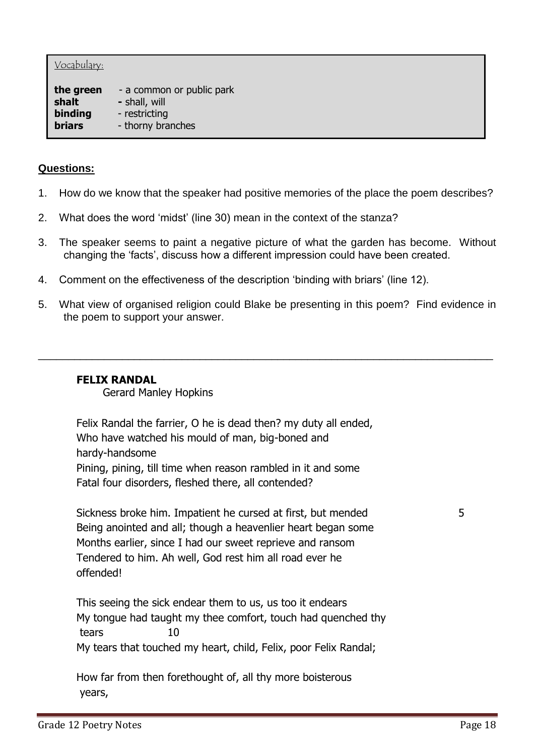Vocabulary:

**the green** - a common or public park
**shalt** **-** shall, will
**binding** - restricting
**briars** - thorny branches

**Questions:**

1. How do we know that the speaker had positive memories of the place the poem describes?
2. What does the word 'midst' (line 30) mean in the context of the stanza?
3. The speaker seems to paint a negative picture of what the garden has become. Without changing the 'facts', discuss how a different impression could have been created.
4. Comment on the effectiveness of the description 'binding with briars' (line 12).
5. What view of organised religion could Blake be presenting in this poem? Find evidence in the poem to support your answer.

---

**FELIX RANDAL**
Gerard Manley Hopkins

Felix Randal the farrier, O he is dead then? my duty all ended,
Who have watched his mould of man, big-boned and hardy-handsome
Pining, pining, till time when reason rambled in it and some
Fatal four disorders, fleshed there, all contended?

Sickness broke him. Impatient he cursed at first, but mended 5
Being anointed and all; though a heavenlier heart began some
Months earlier, since I had our sweet reprieve and ransom
Tendered to him. Ah well, God rest him all road ever he offended!

This seeing the sick endear them to us, us too it endears
My tongue had taught my thee comfort, touch had quenched thy tears 10
My tears that touched my heart, child, Felix, poor Felix Randal;

How far from then forethought of, all thy more boisterous years,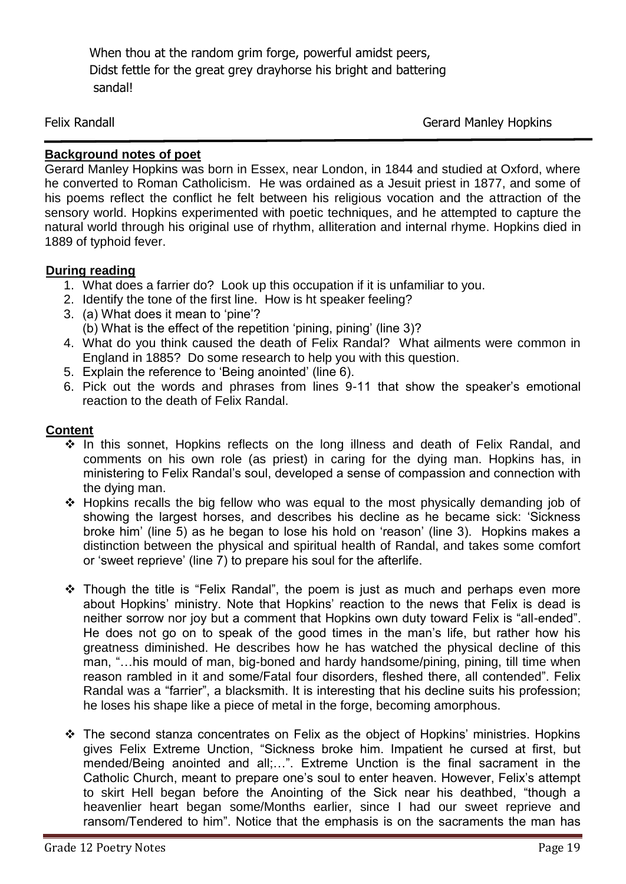When thou at the random grim forge, powerful amidst peers,
Didst fettle for the great grey drayhorse his bright and battering sandal!

Felix Randall Gerard Manley Hopkins

---

**Background notes of poet**

Gerard Manley Hopkins was born in Essex, near London, in 1844 and studied at Oxford, where he converted to Roman Catholicism. He was ordained as a Jesuit priest in 1877, and some of his poems reflect the conflict he felt between his religious vocation and the attraction of the sensory world. Hopkins experimented with poetic techniques, and he attempted to capture the natural world through his original use of rhythm, alliteration and internal rhyme. Hopkins died in 1889 of typhoid fever.

**During reading**

1. What does a farrier do? Look up this occupation if it is unfamiliar to you.
2. Identify the tone of the first line. How is ht speaker feeling?
3. (a) What does it mean to 'pine'?
   (b) What is the effect of the repetition 'pining, pining' (line 3)?
4. What do you think caused the death of Felix Randal? What ailments were common in England in 1885? Do some research to help you with this question.
5. Explain the reference to 'Being anointed' (line 6).
6. Pick out the words and phrases from lines 9-11 that show the speaker's emotional reaction to the death of Felix Randal.

**Content**

- In this sonnet, Hopkins reflects on the long illness and death of Felix Randal, and comments on his own role (as priest) in caring for the dying man. Hopkins has, in ministering to Felix Randal's soul, developed a sense of compassion and connection with the dying man.
- Hopkins recalls the big fellow who was equal to the most physically demanding job of showing the largest horses, and describes his decline as he became sick: 'Sickness broke him' (line 5) as he began to lose his hold on 'reason' (line 3). Hopkins makes a distinction between the physical and spiritual health of Randal, and takes some comfort or 'sweet reprieve' (line 7) to prepare his soul for the afterlife.
- Though the title is "Felix Randal", the poem is just as much and perhaps even more about Hopkins' ministry. Note that Hopkins' reaction to the news that Felix is dead is neither sorrow nor joy but a comment that Hopkins own duty toward Felix is "all-ended". He does not go on to speak of the good times in the man's life, but rather how his greatness diminished. He describes how he has watched the physical decline of this man, "…his mould of man, big-boned and hardy handsome/pining, pining, till time when reason rambled in it and some/Fatal four disorders, fleshed there, all contended". Felix Randal was a "farrier", a blacksmith. It is interesting that his decline suits his profession; he loses his shape like a piece of metal in the forge, becoming amorphous.
- The second stanza concentrates on Felix as the object of Hopkins' ministries. Hopkins gives Felix Extreme Unction, "Sickness broke him. Impatient he cursed at first, but mended/Being anointed and all;…". Extreme Unction is the final sacrament in the Catholic Church, meant to prepare one's soul to enter heaven. However, Felix's attempt to skirt Hell began before the Anointing of the Sick near his deathbed, "though a heavenlier heart began some/Months earlier, since I had our sweet reprieve and ransom/Tendered to him". Notice that the emphasis is on the sacraments the man has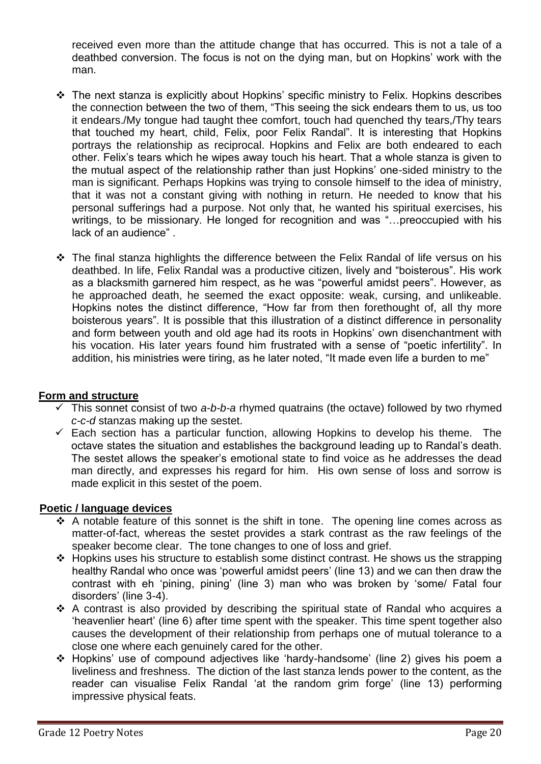received even more than the attitude change that has occurred. This is not a tale of a deathbed conversion. The focus is not on the dying man, but on Hopkins' work with the man.

- The next stanza is explicitly about Hopkins' specific ministry to Felix. Hopkins describes the connection between the two of them, "This seeing the sick endears them to us, us too it endears./My tongue had taught thee comfort, touch had quenched thy tears,/Thy tears that touched my heart, child, Felix, poor Felix Randal". It is interesting that Hopkins portrays the relationship as reciprocal. Hopkins and Felix are both endeared to each other. Felix's tears which he wipes away touch his heart. That a whole stanza is given to the mutual aspect of the relationship rather than just Hopkins' one-sided ministry to the man is significant. Perhaps Hopkins was trying to console himself to the idea of ministry, that it was not a constant giving with nothing in return. He needed to know that his personal sufferings had a purpose. Not only that, he wanted his spiritual exercises, his writings, to be missionary. He longed for recognition and was "…preoccupied with his lack of an audience" .

- The final stanza highlights the difference between the Felix Randal of life versus on his deathbed. In life, Felix Randal was a productive citizen, lively and "boisterous". His work as a blacksmith garnered him respect, as he was "powerful amidst peers". However, as he approached death, he seemed the exact opposite: weak, cursing, and unlikeable. Hopkins notes the distinct difference, "How far from then forethought of, all thy more boisterous years". It is possible that this illustration of a distinct difference in personality and form between youth and old age had its roots in Hopkins' own disenchantment with his vocation. His later years found him frustrated with a sense of "poetic infertility". In addition, his ministries were tiring, as he later noted, "It made even life a burden to me"

## Form and structure

- This sonnet consist of two *a-b-b-a* rhymed quatrains (the octave) followed by two rhymed *c-c-d* stanzas making up the sestet.
- Each section has a particular function, allowing Hopkins to develop his theme. The octave states the situation and establishes the background leading up to Randal's death. The sestet allows the speaker's emotional state to find voice as he addresses the dead man directly, and expresses his regard for him. His own sense of loss and sorrow is made explicit in this sestet of the poem.

## Poetic / language devices

- A notable feature of this sonnet is the shift in tone. The opening line comes across as matter-of-fact, whereas the sestet provides a stark contrast as the raw feelings of the speaker become clear. The tone changes to one of loss and grief.
- Hopkins uses his structure to establish some distinct contrast. He shows us the strapping healthy Randal who once was 'powerful amidst peers' (line 13) and we can then draw the contrast with eh 'pining, pining' (line 3) man who was broken by 'some/ Fatal four disorders' (line 3-4).
- A contrast is also provided by describing the spiritual state of Randal who acquires a 'heavenlier heart' (line 6) after time spent with the speaker. This time spent together also causes the development of their relationship from perhaps one of mutual tolerance to a close one where each genuinely cared for the other.
- Hopkins' use of compound adjectives like 'hardy-handsome' (line 2) gives his poem a liveliness and freshness. The diction of the last stanza lends power to the content, as the reader can visualise Felix Randal 'at the random grim forge' (line 13) performing impressive physical feats.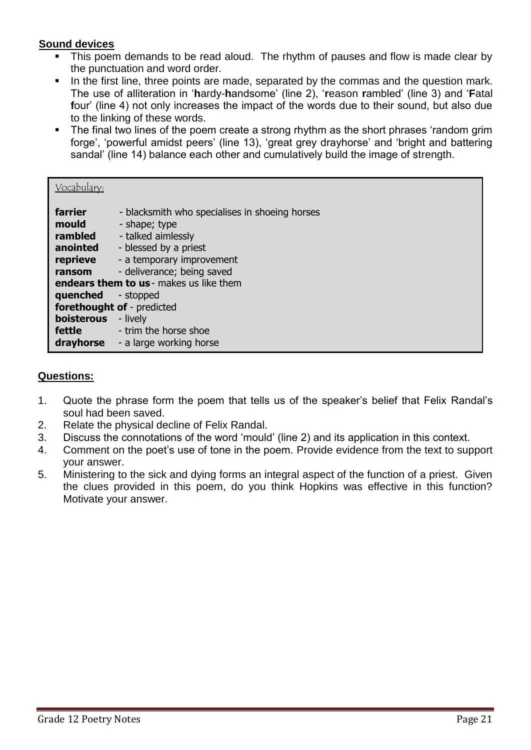**Sound devices**

- This poem demands to be read aloud. The rhythm of pauses and flow is made clear by the punctuation and word order.
- In the first line, three points are made, separated by the commas and the question mark. The use of alliteration in '**h**ardy-**h**andsome' (line 2), '**r**eason **r**ambled' (line 3) and '**F**atal **f**our' (line 4) not only increases the impact of the words due to their sound, but also due to the linking of these words.
- The final two lines of the poem create a strong rhythm as the short phrases 'random grim forge', 'powerful amidst peers' (line 13), 'great grey drayhorse' and 'bright and battering sandal' (line 14) balance each other and cumulatively build the image of strength.

Vocabulary:

**farrier** - blacksmith who specialises in shoeing horses
**mould** - shape; type
**rambled** - talked aimlessly
**anointed** - blessed by a priest
**reprieve** - a temporary improvement
**ransom** - deliverance; being saved
**endears them to us** - makes us like them
**quenched** - stopped
**forethought of** - predicted
**boisterous** - lively
**fettle** - trim the horse shoe
**drayhorse** - a large working horse

**Questions:**

1. Quote the phrase form the poem that tells us of the speaker's belief that Felix Randal's soul had been saved.
2. Relate the physical decline of Felix Randal.
3. Discuss the connotations of the word 'mould' (line 2) and its application in this context.
4. Comment on the poet's use of tone in the poem. Provide evidence from the text to support your answer.
5. Ministering to the sick and dying forms an integral aspect of the function of a priest. Given the clues provided in this poem, do you think Hopkins was effective in this function? Motivate your answer.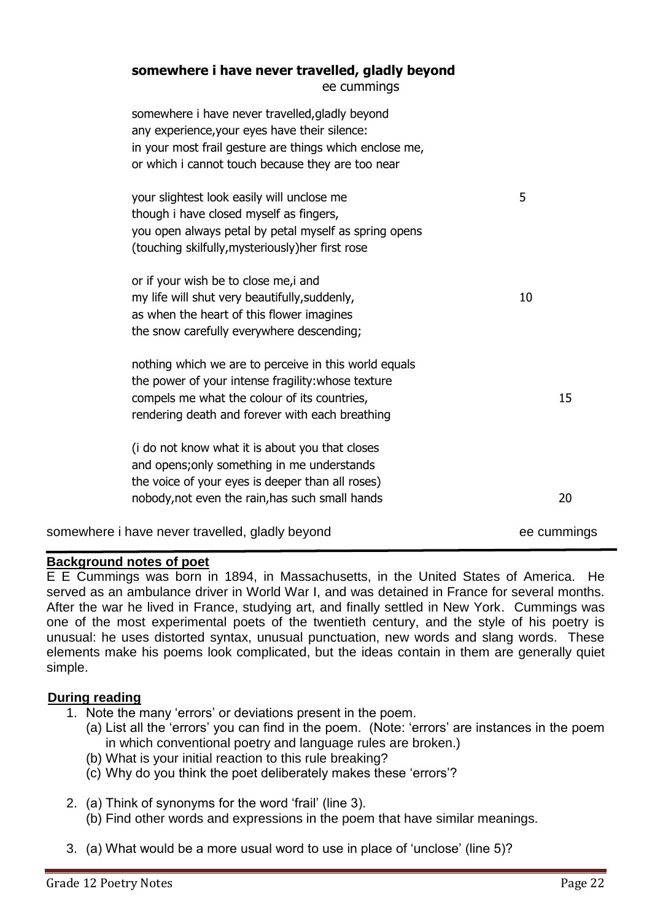## somewhere i have never travelled, gladly beyond

ee cummings

somewhere i have never travelled,gladly beyond  
any experience,your eyes have their silence:  
in your most frail gesture are things which enclose me,  
or which i cannot touch because they are too near

your slightest look easily will unclose me 5  
though i have closed myself as fingers,  
you open always petal by petal myself as spring opens  
(touching skilfully,mysteriously)her first rose

or if your wish be to close me,i and  
my life will shut very beautifully,suddenly, 10  
as when the heart of this flower imagines  
the snow carefully everywhere descending;

nothing which we are to perceive in this world equals  
the power of your intense fragility:whose texture  
compels me what the colour of its countries, 15  
rendering death and forever with each breathing

(i do not know what it is about you that closes  
and opens;only something in me understands  
the voice of your eyes is deeper than all roses)  
nobody,not even the rain,has such small hands 20

somewhere i have never travelled, gladly beyond ee cummings

**Background notes of poet**

E E Cummings was born in 1894, in Massachusetts, in the United States of America. He served as an ambulance driver in World War I, and was detained in France for several months. After the war he lived in France, studying art, and finally settled in New York. Cummings was one of the most experimental poets of the twentieth century, and the style of his poetry is unusual: he uses distorted syntax, unusual punctuation, new words and slang words. These elements make his poems look complicated, but the ideas contain in them are generally quiet simple.

**During reading**

1. Note the many 'errors' or deviations present in the poem.
   (a) List all the 'errors' you can find in the poem. (Note: 'errors' are instances in the poem in which conventional poetry and language rules are broken.)
   (b) What is your initial reaction to this rule breaking?
   (c) Why do you think the poet deliberately makes these 'errors'?

2. (a) Think of synonyms for the word 'frail' (line 3).
   (b) Find other words and expressions in the poem that have similar meanings.

3. (a) What would be a more usual word to use in place of 'unclose' (line 5)?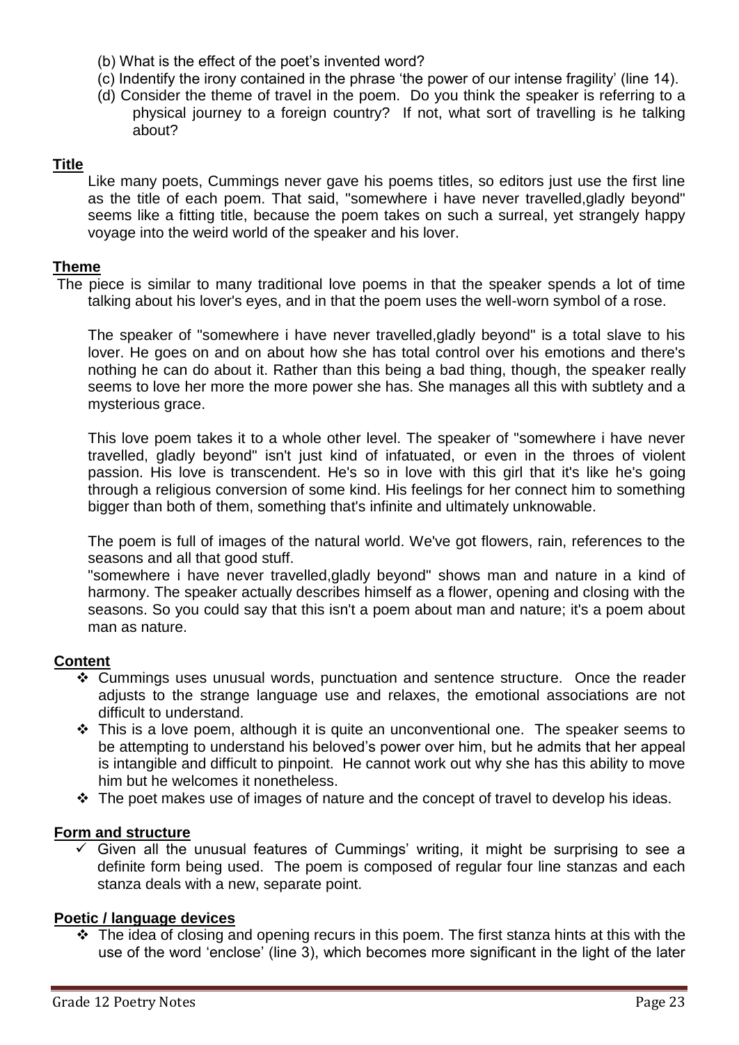(b) What is the effect of the poet's invented word?

(c) Indentify the irony contained in the phrase 'the power of our intense fragility' (line 14).

(d) Consider the theme of travel in the poem. Do you think the speaker is referring to a physical journey to a foreign country? If not, what sort of travelling is he talking about?

**Title**

Like many poets, Cummings never gave his poems titles, so editors just use the first line as the title of each poem. That said, "somewhere i have never travelled,gladly beyond" seems like a fitting title, because the poem takes on such a surreal, yet strangely happy voyage into the weird world of the speaker and his lover.

**Theme**

The piece is similar to many traditional love poems in that the speaker spends a lot of time talking about his lover's eyes, and in that the poem uses the well-worn symbol of a rose.

The speaker of "somewhere i have never travelled,gladly beyond" is a total slave to his lover. He goes on and on about how she has total control over his emotions and there's nothing he can do about it. Rather than this being a bad thing, though, the speaker really seems to love her more the more power she has. She manages all this with subtlety and a mysterious grace.

This love poem takes it to a whole other level. The speaker of "somewhere i have never travelled, gladly beyond" isn't just kind of infatuated, or even in the throes of violent passion. His love is transcendent. He's so in love with this girl that it's like he's going through a religious conversion of some kind. His feelings for her connect him to something bigger than both of them, something that's infinite and ultimately unknowable.

The poem is full of images of the natural world. We've got flowers, rain, references to the seasons and all that good stuff.

"somewhere i have never travelled,gladly beyond" shows man and nature in a kind of harmony. The speaker actually describes himself as a flower, opening and closing with the seasons. So you could say that this isn't a poem about man and nature; it's a poem about man as nature.

**Content**

- Cummings uses unusual words, punctuation and sentence structure. Once the reader adjusts to the strange language use and relaxes, the emotional associations are not difficult to understand.
- This is a love poem, although it is quite an unconventional one. The speaker seems to be attempting to understand his beloved's power over him, but he admits that her appeal is intangible and difficult to pinpoint. He cannot work out why she has this ability to move him but he welcomes it nonetheless.
- The poet makes use of images of nature and the concept of travel to develop his ideas.

**Form and structure**

- ✓ Given all the unusual features of Cummings' writing, it might be surprising to see a definite form being used. The poem is composed of regular four line stanzas and each stanza deals with a new, separate point.

**Poetic / language devices**

- The idea of closing and opening recurs in this poem. The first stanza hints at this with the use of the word 'enclose' (line 3), which becomes more significant in the light of the later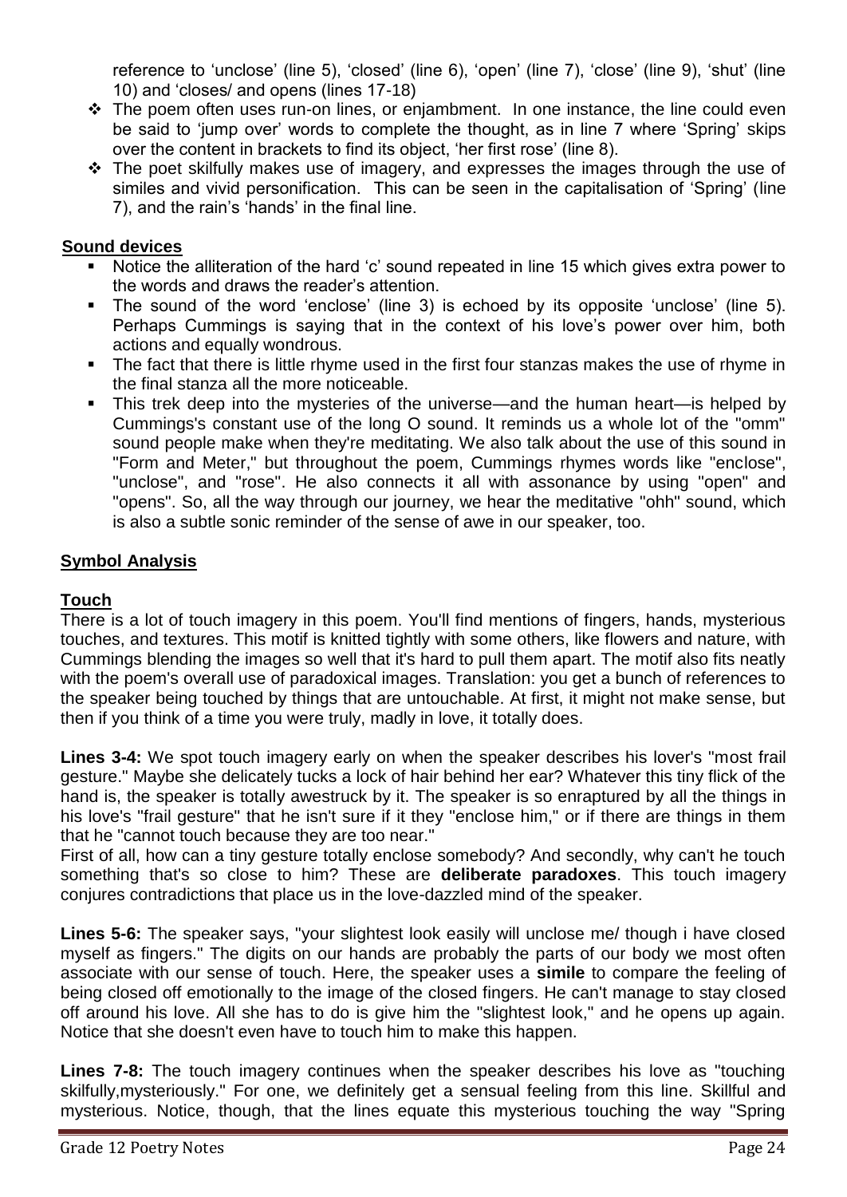reference to 'unclose' (line 5), 'closed' (line 6), 'open' (line 7), 'close' (line 9), 'shut' (line 10) and 'closes/ and opens (lines 17-18)

- The poem often uses run-on lines, or enjambment. In one instance, the line could even be said to 'jump over' words to complete the thought, as in line 7 where 'Spring' skips over the content in brackets to find its object, 'her first rose' (line 8).
- The poet skilfully makes use of imagery, and expresses the images through the use of similes and vivid personification. This can be seen in the capitalisation of 'Spring' (line 7), and the rain's 'hands' in the final line.

**Sound devices**

- Notice the alliteration of the hard 'c' sound repeated in line 15 which gives extra power to the words and draws the reader's attention.
- The sound of the word 'enclose' (line 3) is echoed by its opposite 'unclose' (line 5). Perhaps Cummings is saying that in the context of his love's power over him, both actions and equally wondrous.
- The fact that there is little rhyme used in the first four stanzas makes the use of rhyme in the final stanza all the more noticeable.
- This trek deep into the mysteries of the universe—and the human heart—is helped by Cummings's constant use of the long O sound. It reminds us a whole lot of the "omm" sound people make when they're meditating. We also talk about the use of this sound in "Form and Meter," but throughout the poem, Cummings rhymes words like "enclose", "unclose", and "rose". He also connects it all with assonance by using "open" and "opens". So, all the way through our journey, we hear the meditative "ohh" sound, which is also a subtle sonic reminder of the sense of awe in our speaker, too.

## Symbol Analysis

### Touch

There is a lot of touch imagery in this poem. You'll find mentions of fingers, hands, mysterious touches, and textures. This motif is knitted tightly with some others, like flowers and nature, with Cummings blending the images so well that it's hard to pull them apart. The motif also fits neatly with the poem's overall use of paradoxical images. Translation: you get a bunch of references to the speaker being touched by things that are untouchable. At first, it might not make sense, but then if you think of a time you were truly, madly in love, it totally does.

**Lines 3-4:** We spot touch imagery early on when the speaker describes his lover's "most frail gesture." Maybe she delicately tucks a lock of hair behind her ear? Whatever this tiny flick of the hand is, the speaker is totally awestruck by it. The speaker is so enraptured by all the things in his love's "frail gesture" that he isn't sure if it they "enclose him," or if there are things in them that he "cannot touch because they are too near."

First of all, how can a tiny gesture totally enclose somebody? And secondly, why can't he touch something that's so close to him? These are **deliberate paradoxes**. This touch imagery conjures contradictions that place us in the love-dazzled mind of the speaker.

**Lines 5-6:** The speaker says, "your slightest look easily will unclose me/ though i have closed myself as fingers." The digits on our hands are probably the parts of our body we most often associate with our sense of touch. Here, the speaker uses a **simile** to compare the feeling of being closed off emotionally to the image of the closed fingers. He can't manage to stay closed off around his love. All she has to do is give him the "slightest look," and he opens up again. Notice that she doesn't even have to touch him to make this happen.

**Lines 7-8:** The touch imagery continues when the speaker describes his love as "touching skilfully,mysteriously." For one, we definitely get a sensual feeling from this line. Skillful and mysterious. Notice, though, that the lines equate this mysterious touching the way "Spring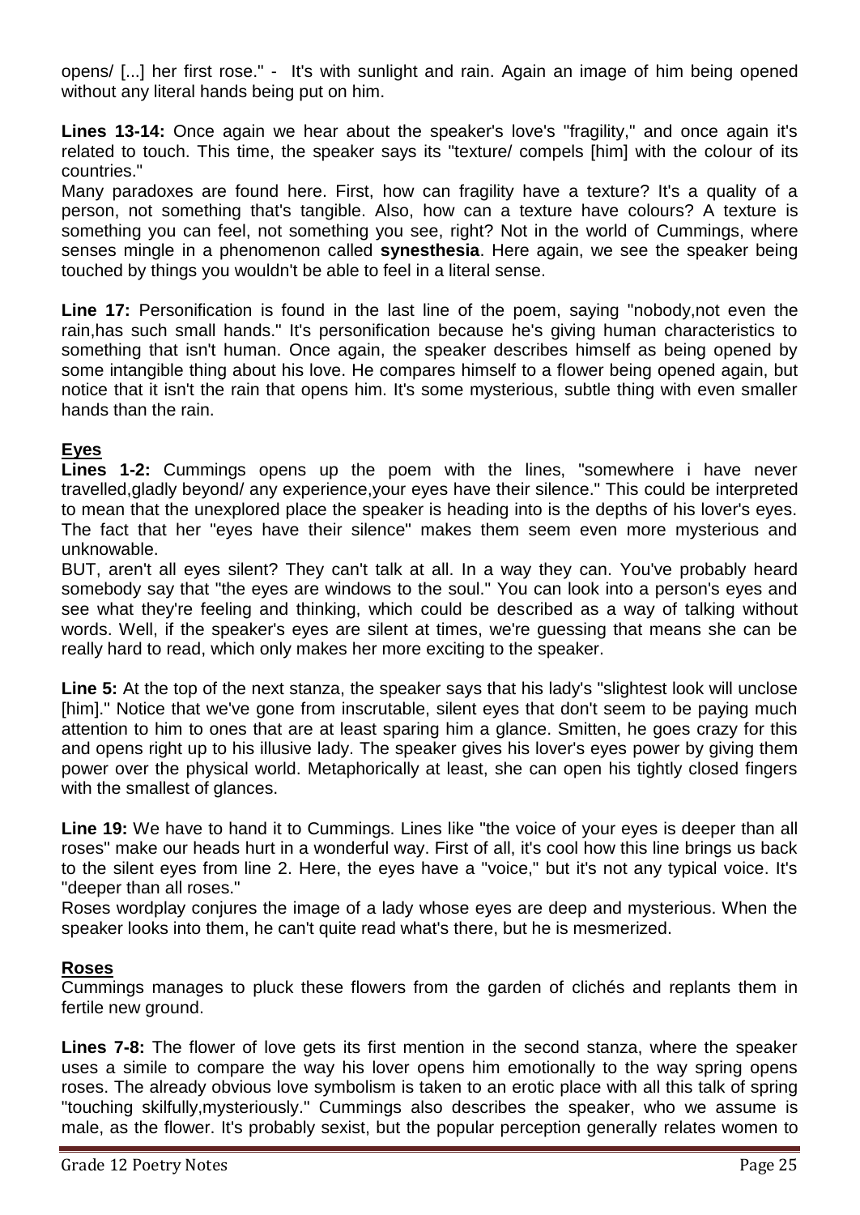opens/ [...] her first rose." - It's with sunlight and rain. Again an image of him being opened without any literal hands being put on him.

**Lines 13-14:** Once again we hear about the speaker's love's "fragility," and once again it's related to touch. This time, the speaker says its "texture/ compels [him] with the colour of its countries."

Many paradoxes are found here. First, how can fragility have a texture? It's a quality of a person, not something that's tangible. Also, how can a texture have colours? A texture is something you can feel, not something you see, right? Not in the world of Cummings, where senses mingle in a phenomenon called **synesthesia**. Here again, we see the speaker being touched by things you wouldn't be able to feel in a literal sense.

**Line 17:** Personification is found in the last line of the poem, saying "nobody,not even the rain,has such small hands." It's personification because he's giving human characteristics to something that isn't human. Once again, the speaker describes himself as being opened by some intangible thing about his love. He compares himself to a flower being opened again, but notice that it isn't the rain that opens him. It's some mysterious, subtle thing with even smaller hands than the rain.

## Eyes

**Lines 1-2:** Cummings opens up the poem with the lines, "somewhere i have never travelled,gladly beyond/ any experience,your eyes have their silence." This could be interpreted to mean that the unexplored place the speaker is heading into is the depths of his lover's eyes. The fact that her "eyes have their silence" makes them seem even more mysterious and unknowable.

BUT, aren't all eyes silent? They can't talk at all. In a way they can. You've probably heard somebody say that "the eyes are windows to the soul." You can look into a person's eyes and see what they're feeling and thinking, which could be described as a way of talking without words. Well, if the speaker's eyes are silent at times, we're guessing that means she can be really hard to read, which only makes her more exciting to the speaker.

**Line 5:** At the top of the next stanza, the speaker says that his lady's "slightest look will unclose [him]." Notice that we've gone from inscrutable, silent eyes that don't seem to be paying much attention to him to ones that are at least sparing him a glance. Smitten, he goes crazy for this and opens right up to his illusive lady. The speaker gives his lover's eyes power by giving them power over the physical world. Metaphorically at least, she can open his tightly closed fingers with the smallest of glances.

**Line 19:** We have to hand it to Cummings. Lines like "the voice of your eyes is deeper than all roses" make our heads hurt in a wonderful way. First of all, it's cool how this line brings us back to the silent eyes from line 2. Here, the eyes have a "voice," but it's not any typical voice. It's "deeper than all roses."

Roses wordplay conjures the image of a lady whose eyes are deep and mysterious. When the speaker looks into them, he can't quite read what's there, but he is mesmerized.

## Roses

Cummings manages to pluck these flowers from the garden of clichés and replants them in fertile new ground.

**Lines 7-8:** The flower of love gets its first mention in the second stanza, where the speaker uses a simile to compare the way his lover opens him emotionally to the way spring opens roses. The already obvious love symbolism is taken to an erotic place with all this talk of spring "touching skilfully,mysteriously." Cummings also describes the speaker, who we assume is male, as the flower. It's probably sexist, but the popular perception generally relates women to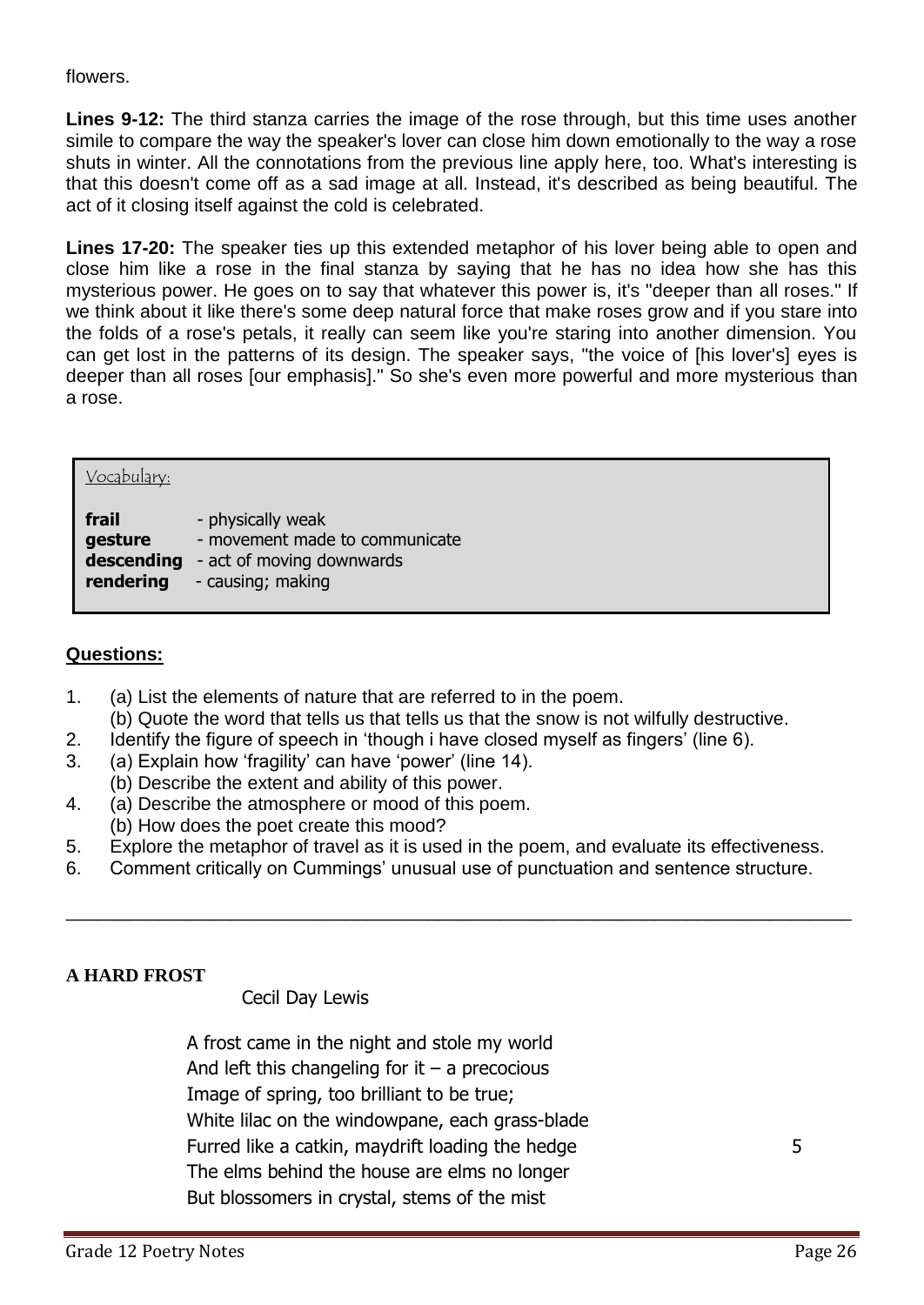flowers.

**Lines 9-12:** The third stanza carries the image of the rose through, but this time uses another simile to compare the way the speaker's lover can close him down emotionally to the way a rose shuts in winter. All the connotations from the previous line apply here, too. What's interesting is that this doesn't come off as a sad image at all. Instead, it's described as being beautiful. The act of it closing itself against the cold is celebrated.

**Lines 17-20:** The speaker ties up this extended metaphor of his lover being able to open and close him like a rose in the final stanza by saying that he has no idea how she has this mysterious power. He goes on to say that whatever this power is, it's "deeper than all roses." If we think about it like there's some deep natural force that make roses grow and if you stare into the folds of a rose's petals, it really can seem like you're staring into another dimension. You can get lost in the patterns of its design. The speaker says, "the voice of [his lover's] eyes is deeper than all roses [our emphasis]." So she's even more powerful and more mysterious than a rose.

Vocabulary:

**frail** - physically weak
**gesture** - movement made to communicate
**descending** - act of moving downwards
**rendering** - causing; making

**Questions:**

1. (a) List the elements of nature that are referred to in the poem.
   (b) Quote the word that tells us that tells us that the snow is not wilfully destructive.
2. Identify the figure of speech in 'though i have closed myself as fingers' (line 6).
3. (a) Explain how 'fragility' can have 'power' (line 14).
   (b) Describe the extent and ability of this power.
4. (a) Describe the atmosphere or mood of this poem.
   (b) How does the poet create this mood?
5. Explore the metaphor of travel as it is used in the poem, and evaluate its effectiveness.
6. Comment critically on Cummings' unusual use of punctuation and sentence structure.

---

**A HARD FROST**

Cecil Day Lewis

A frost came in the night and stole my world
And left this changeling for it – a precocious
Image of spring, too brilliant to be true;
White lilac on the windowpane, each grass-blade
Furred like a catkin, maydrift loading the hedge 5
The elms behind the house are elms no longer
But blossomers in crystal, stems of the mist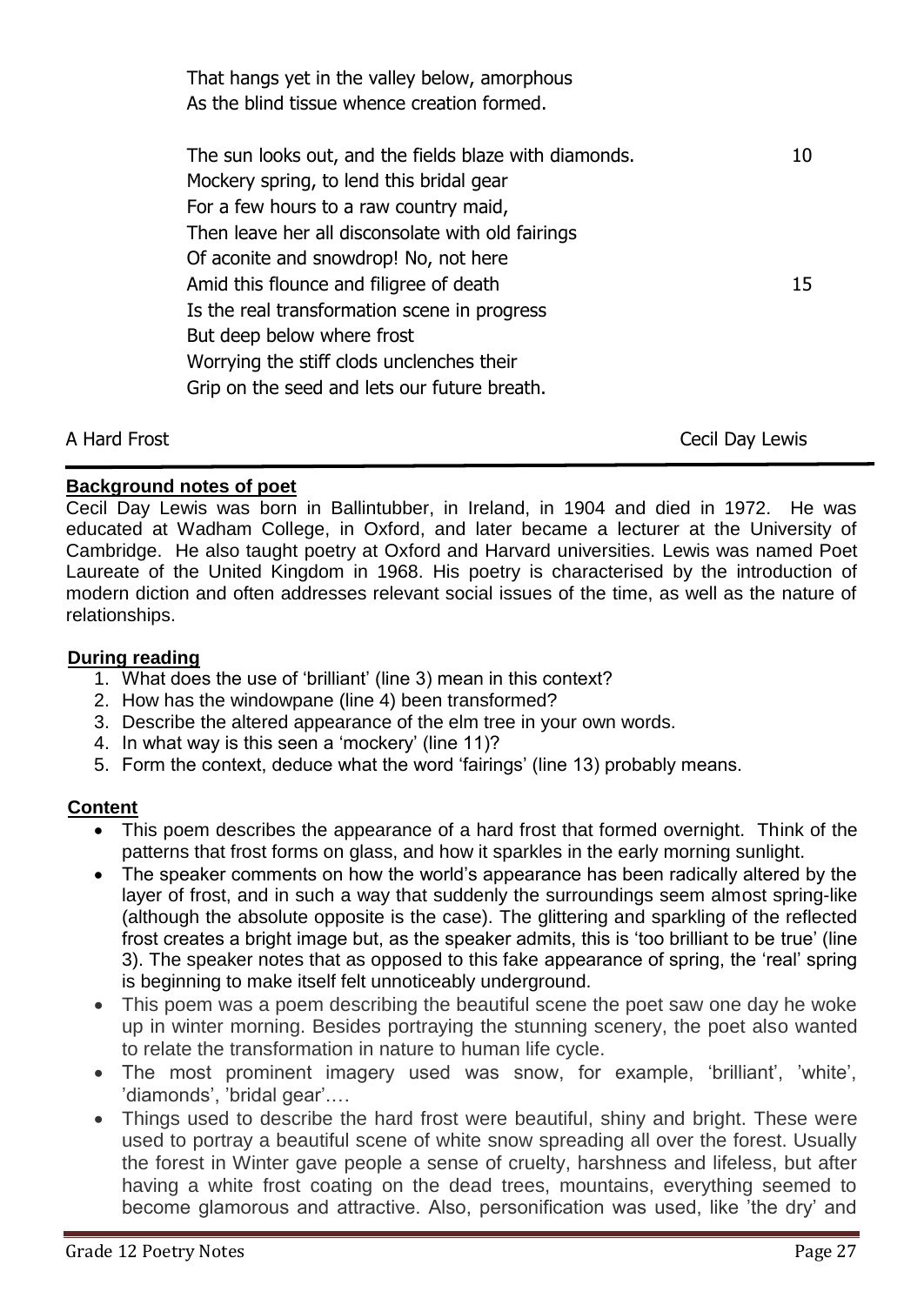That hangs yet in the valley below, amorphous  
As the blind tissue whence creation formed.

The sun looks out, and the fields blaze with diamonds. 10  
Mockery spring, to lend this bridal gear  
For a few hours to a raw country maid,  
Then leave her all disconsolate with old fairings  
Of aconite and snowdrop! No, not here  
Amid this flounce and filigree of death 15  
Is the real transformation scene in progress  
But deep below where frost  
Worrying the stiff clods unclenches their  
Grip on the seed and lets our future breath.

A Hard Frost — Cecil Day Lewis

---

**Background notes of poet**

Cecil Day Lewis was born in Ballintubber, in Ireland, in 1904 and died in 1972. He was educated at Wadham College, in Oxford, and later became a lecturer at the University of Cambridge. He also taught poetry at Oxford and Harvard universities. Lewis was named Poet Laureate of the United Kingdom in 1968. His poetry is characterised by the introduction of modern diction and often addresses relevant social issues of the time, as well as the nature of relationships.

**During reading**

1. What does the use of 'brilliant' (line 3) mean in this context?
2. How has the windowpane (line 4) been transformed?
3. Describe the altered appearance of the elm tree in your own words.
4. In what way is this seen a 'mockery' (line 11)?
5. Form the context, deduce what the word 'fairings' (line 13) probably means.

**Content**

- This poem describes the appearance of a hard frost that formed overnight. Think of the patterns that frost forms on glass, and how it sparkles in the early morning sunlight.
- The speaker comments on how the world's appearance has been radically altered by the layer of frost, and in such a way that suddenly the surroundings seem almost spring-like (although the absolute opposite is the case). The glittering and sparkling of the reflected frost creates a bright image but, as the speaker admits, this is 'too brilliant to be true' (line 3). The speaker notes that as opposed to this fake appearance of spring, the 'real' spring is beginning to make itself felt unnoticeably underground.
- This poem was a poem describing the beautiful scene the poet saw one day he woke up in winter morning. Besides portraying the stunning scenery, the poet also wanted to relate the transformation in nature to human life cycle.
- The most prominent imagery used was snow, for example, 'brilliant', 'white', 'diamonds', 'bridal gear'….
- Things used to describe the hard frost were beautiful, shiny and bright. These were used to portray a beautiful scene of white snow spreading all over the forest. Usually the forest in Winter gave people a sense of cruelty, harshness and lifeless, but after having a white frost coating on the dead trees, mountains, everything seemed to become glamorous and attractive. Also, personification was used, like 'the dry' and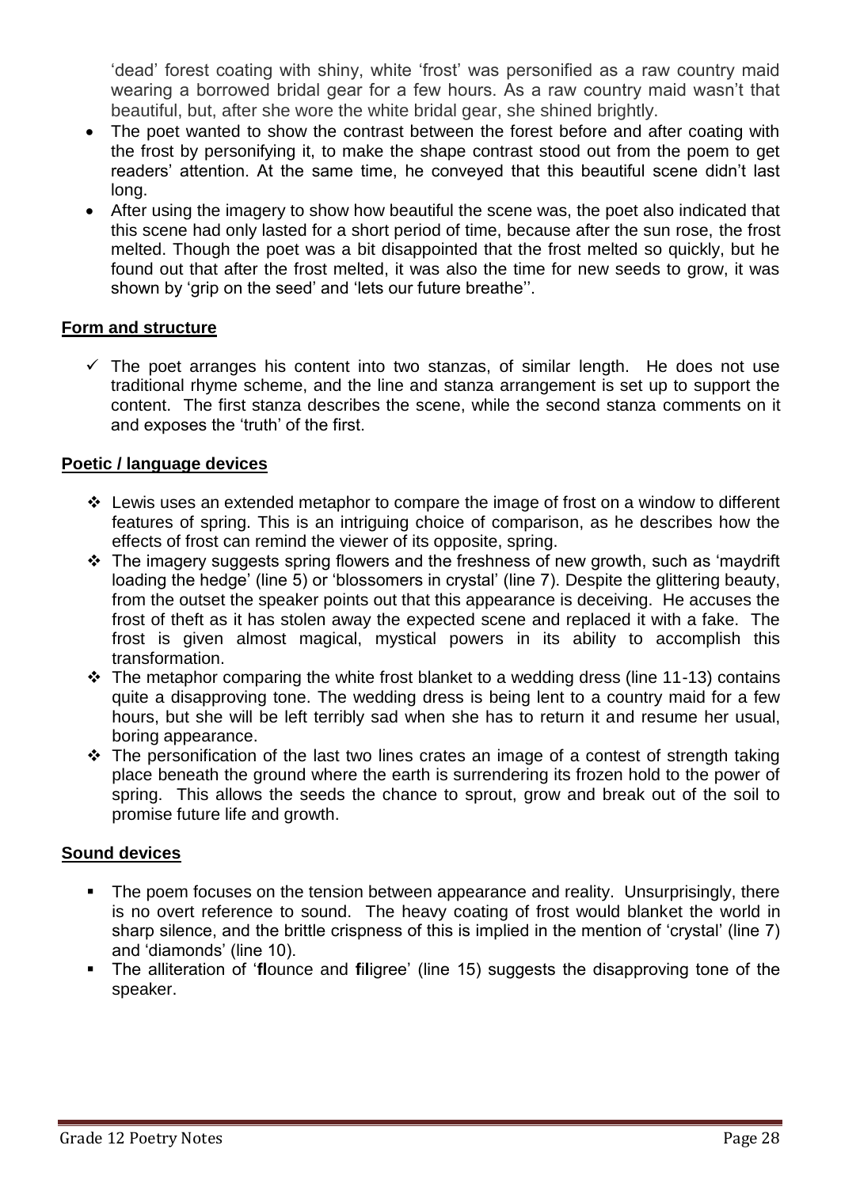'dead' forest coating with shiny, white 'frost' was personified as a raw country maid wearing a borrowed bridal gear for a few hours. As a raw country maid wasn't that beautiful, but, after she wore the white bridal gear, she shined brightly.

- The poet wanted to show the contrast between the forest before and after coating with the frost by personifying it, to make the shape contrast stood out from the poem to get readers' attention. At the same time, he conveyed that this beautiful scene didn't last long.
- After using the imagery to show how beautiful the scene was, the poet also indicated that this scene had only lasted for a short period of time, because after the sun rose, the frost melted. Though the poet was a bit disappointed that the frost melted so quickly, but he found out that after the frost melted, it was also the time for new seeds to grow, it was shown by 'grip on the seed' and 'lets our future breathe''.

**Form and structure**

- ✓ The poet arranges his content into two stanzas, of similar length. He does not use traditional rhyme scheme, and the line and stanza arrangement is set up to support the content. The first stanza describes the scene, while the second stanza comments on it and exposes the 'truth' of the first.

**Poetic / language devices**

- ❖ Lewis uses an extended metaphor to compare the image of frost on a window to different features of spring. This is an intriguing choice of comparison, as he describes how the effects of frost can remind the viewer of its opposite, spring.
- ❖ The imagery suggests spring flowers and the freshness of new growth, such as 'maydrift loading the hedge' (line 5) or 'blossomers in crystal' (line 7). Despite the glittering beauty, from the outset the speaker points out that this appearance is deceiving. He accuses the frost of theft as it has stolen away the expected scene and replaced it with a fake. The frost is given almost magical, mystical powers in its ability to accomplish this transformation.
- ❖ The metaphor comparing the white frost blanket to a wedding dress (line 11-13) contains quite a disapproving tone. The wedding dress is being lent to a country maid for a few hours, but she will be left terribly sad when she has to return it and resume her usual, boring appearance.
- ❖ The personification of the last two lines crates an image of a contest of strength taking place beneath the ground where the earth is surrendering its frozen hold to the power of spring. This allows the seeds the chance to sprout, grow and break out of the soil to promise future life and growth.

**Sound devices**

- The poem focuses on the tension between appearance and reality. Unsurprisingly, there is no overt reference to sound. The heavy coating of frost would blanket the world in sharp silence, and the brittle crispness of this is implied in the mention of 'crystal' (line 7) and 'diamonds' (line 10).
- The alliteration of '**fl**ounce and **fil**igree' (line 15) suggests the disapproving tone of the speaker.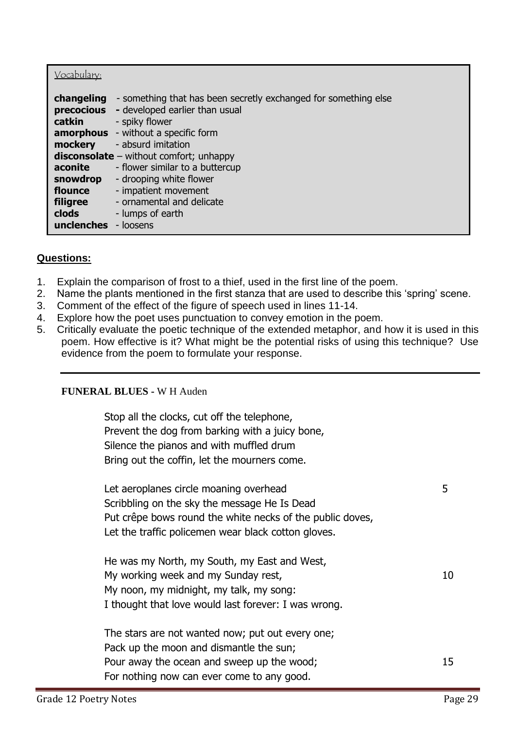Vocabulary:

**changeling** - something that has been secretly exchanged for something else
**precocious** - developed earlier than usual
**catkin** - spiky flower
**amorphous** - without a specific form
**mockery** - absurd imitation
**disconsolate** – without comfort; unhappy
**aconite** - flower similar to a buttercup
**snowdrop** - drooping white flower
**flounce** - impatient movement
**filigree** - ornamental and delicate
**clods** - lumps of earth
**unclenches** - loosens

**Questions:**

1. Explain the comparison of frost to a thief, used in the first line of the poem.
2. Name the plants mentioned in the first stanza that are used to describe this 'spring' scene.
3. Comment of the effect of the figure of speech used in lines 11-14.
4. Explore how the poet uses punctuation to convey emotion in the poem.
5. Critically evaluate the poetic technique of the extended metaphor, and how it is used in this poem. How effective is it? What might be the potential risks of using this technique? Use evidence from the poem to formulate your response.

---

**FUNERAL BLUES -** W H Auden

Stop all the clocks, cut off the telephone,
Prevent the dog from barking with a juicy bone,
Silence the pianos and with muffled drum
Bring out the coffin, let the mourners come.

Let aeroplanes circle moaning overhead 5
Scribbling on the sky the message He Is Dead
Put crêpe bows round the white necks of the public doves,
Let the traffic policemen wear black cotton gloves.

He was my North, my South, my East and West,
My working week and my Sunday rest, 10
My noon, my midnight, my talk, my song:
I thought that love would last forever: I was wrong.

The stars are not wanted now; put out every one;
Pack up the moon and dismantle the sun;
Pour away the ocean and sweep up the wood; 15
For nothing now can ever come to any good.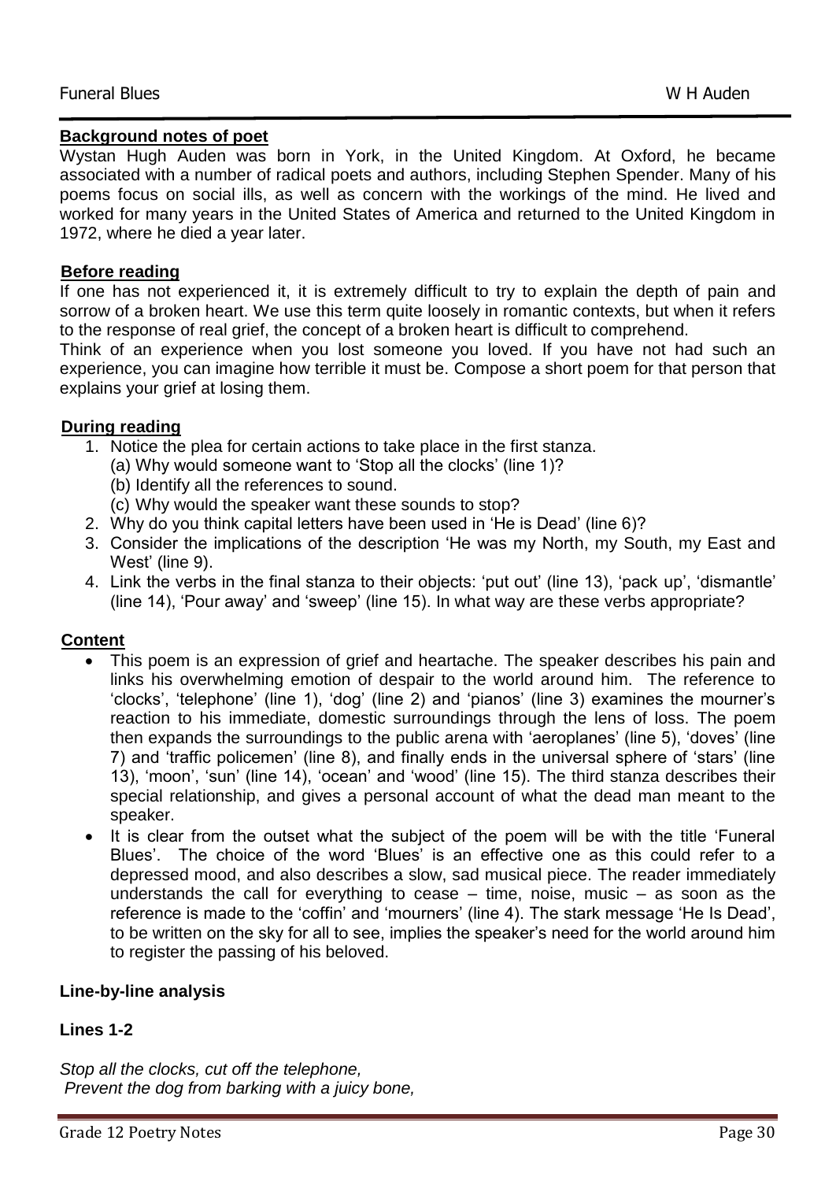Funeral Blues W H Auden

**Background notes of poet**

Wystan Hugh Auden was born in York, in the United Kingdom. At Oxford, he became associated with a number of radical poets and authors, including Stephen Spender. Many of his poems focus on social ills, as well as concern with the workings of the mind. He lived and worked for many years in the United States of America and returned to the United Kingdom in 1972, where he died a year later.

**Before reading**

If one has not experienced it, it is extremely difficult to try to explain the depth of pain and sorrow of a broken heart. We use this term quite loosely in romantic contexts, but when it refers to the response of real grief, the concept of a broken heart is difficult to comprehend.

Think of an experience when you lost someone you loved. If you have not had such an experience, you can imagine how terrible it must be. Compose a short poem for that person that explains your grief at losing them.

**During reading**

1. Notice the plea for certain actions to take place in the first stanza.
   (a) Why would someone want to 'Stop all the clocks' (line 1)?
   (b) Identify all the references to sound.
   (c) Why would the speaker want these sounds to stop?
2. Why do you think capital letters have been used in 'He is Dead' (line 6)?
3. Consider the implications of the description 'He was my North, my South, my East and West' (line 9).
4. Link the verbs in the final stanza to their objects: 'put out' (line 13), 'pack up', 'dismantle' (line 14), 'Pour away' and 'sweep' (line 15). In what way are these verbs appropriate?

**Content**

- This poem is an expression of grief and heartache. The speaker describes his pain and links his overwhelming emotion of despair to the world around him. The reference to 'clocks', 'telephone' (line 1), 'dog' (line 2) and 'pianos' (line 3) examines the mourner's reaction to his immediate, domestic surroundings through the lens of loss. The poem then expands the surroundings to the public arena with 'aeroplanes' (line 5), 'doves' (line 7) and 'traffic policemen' (line 8), and finally ends in the universal sphere of 'stars' (line 13), 'moon', 'sun' (line 14), 'ocean' and 'wood' (line 15). The third stanza describes their special relationship, and gives a personal account of what the dead man meant to the speaker.
- It is clear from the outset what the subject of the poem will be with the title 'Funeral Blues'. The choice of the word 'Blues' is an effective one as this could refer to a depressed mood, and also describes a slow, sad musical piece. The reader immediately understands the call for everything to cease – time, noise, music – as soon as the reference is made to the 'coffin' and 'mourners' (line 4). The stark message 'He Is Dead', to be written on the sky for all to see, implies the speaker's need for the world around him to register the passing of his beloved.

**Line-by-line analysis**

**Lines 1-2**

*Stop all the clocks, cut off the telephone,*
*Prevent the dog from barking with a juicy bone,*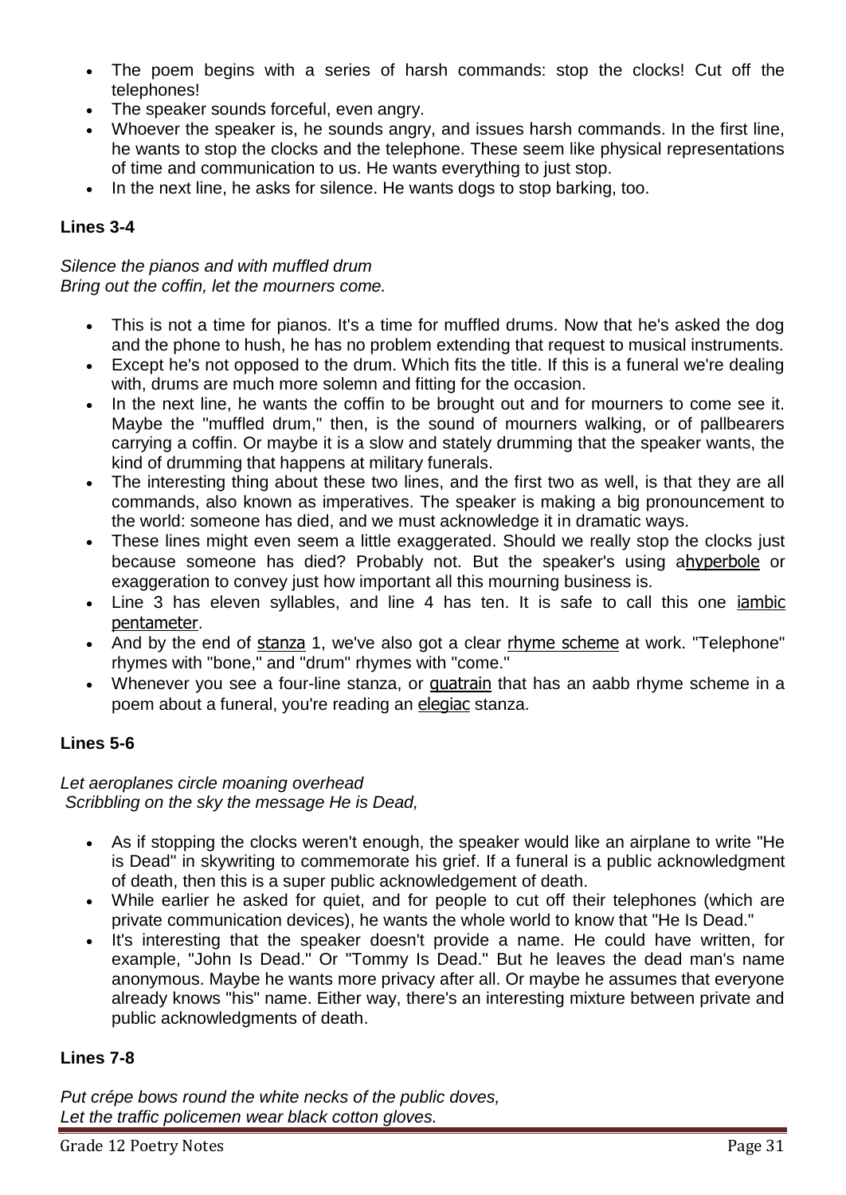- The poem begins with a series of harsh commands: stop the clocks! Cut off the telephones!
- The speaker sounds forceful, even angry.
- Whoever the speaker is, he sounds angry, and issues harsh commands. In the first line, he wants to stop the clocks and the telephone. These seem like physical representations of time and communication to us. He wants everything to just stop.
- In the next line, he asks for silence. He wants dogs to stop barking, too.

### Lines 3-4

*Silence the pianos and with muffled drum*
*Bring out the coffin, let the mourners come.*

- This is not a time for pianos. It's a time for muffled drums. Now that he's asked the dog and the phone to hush, he has no problem extending that request to musical instruments.
- Except he's not opposed to the drum. Which fits the title. If this is a funeral we're dealing with, drums are much more solemn and fitting for the occasion.
- In the next line, he wants the coffin to be brought out and for mourners to come see it. Maybe the "muffled drum," then, is the sound of mourners walking, or of pallbearers carrying a coffin. Or maybe it is a slow and stately drumming that the speaker wants, the kind of drumming that happens at military funerals.
- The interesting thing about these two lines, and the first two as well, is that they are all commands, also known as imperatives. The speaker is making a big pronouncement to the world: someone has died, and we must acknowledge it in dramatic ways.
- These lines might even seem a little exaggerated. Should we really stop the clocks just because someone has died? Probably not. But the speaker's using ahyperbole or exaggeration to convey just how important all this mourning business is.
- Line 3 has eleven syllables, and line 4 has ten. It is safe to call this one iambic pentameter.
- And by the end of stanza 1, we've also got a clear rhyme scheme at work. "Telephone" rhymes with "bone," and "drum" rhymes with "come."
- Whenever you see a four-line stanza, or quatrain that has an aabb rhyme scheme in a poem about a funeral, you're reading an elegiac stanza.

### Lines 5-6

*Let aeroplanes circle moaning overhead*
*Scribbling on the sky the message He is Dead,*

- As if stopping the clocks weren't enough, the speaker would like an airplane to write "He is Dead" in skywriting to commemorate his grief. If a funeral is a public acknowledgment of death, then this is a super public acknowledgement of death.
- While earlier he asked for quiet, and for people to cut off their telephones (which are private communication devices), he wants the whole world to know that "He Is Dead."
- It's interesting that the speaker doesn't provide a name. He could have written, for example, "John Is Dead." Or "Tommy Is Dead." But he leaves the dead man's name anonymous. Maybe he wants more privacy after all. Or maybe he assumes that everyone already knows "his" name. Either way, there's an interesting mixture between private and public acknowledgments of death.

### Lines 7-8

*Put crépe bows round the white necks of the public doves,*
*Let the traffic policemen wear black cotton gloves.*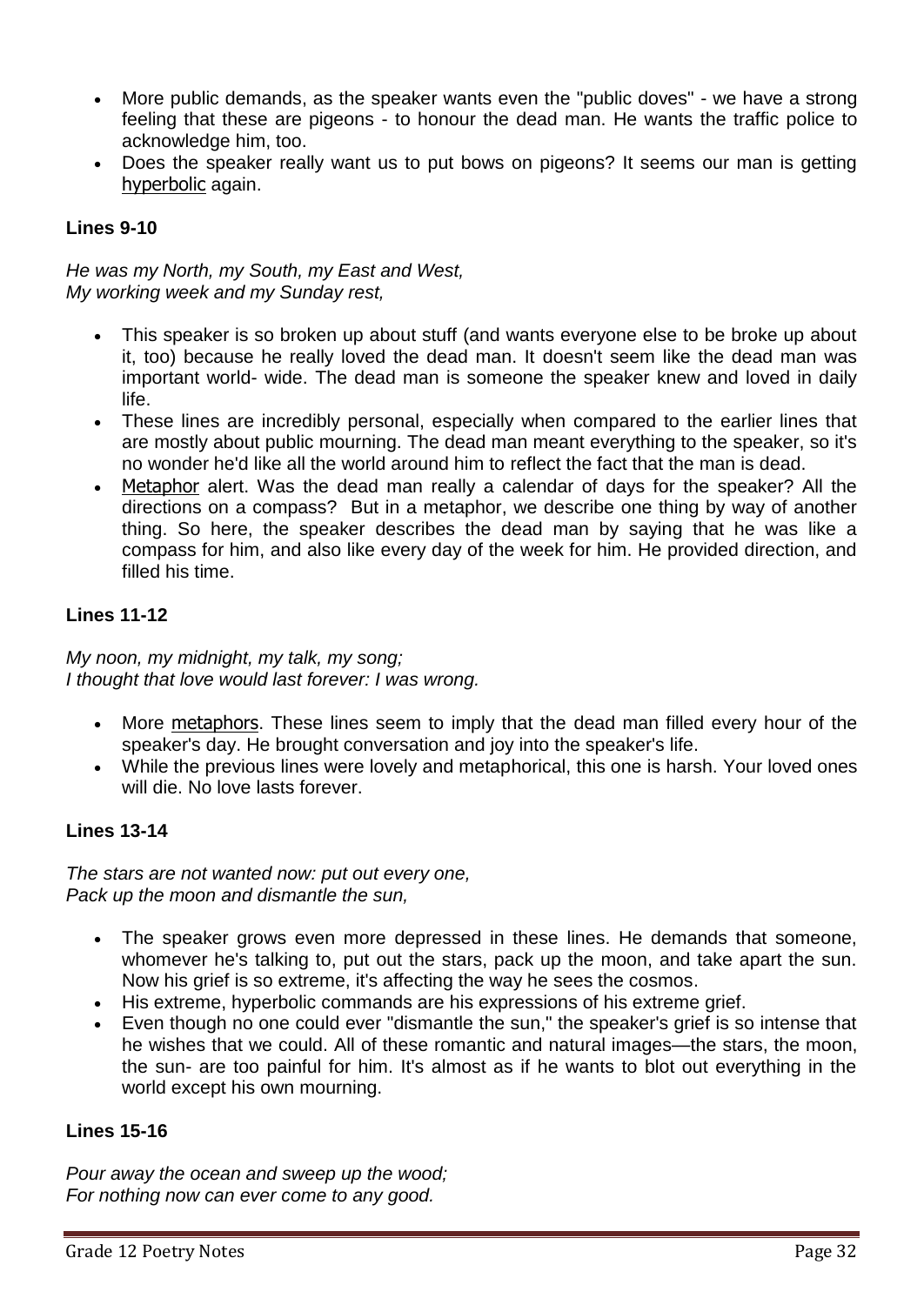- More public demands, as the speaker wants even the "public doves" - we have a strong feeling that these are pigeons - to honour the dead man. He wants the traffic police to acknowledge him, too.
- Does the speaker really want us to put bows on pigeons? It seems our man is getting hyperbolic again.

**Lines 9-10**

*He was my North, my South, my East and West,*
*My working week and my Sunday rest,*

- This speaker is so broken up about stuff (and wants everyone else to be broke up about it, too) because he really loved the dead man. It doesn't seem like the dead man was important world- wide. The dead man is someone the speaker knew and loved in daily life.
- These lines are incredibly personal, especially when compared to the earlier lines that are mostly about public mourning. The dead man meant everything to the speaker, so it's no wonder he'd like all the world around him to reflect the fact that the man is dead.
- Metaphor alert. Was the dead man really a calendar of days for the speaker? All the directions on a compass? But in a metaphor, we describe one thing by way of another thing. So here, the speaker describes the dead man by saying that he was like a compass for him, and also like every day of the week for him. He provided direction, and filled his time.

**Lines 11-12**

*My noon, my midnight, my talk, my song;*
*I thought that love would last forever: I was wrong.*

- More metaphors. These lines seem to imply that the dead man filled every hour of the speaker's day. He brought conversation and joy into the speaker's life.
- While the previous lines were lovely and metaphorical, this one is harsh. Your loved ones will die. No love lasts forever.

**Lines 13-14**

*The stars are not wanted now: put out every one,*
*Pack up the moon and dismantle the sun,*

- The speaker grows even more depressed in these lines. He demands that someone, whomever he's talking to, put out the stars, pack up the moon, and take apart the sun. Now his grief is so extreme, it's affecting the way he sees the cosmos.
- His extreme, hyperbolic commands are his expressions of his extreme grief.
- Even though no one could ever "dismantle the sun," the speaker's grief is so intense that he wishes that we could. All of these romantic and natural images—the stars, the moon, the sun- are too painful for him. It's almost as if he wants to blot out everything in the world except his own mourning.

**Lines 15-16**

*Pour away the ocean and sweep up the wood;*
*For nothing now can ever come to any good.*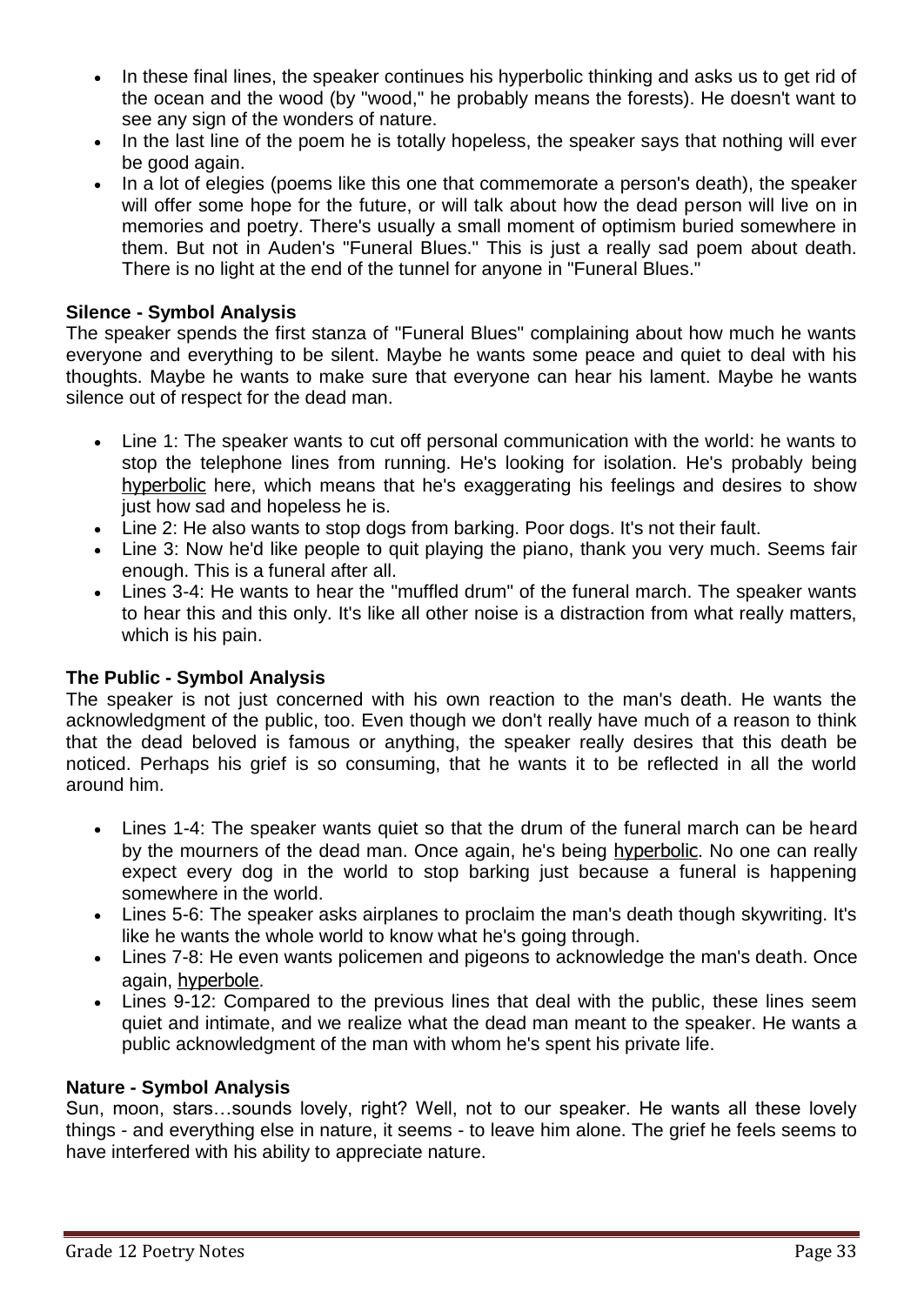- In these final lines, the speaker continues his hyperbolic thinking and asks us to get rid of the ocean and the wood (by "wood," he probably means the forests). He doesn't want to see any sign of the wonders of nature.
- In the last line of the poem he is totally hopeless, the speaker says that nothing will ever be good again.
- In a lot of elegies (poems like this one that commemorate a person's death), the speaker will offer some hope for the future, or will talk about how the dead person will live on in memories and poetry. There's usually a small moment of optimism buried somewhere in them. But not in Auden's "Funeral Blues." This is just a really sad poem about death. There is no light at the end of the tunnel for anyone in "Funeral Blues."

**Silence - Symbol Analysis**

The speaker spends the first stanza of "Funeral Blues" complaining about how much he wants everyone and everything to be silent. Maybe he wants some peace and quiet to deal with his thoughts. Maybe he wants to make sure that everyone can hear his lament. Maybe he wants silence out of respect for the dead man.

- Line 1: The speaker wants to cut off personal communication with the world: he wants to stop the telephone lines from running. He's looking for isolation. He's probably being hyperbolic here, which means that he's exaggerating his feelings and desires to show just how sad and hopeless he is.
- Line 2: He also wants to stop dogs from barking. Poor dogs. It's not their fault.
- Line 3: Now he'd like people to quit playing the piano, thank you very much. Seems fair enough. This is a funeral after all.
- Lines 3-4: He wants to hear the "muffled drum" of the funeral march. The speaker wants to hear this and this only. It's like all other noise is a distraction from what really matters, which is his pain.

**The Public - Symbol Analysis**

The speaker is not just concerned with his own reaction to the man's death. He wants the acknowledgment of the public, too. Even though we don't really have much of a reason to think that the dead beloved is famous or anything, the speaker really desires that this death be noticed. Perhaps his grief is so consuming, that he wants it to be reflected in all the world around him.

- Lines 1-4: The speaker wants quiet so that the drum of the funeral march can be heard by the mourners of the dead man. Once again, he's being hyperbolic. No one can really expect every dog in the world to stop barking just because a funeral is happening somewhere in the world.
- Lines 5-6: The speaker asks airplanes to proclaim the man's death though skywriting. It's like he wants the whole world to know what he's going through.
- Lines 7-8: He even wants policemen and pigeons to acknowledge the man's death. Once again, hyperbole.
- Lines 9-12: Compared to the previous lines that deal with the public, these lines seem quiet and intimate, and we realize what the dead man meant to the speaker. He wants a public acknowledgment of the man with whom he's spent his private life.

**Nature - Symbol Analysis**

Sun, moon, stars…sounds lovely, right? Well, not to our speaker. He wants all these lovely things - and everything else in nature, it seems - to leave him alone. The grief he feels seems to have interfered with his ability to appreciate nature.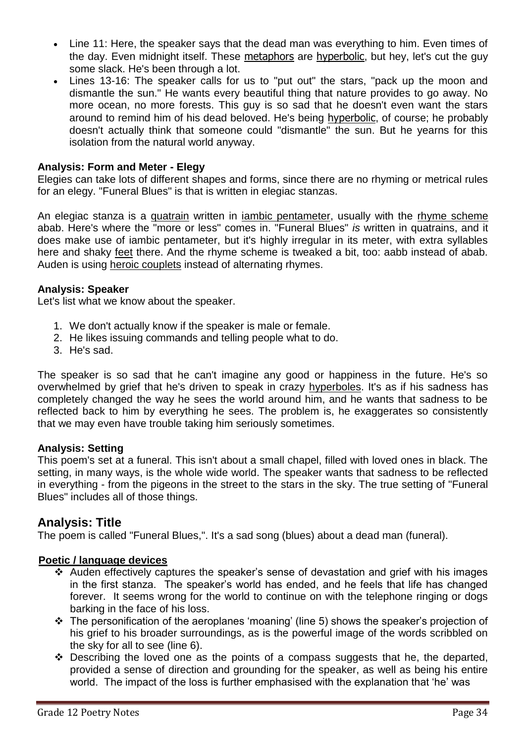- Line 11: Here, the speaker says that the dead man was everything to him. Even times of the day. Even midnight itself. These metaphors are hyperbolic, but hey, let's cut the guy some slack. He's been through a lot.
- Lines 13-16: The speaker calls for us to "put out" the stars, "pack up the moon and dismantle the sun." He wants every beautiful thing that nature provides to go away. No more ocean, no more forests. This guy is so sad that he doesn't even want the stars around to remind him of his dead beloved. He's being hyperbolic, of course; he probably doesn't actually think that someone could "dismantle" the sun. But he yearns for this isolation from the natural world anyway.

**Analysis: Form and Meter - Elegy**

Elegies can take lots of different shapes and forms, since there are no rhyming or metrical rules for an elegy. "Funeral Blues" is that is written in elegiac stanzas.

An elegiac stanza is a quatrain written in iambic pentameter, usually with the rhyme scheme abab. Here's where the "more or less" comes in. "Funeral Blues" *is* written in quatrains, and it does make use of iambic pentameter, but it's highly irregular in its meter, with extra syllables here and shaky feet there. And the rhyme scheme is tweaked a bit, too: aabb instead of abab. Auden is using heroic couplets instead of alternating rhymes.

**Analysis: Speaker**

Let's list what we know about the speaker.

1. We don't actually know if the speaker is male or female.
2. He likes issuing commands and telling people what to do.
3. He's sad.

The speaker is so sad that he can't imagine any good or happiness in the future. He's so overwhelmed by grief that he's driven to speak in crazy hyperboles. It's as if his sadness has completely changed the way he sees the world around him, and he wants that sadness to be reflected back to him by everything he sees. The problem is, he exaggerates so consistently that we may even have trouble taking him seriously sometimes.

**Analysis: Setting**

This poem's set at a funeral. This isn't about a small chapel, filled with loved ones in black. The setting, in many ways, is the whole wide world. The speaker wants that sadness to be reflected in everything - from the pigeons in the street to the stars in the sky. The true setting of "Funeral Blues" includes all of those things.

## Analysis: Title

The poem is called "Funeral Blues,". It's a sad song (blues) about a dead man (funeral).

**Poetic / language devices**

- Auden effectively captures the speaker's sense of devastation and grief with his images in the first stanza. The speaker's world has ended, and he feels that life has changed forever. It seems wrong for the world to continue on with the telephone ringing or dogs barking in the face of his loss.
- The personification of the aeroplanes 'moaning' (line 5) shows the speaker's projection of his grief to his broader surroundings, as is the powerful image of the words scribbled on the sky for all to see (line 6).
- Describing the loved one as the points of a compass suggests that he, the departed, provided a sense of direction and grounding for the speaker, as well as being his entire world. The impact of the loss is further emphasised with the explanation that 'he' was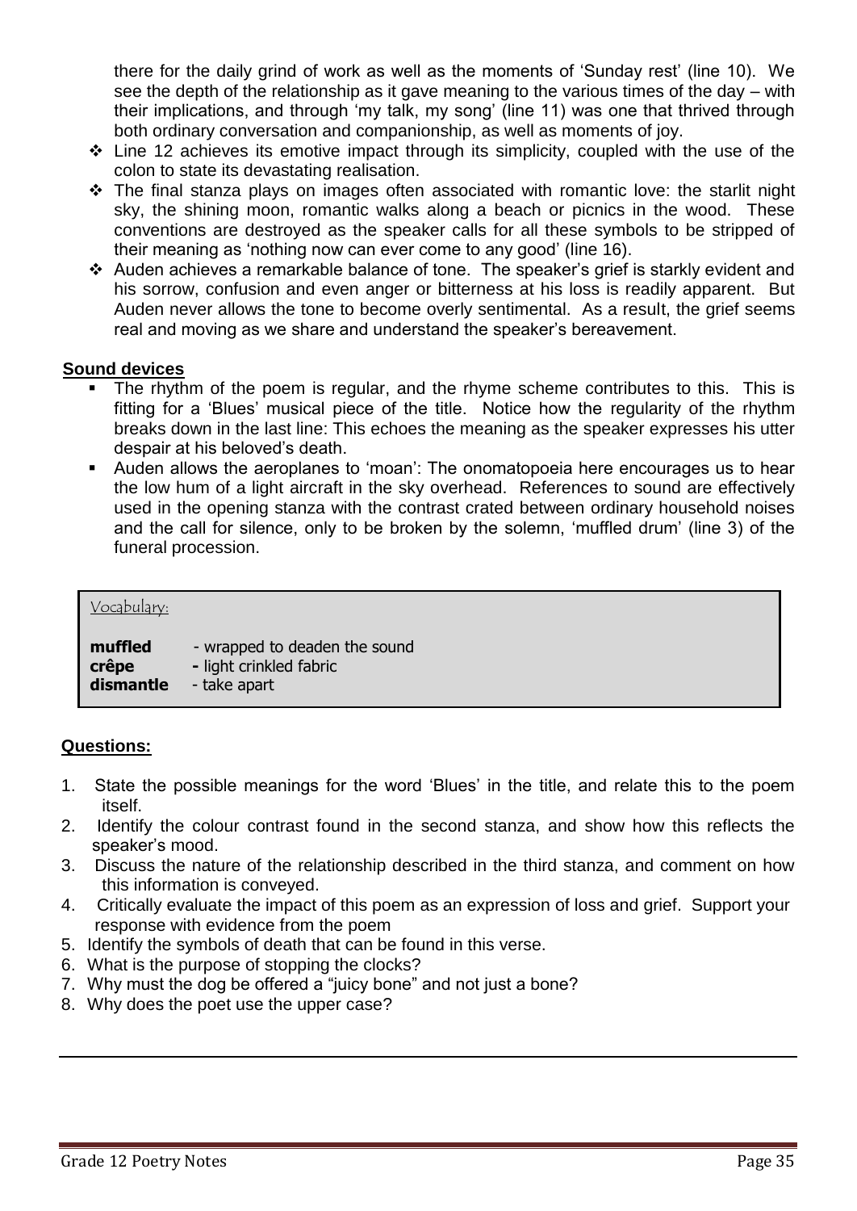there for the daily grind of work as well as the moments of 'Sunday rest' (line 10). We see the depth of the relationship as it gave meaning to the various times of the day – with their implications, and through 'my talk, my song' (line 11) was one that thrived through both ordinary conversation and companionship, as well as moments of joy.

- Line 12 achieves its emotive impact through its simplicity, coupled with the use of the colon to state its devastating realisation.
- The final stanza plays on images often associated with romantic love: the starlit night sky, the shining moon, romantic walks along a beach or picnics in the wood. These conventions are destroyed as the speaker calls for all these symbols to be stripped of their meaning as 'nothing now can ever come to any good' (line 16).
- Auden achieves a remarkable balance of tone. The speaker's grief is starkly evident and his sorrow, confusion and even anger or bitterness at his loss is readily apparent. But Auden never allows the tone to become overly sentimental. As a result, the grief seems real and moving as we share and understand the speaker's bereavement.

**Sound devices**

- The rhythm of the poem is regular, and the rhyme scheme contributes to this. This is fitting for a 'Blues' musical piece of the title. Notice how the regularity of the rhythm breaks down in the last line: This echoes the meaning as the speaker expresses his utter despair at his beloved's death.
- Auden allows the aeroplanes to 'moan': The onomatopoeia here encourages us to hear the low hum of a light aircraft in the sky overhead. References to sound are effectively used in the opening stanza with the contrast crated between ordinary household noises and the call for silence, only to be broken by the solemn, 'muffled drum' (line 3) of the funeral procession.

Vocabulary:

**muffled** - wrapped to deaden the sound
**crêpe** - light crinkled fabric
**dismantle** - take apart

**Questions:**

1. State the possible meanings for the word 'Blues' in the title, and relate this to the poem itself.
2. Identify the colour contrast found in the second stanza, and show how this reflects the speaker's mood.
3. Discuss the nature of the relationship described in the third stanza, and comment on how this information is conveyed.
4. Critically evaluate the impact of this poem as an expression of loss and grief. Support your response with evidence from the poem
5. Identify the symbols of death that can be found in this verse.
6. What is the purpose of stopping the clocks?
7. Why must the dog be offered a "juicy bone" and not just a bone?
8. Why does the poet use the upper case?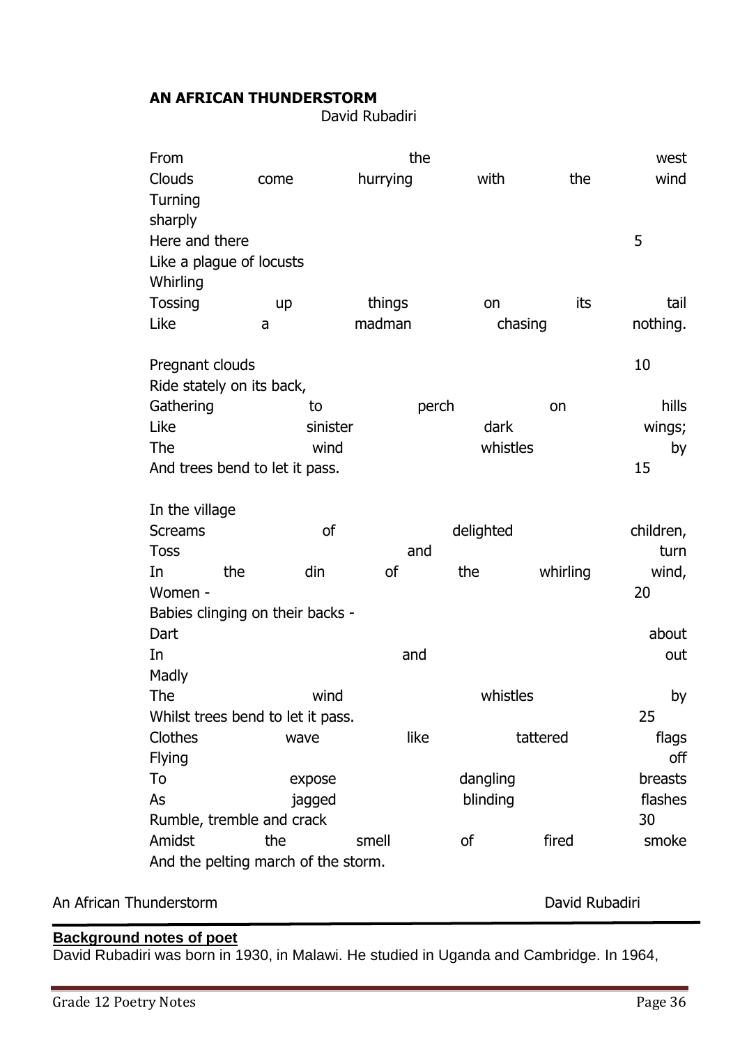**AN AFRICAN THUNDERSTORM**

David Rubadiri

From the west  
Clouds come hurrying with the wind  
Turning  
sharply  
Here and there 5  
Like a plague of locusts  
Whirling  
Tossing up things on its tail  
Like a madman chasing nothing.

Pregnant clouds 10  
Ride stately on its back,  
Gathering to perch on hills  
Like sinister dark wings;  
The wind whistles by  
And trees bend to let it pass. 15

In the village  
Screams of delighted children,  
Toss and turn  
In the din of the whirling wind,  
Women - 20  
Babies clinging on their backs -  
Dart about  
In and out  
Madly  
The wind whistles by  
Whilst trees bend to let it pass. 25  
Clothes wave like tattered flags  
Flying off  
To expose dangling breasts  
As jagged blinding flashes  
Rumble, tremble and crack 30  
Amidst the smell of fired smoke  
And the pelting march of the storm.

An African Thunderstorm David Rubadiri

**Background notes of poet**

David Rubadiri was born in 1930, in Malawi. He studied in Uganda and Cambridge. In 1964,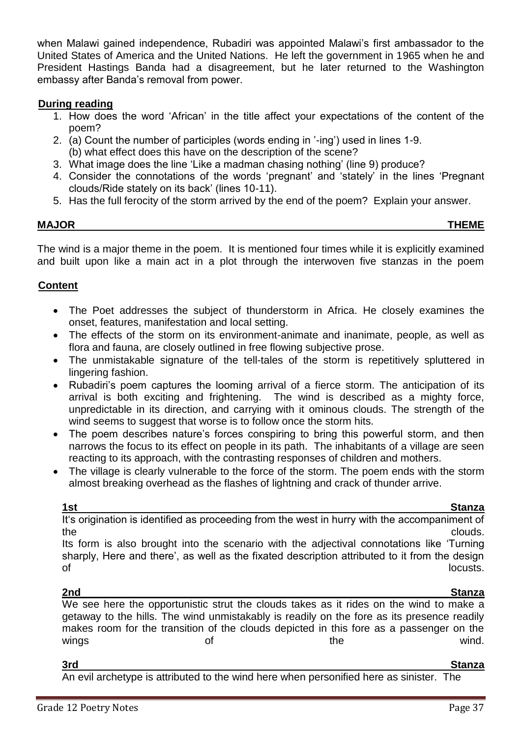when Malawi gained independence, Rubadiri was appointed Malawi's first ambassador to the United States of America and the United Nations. He left the government in 1965 when he and President Hastings Banda had a disagreement, but he later returned to the Washington embassy after Banda's removal from power.

**During reading**

1. How does the word 'African' in the title affect your expectations of the content of the poem?
2. (a) Count the number of participles (words ending in '-ing') used in lines 1-9.
   (b) what effect does this have on the description of the scene?
3. What image does the line 'Like a madman chasing nothing' (line 9) produce?
4. Consider the connotations of the words 'pregnant' and 'stately' in the lines 'Pregnant clouds/Ride stately on its back' (lines 10-11).
5. Has the full ferocity of the storm arrived by the end of the poem? Explain your answer.

**MAJOR THEME**

The wind is a major theme in the poem. It is mentioned four times while it is explicitly examined and built upon like a main act in a plot through the interwoven five stanzas in the poem

**Content**

- The Poet addresses the subject of thunderstorm in Africa. He closely examines the onset, features, manifestation and local setting.
- The effects of the storm on its environment-animate and inanimate, people, as well as flora and fauna, are closely outlined in free flowing subjective prose.
- The unmistakable signature of the tell-tales of the storm is repetitively spluttered in lingering fashion.
- Rubadiri's poem captures the looming arrival of a fierce storm. The anticipation of its arrival is both exciting and frightening. The wind is described as a mighty force, unpredictable in its direction, and carrying with it ominous clouds. The strength of the wind seems to suggest that worse is to follow once the storm hits.
- The poem describes nature's forces conspiring to bring this powerful storm, and then narrows the focus to its effect on people in its path. The inhabitants of a village are seen reacting to its approach, with the contrasting responses of children and mothers.
- The village is clearly vulnerable to the force of the storm. The poem ends with the storm almost breaking overhead as the flashes of lightning and crack of thunder arrive.

**1st Stanza**

It's origination is identified as proceeding from the west in hurry with the accompaniment of the clouds.
Its form is also brought into the scenario with the adjectival connotations like 'Turning sharply, Here and there', as well as the fixated description attributed to it from the design of locusts.

**2nd Stanza**

We see here the opportunistic strut the clouds takes as it rides on the wind to make a getaway to the hills. The wind unmistakably is readily on the fore as its presence readily makes room for the transition of the clouds depicted in this fore as a passenger on the wings of the wind.

**3rd Stanza**

An evil archetype is attributed to the wind here when personified here as sinister. The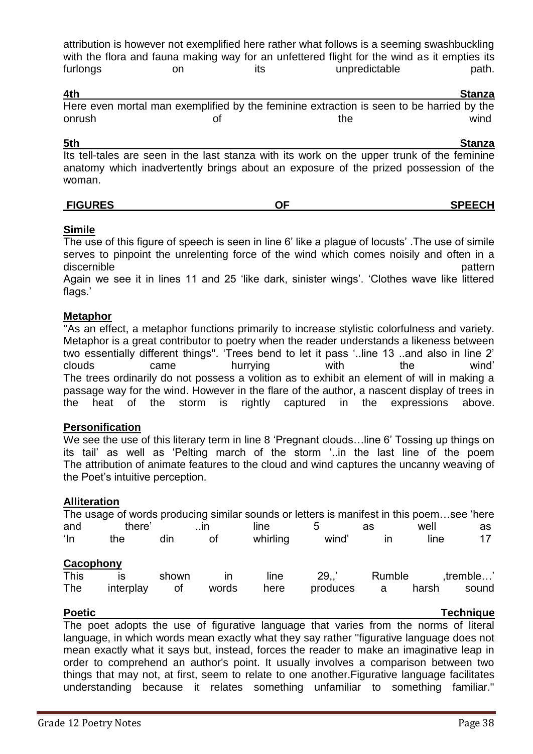attribution is however not exemplified here rather what follows is a seeming swashbuckling with the flora and fauna making way for an unfettered flight for the wind as it empties its furlongs on its unpredictable path.

**4th Stanza**

Here even mortal man exemplified by the feminine extraction is seen to be harried by the onrush of the wind

**5th Stanza**

Its tell-tales are seen in the last stanza with its work on the upper trunk of the feminine anatomy which inadvertently brings about an exposure of the prized possession of the woman.

## FIGURES OF SPEECH

**Simile**

The use of this figure of speech is seen in line 6' like a plague of locusts' .The use of simile serves to pinpoint the unrelenting force of the wind which comes noisily and often in a discernible pattern

Again we see it in lines 11 and 25 'like dark, sinister wings'. 'Clothes wave like littered flags.'

**Metaphor**

''As an effect, a metaphor functions primarily to increase stylistic colorfulness and variety. Metaphor is a great contributor to poetry when the reader understands a likeness between two essentially different things''. 'Trees bend to let it pass '..line 13 ..and also in line 2' clouds came hurrying with the wind'

The trees ordinarily do not possess a volition as to exhibit an element of will in making a passage way for the wind. However in the flare of the author, a nascent display of trees in the heat of the storm is rightly captured in the expressions above.

**Personification**

We see the use of this literary term in line 8 'Pregnant clouds…line 6' Tossing up things on its tail' as well as 'Pelting march of the storm '..in the last line of the poem The attribution of animate features to the cloud and wind captures the uncanny weaving of the Poet's intuitive perception.

**Alliteration**

The usage of words producing similar sounds or letters is manifest in this poem…see 'here and there' ..in line 5 as well as 'In the din of whirling wind' in line 17

**Cacophony**

This is shown in line 29,,' Rumble ,tremble…'
The interplay of words here produces a harsh sound

**Poetic Technique**

The poet adopts the use of figurative language that varies from the norms of literal language, in which words mean exactly what they say rather ''figurative language does not mean exactly what it says but, instead, forces the reader to make an imaginative leap in order to comprehend an author's point. It usually involves a comparison between two things that may not, at first, seem to relate to one another.Figurative language facilitates understanding because it relates something unfamiliar to something familiar.''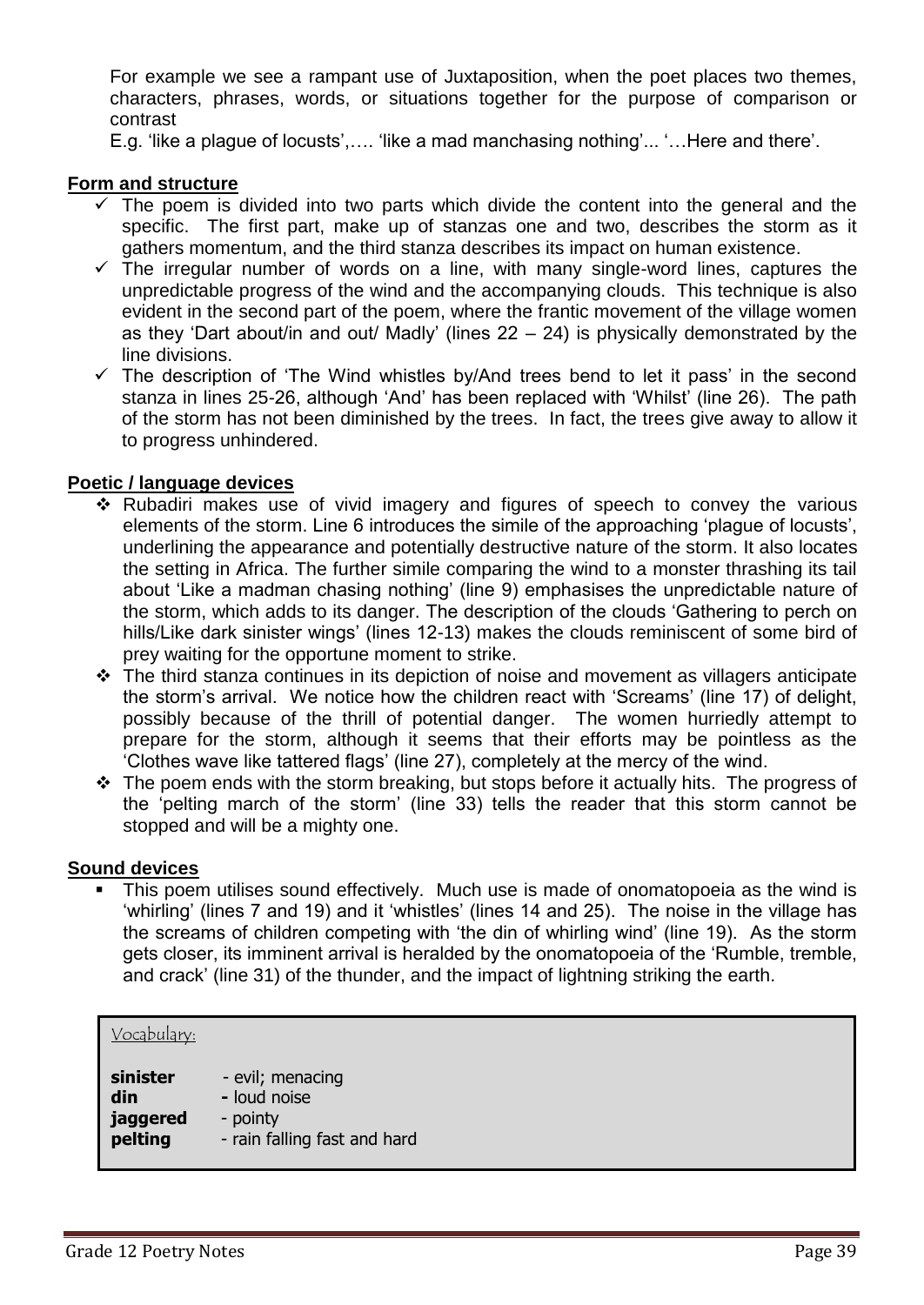For example we see a rampant use of Juxtaposition, when the poet places two themes, characters, phrases, words, or situations together for the purpose of comparison or contrast

E.g. 'like a plague of locusts',…. 'like a mad manchasing nothing'... '…Here and there'.

## Form and structure

- ✓ The poem is divided into two parts which divide the content into the general and the specific. The first part, make up of stanzas one and two, describes the storm as it gathers momentum, and the third stanza describes its impact on human existence.
- ✓ The irregular number of words on a line, with many single-word lines, captures the unpredictable progress of the wind and the accompanying clouds. This technique is also evident in the second part of the poem, where the frantic movement of the village women as they 'Dart about/in and out/ Madly' (lines 22 – 24) is physically demonstrated by the line divisions.
- ✓ The description of 'The Wind whistles by/And trees bend to let it pass' in the second stanza in lines 25-26, although 'And' has been replaced with 'Whilst' (line 26). The path of the storm has not been diminished by the trees. In fact, the trees give away to allow it to progress unhindered.

## Poetic / language devices

- ❖ Rubadiri makes use of vivid imagery and figures of speech to convey the various elements of the storm. Line 6 introduces the simile of the approaching 'plague of locusts', underlining the appearance and potentially destructive nature of the storm. It also locates the setting in Africa. The further simile comparing the wind to a monster thrashing its tail about 'Like a madman chasing nothing' (line 9) emphasises the unpredictable nature of the storm, which adds to its danger. The description of the clouds 'Gathering to perch on hills/Like dark sinister wings' (lines 12-13) makes the clouds reminiscent of some bird of prey waiting for the opportune moment to strike.
- ❖ The third stanza continues in its depiction of noise and movement as villagers anticipate the storm's arrival. We notice how the children react with 'Screams' (line 17) of delight, possibly because of the thrill of potential danger. The women hurriedly attempt to prepare for the storm, although it seems that their efforts may be pointless as the 'Clothes wave like tattered flags' (line 27), completely at the mercy of the wind.
- ❖ The poem ends with the storm breaking, but stops before it actually hits. The progress of the 'pelting march of the storm' (line 33) tells the reader that this storm cannot be stopped and will be a mighty one.

## Sound devices

- This poem utilises sound effectively. Much use is made of onomatopoeia as the wind is 'whirling' (lines 7 and 19) and it 'whistles' (lines 14 and 25). The noise in the village has the screams of children competing with 'the din of whirling wind' (line 19). As the storm gets closer, its imminent arrival is heralded by the onomatopoeia of the 'Rumble, tremble, and crack' (line 31) of the thunder, and the impact of lightning striking the earth.

Vocabulary:

**sinister** - evil; menacing
**din** - loud noise
**jaggered** - pointy
**pelting** - rain falling fast and hard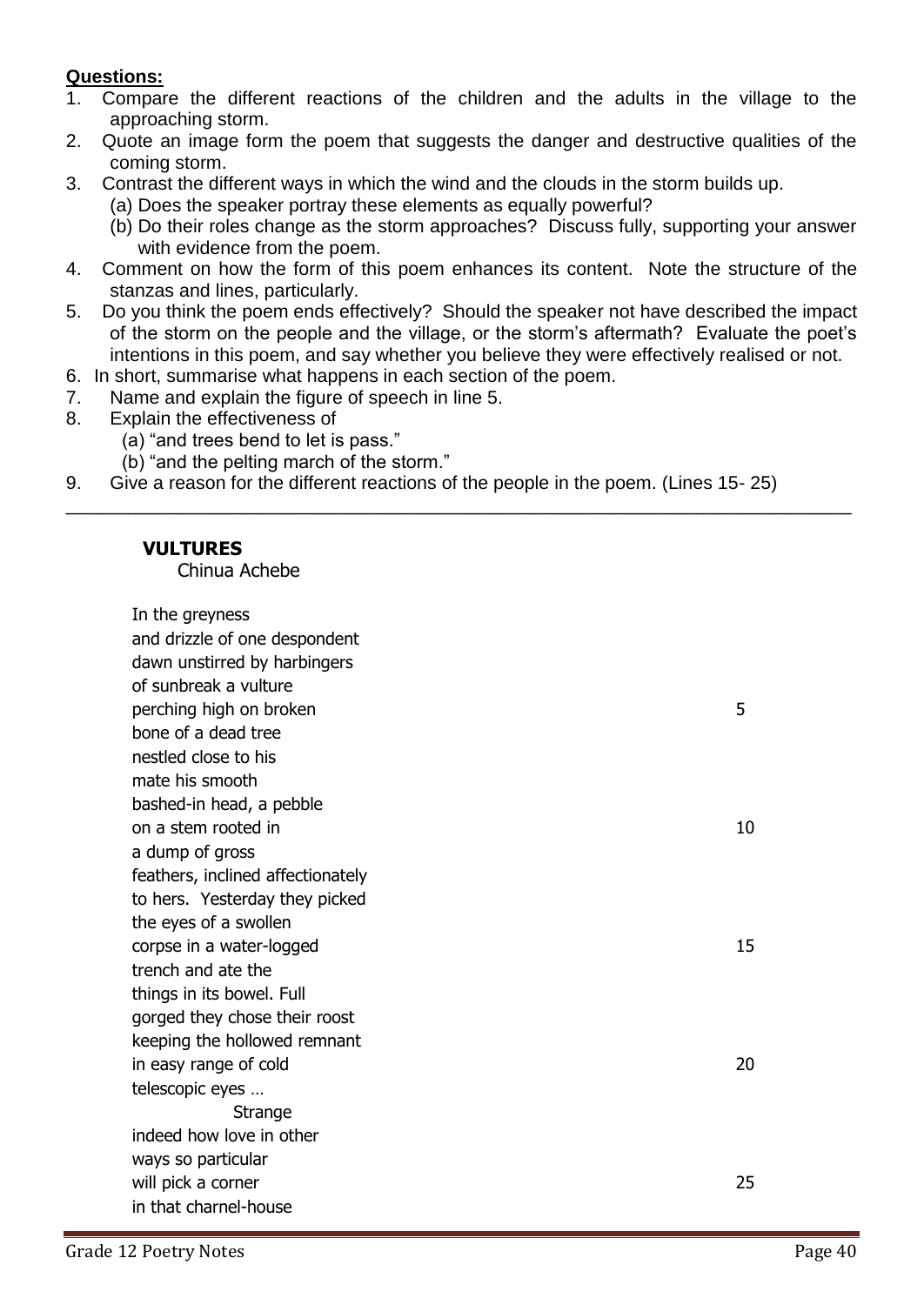**Questions:**

1. Compare the different reactions of the children and the adults in the village to the approaching storm.
2. Quote an image form the poem that suggests the danger and destructive qualities of the coming storm.
3. Contrast the different ways in which the wind and the clouds in the storm builds up.
   (a) Does the speaker portray these elements as equally powerful?
   (b) Do their roles change as the storm approaches? Discuss fully, supporting your answer with evidence from the poem.
4. Comment on how the form of this poem enhances its content. Note the structure of the stanzas and lines, particularly.
5. Do you think the poem ends effectively? Should the speaker not have described the impact of the storm on the people and the village, or the storm's aftermath? Evaluate the poet's intentions in this poem, and say whether you believe they were effectively realised or not.
6. In short, summarise what happens in each section of the poem.
7. Name and explain the figure of speech in line 5.
8. Explain the effectiveness of
   (a) "and trees bend to let is pass."
   (b) "and the pelting march of the storm."
9. Give a reason for the different reactions of the people in the poem. (Lines 15- 25)

---

**VULTURES**

Chinua Achebe

In the greyness
and drizzle of one despondent
dawn unstirred by harbingers
of sunbreak a vulture
perching high on broken 5
bone of a dead tree
nestled close to his
mate his smooth
bashed-in head, a pebble
on a stem rooted in 10
a dump of gross
feathers, inclined affectionately
to hers. Yesterday they picked
the eyes of a swollen
corpse in a water-logged 15
trench and ate the
things in its bowel. Full
gorged they chose their roost
keeping the hollowed remnant
in easy range of cold 20
telescopic eyes …
Strange
indeed how love in other
ways so particular
will pick a corner 25
in that charnel-house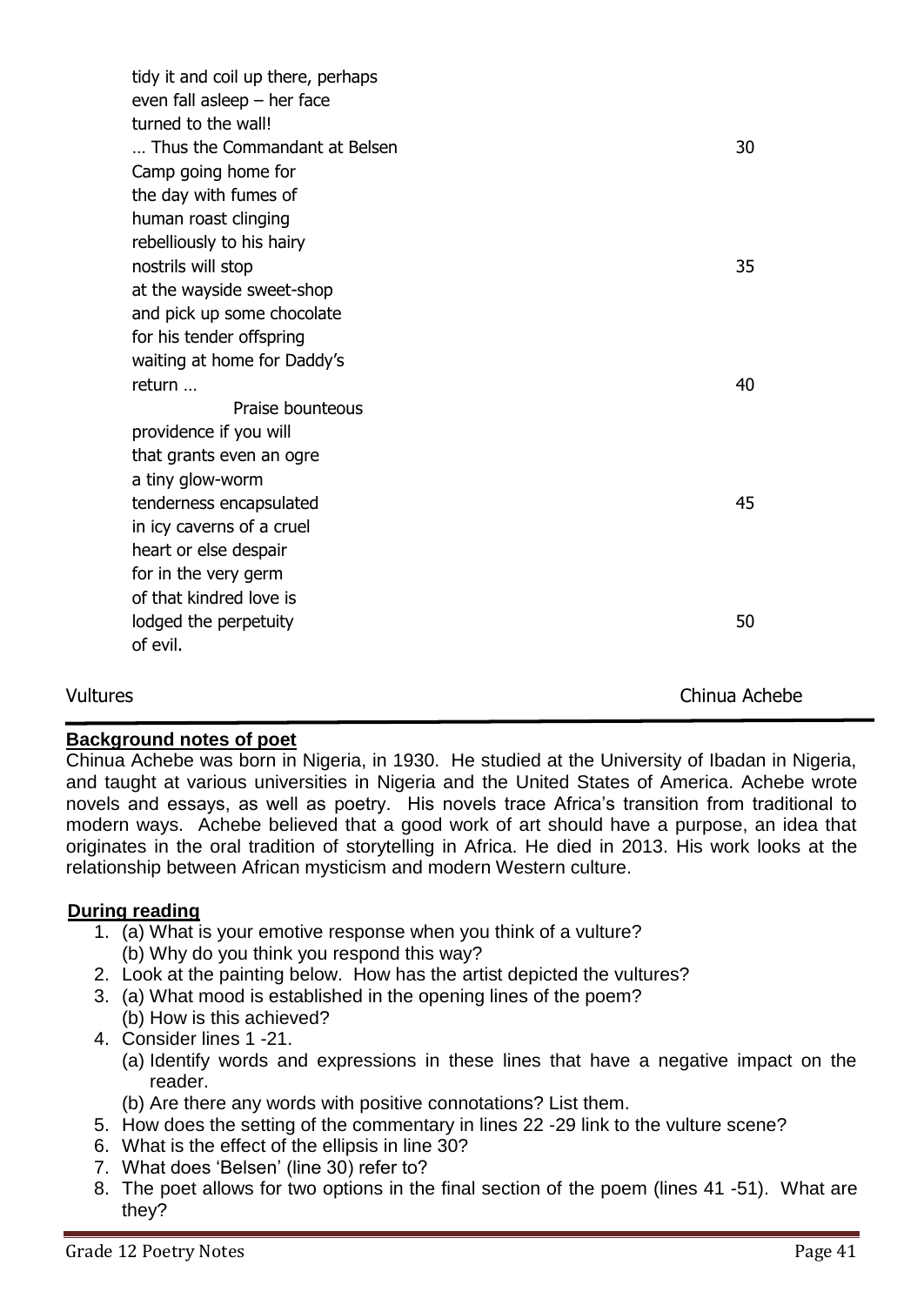tidy it and coil up there, perhaps
even fall asleep – her face
turned to the wall!
… Thus the Commandant at Belsen                30
Camp going home for
the day with fumes of
human roast clinging
rebelliously to his hairy
nostrils will stop                35
at the wayside sweet-shop
and pick up some chocolate
for his tender offspring
waiting at home for Daddy's
return …                40
                Praise bounteous
providence if you will
that grants even an ogre
a tiny glow-worm
tenderness encapsulated                45
in icy caverns of a cruel
heart or else despair
for in the very germ
of that kindred love is
lodged the perpetuity                50
of evil.

Vultures                Chinua Achebe

**Background notes of poet**

Chinua Achebe was born in Nigeria, in 1930. He studied at the University of Ibadan in Nigeria, and taught at various universities in Nigeria and the United States of America. Achebe wrote novels and essays, as well as poetry. His novels trace Africa's transition from traditional to modern ways. Achebe believed that a good work of art should have a purpose, an idea that originates in the oral tradition of storytelling in Africa. He died in 2013. His work looks at the relationship between African mysticism and modern Western culture.

**During reading**

1. (a) What is your emotive response when you think of a vulture?
   (b) Why do you think you respond this way?
2. Look at the painting below. How has the artist depicted the vultures?
3. (a) What mood is established in the opening lines of the poem?
   (b) How is this achieved?
4. Consider lines 1 -21.
   (a) Identify words and expressions in these lines that have a negative impact on the reader.
   (b) Are there any words with positive connotations? List them.
5. How does the setting of the commentary in lines 22 -29 link to the vulture scene?
6. What is the effect of the ellipsis in line 30?
7. What does 'Belsen' (line 30) refer to?
8. The poet allows for two options in the final section of the poem (lines 41 -51). What are they?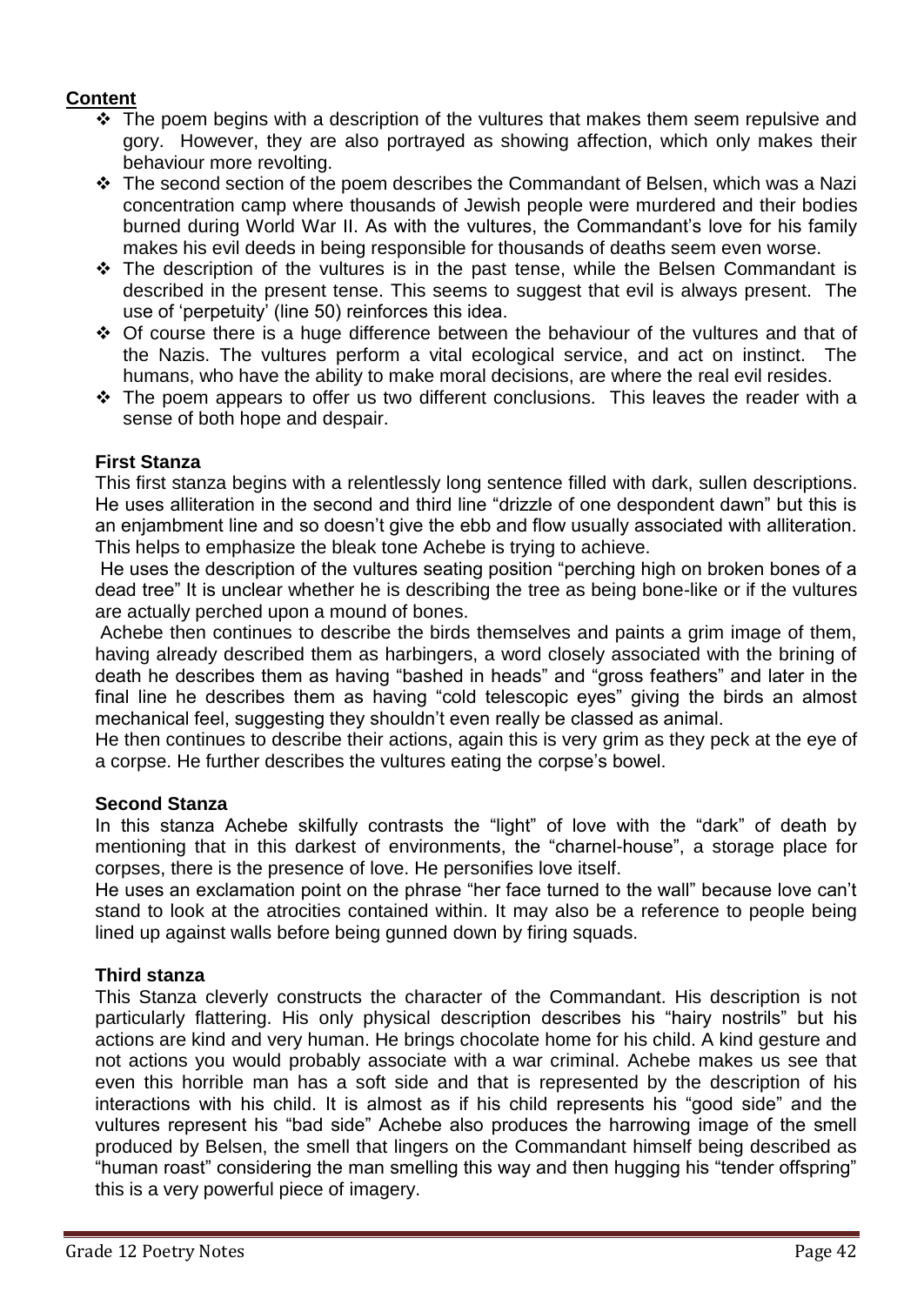**Content**

- The poem begins with a description of the vultures that makes them seem repulsive and gory. However, they are also portrayed as showing affection, which only makes their behaviour more revolting.
- The second section of the poem describes the Commandant of Belsen, which was a Nazi concentration camp where thousands of Jewish people were murdered and their bodies burned during World War II. As with the vultures, the Commandant's love for his family makes his evil deeds in being responsible for thousands of deaths seem even worse.
- The description of the vultures is in the past tense, while the Belsen Commandant is described in the present tense. This seems to suggest that evil is always present. The use of 'perpetuity' (line 50) reinforces this idea.
- Of course there is a huge difference between the behaviour of the vultures and that of the Nazis. The vultures perform a vital ecological service, and act on instinct. The humans, who have the ability to make moral decisions, are where the real evil resides.
- The poem appears to offer us two different conclusions. This leaves the reader with a sense of both hope and despair.

### First Stanza

This first stanza begins with a relentlessly long sentence filled with dark, sullen descriptions. He uses alliteration in the second and third line "drizzle of one despondent dawn" but this is an enjambment line and so doesn't give the ebb and flow usually associated with alliteration. This helps to emphasize the bleak tone Achebe is trying to achieve.

He uses the description of the vultures seating position "perching high on broken bones of a dead tree" It is unclear whether he is describing the tree as being bone-like or if the vultures are actually perched upon a mound of bones.

Achebe then continues to describe the birds themselves and paints a grim image of them, having already described them as harbingers, a word closely associated with the brining of death he describes them as having "bashed in heads" and "gross feathers" and later in the final line he describes them as having "cold telescopic eyes" giving the birds an almost mechanical feel, suggesting they shouldn't even really be classed as animal.

He then continues to describe their actions, again this is very grim as they peck at the eye of a corpse. He further describes the vultures eating the corpse's bowel.

### Second Stanza

In this stanza Achebe skilfully contrasts the "light" of love with the "dark" of death by mentioning that in this darkest of environments, the "charnel-house", a storage place for corpses, there is the presence of love. He personifies love itself.

He uses an exclamation point on the phrase "her face turned to the wall" because love can't stand to look at the atrocities contained within. It may also be a reference to people being lined up against walls before being gunned down by firing squads.

### Third stanza

This Stanza cleverly constructs the character of the Commandant. His description is not particularly flattering. His only physical description describes his "hairy nostrils" but his actions are kind and very human. He brings chocolate home for his child. A kind gesture and not actions you would probably associate with a war criminal. Achebe makes us see that even this horrible man has a soft side and that is represented by the description of his interactions with his child. It is almost as if his child represents his "good side" and the vultures represent his "bad side" Achebe also produces the harrowing image of the smell produced by Belsen, the smell that lingers on the Commandant himself being described as "human roast" considering the man smelling this way and then hugging his "tender offspring" this is a very powerful piece of imagery.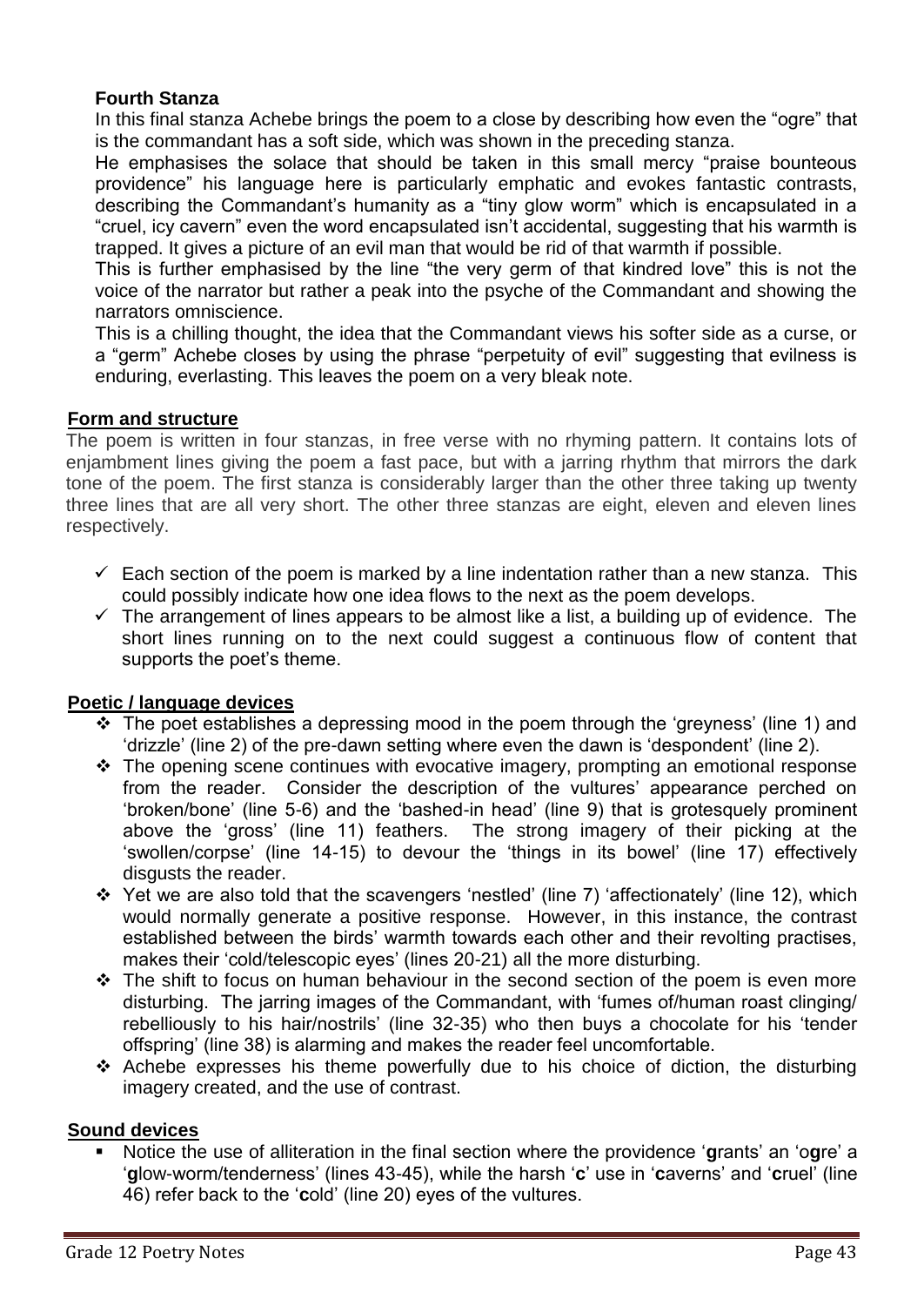**Fourth Stanza**

In this final stanza Achebe brings the poem to a close by describing how even the "ogre" that is the commandant has a soft side, which was shown in the preceding stanza.

He emphasises the solace that should be taken in this small mercy "praise bounteous providence" his language here is particularly emphatic and evokes fantastic contrasts, describing the Commandant's humanity as a "tiny glow worm" which is encapsulated in a "cruel, icy cavern" even the word encapsulated isn't accidental, suggesting that his warmth is trapped. It gives a picture of an evil man that would be rid of that warmth if possible.

This is further emphasised by the line "the very germ of that kindred love" this is not the voice of the narrator but rather a peak into the psyche of the Commandant and showing the narrators omniscience.

This is a chilling thought, the idea that the Commandant views his softer side as a curse, or a "germ" Achebe closes by using the phrase "perpetuity of evil" suggesting that evilness is enduring, everlasting. This leaves the poem on a very bleak note.

**Form and structure**

The poem is written in four stanzas, in free verse with no rhyming pattern. It contains lots of enjambment lines giving the poem a fast pace, but with a jarring rhythm that mirrors the dark tone of the poem. The first stanza is considerably larger than the other three taking up twenty three lines that are all very short. The other three stanzas are eight, eleven and eleven lines respectively.

- ✓ Each section of the poem is marked by a line indentation rather than a new stanza. This could possibly indicate how one idea flows to the next as the poem develops.
- ✓ The arrangement of lines appears to be almost like a list, a building up of evidence. The short lines running on to the next could suggest a continuous flow of content that supports the poet's theme.

**Poetic / language devices**

- ❖ The poet establishes a depressing mood in the poem through the 'greyness' (line 1) and 'drizzle' (line 2) of the pre-dawn setting where even the dawn is 'despondent' (line 2).
- ❖ The opening scene continues with evocative imagery, prompting an emotional response from the reader. Consider the description of the vultures' appearance perched on 'broken/bone' (line 5-6) and the 'bashed-in head' (line 9) that is grotesquely prominent above the 'gross' (line 11) feathers. The strong imagery of their picking at the 'swollen/corpse' (line 14-15) to devour the 'things in its bowel' (line 17) effectively disgusts the reader.
- ❖ Yet we are also told that the scavengers 'nestled' (line 7) 'affectionately' (line 12), which would normally generate a positive response. However, in this instance, the contrast established between the birds' warmth towards each other and their revolting practises, makes their 'cold/telescopic eyes' (lines 20-21) all the more disturbing.
- ❖ The shift to focus on human behaviour in the second section of the poem is even more disturbing. The jarring images of the Commandant, with 'fumes of/human roast clinging/ rebelliously to his hair/nostrils' (line 32-35) who then buys a chocolate for his 'tender offspring' (line 38) is alarming and makes the reader feel uncomfortable.
- ❖ Achebe expresses his theme powerfully due to his choice of diction, the disturbing imagery created, and the use of contrast.

**Sound devices**

- Notice the use of alliteration in the final section where the providence '**g**rants' an 'o**g**re' a '**g**low-worm/tenderness' (lines 43-45), while the harsh '**c**' use in '**c**averns' and '**c**ruel' (line 46) refer back to the '**c**old' (line 20) eyes of the vultures.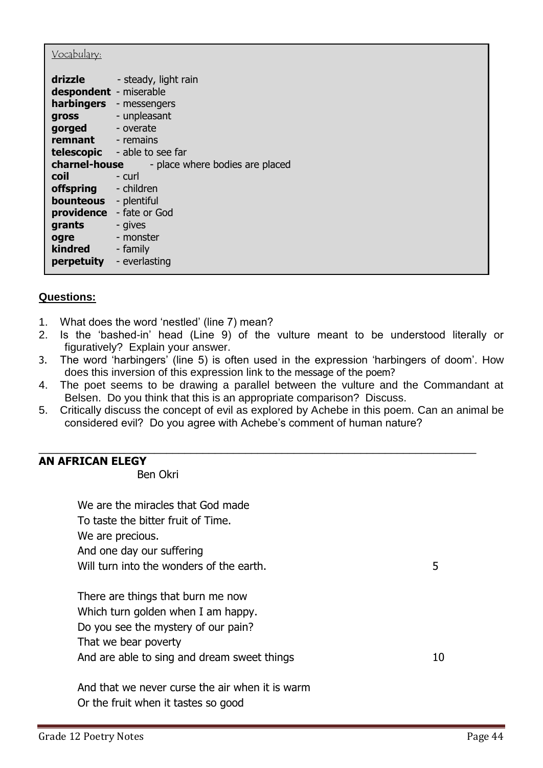Vocabulary:

| | |
|---|---|
| **drizzle** | - steady, light rain |
| **despondent** | - miserable |
| **harbingers** | - messengers |
| **gross** | - unpleasant |
| **gorged** | - overate |
| **remnant** | - remains |
| **telescopic** | - able to see far |
| **charnel-house** | - place where bodies are placed |
| **coil** | - curl |
| **offspring** | - children |
| **bounteous** | - plentiful |
| **providence** | - fate or God |
| **grants** | - gives |
| **ogre** | - monster |
| **kindred** | - family |
| **perpetuity** | - everlasting |

**Questions:**

1. What does the word 'nestled' (line 7) mean?
2. Is the 'bashed-in' head (Line 9) of the vulture meant to be understood literally or figuratively? Explain your answer.
3. The word 'harbingers' (line 5) is often used in the expression 'harbingers of doom'. How does this inversion of this expression link to the message of the poem?
4. The poet seems to be drawing a parallel between the vulture and the Commandant at Belsen. Do you think that this is an appropriate comparison? Discuss.
5. Critically discuss the concept of evil as explored by Achebe in this poem. Can an animal be considered evil? Do you agree with Achebe's comment of human nature?

---

## AN AFRICAN ELEGY

Ben Okri

We are the miracles that God made  
To taste the bitter fruit of Time.  
We are precious.  
And one day our suffering  
Will turn into the wonders of the earth. 5

There are things that burn me now  
Which turn golden when I am happy.  
Do you see the mystery of our pain?  
That we bear poverty  
And are able to sing and dream sweet things 10

And that we never curse the air when it is warm  
Or the fruit when it tastes so good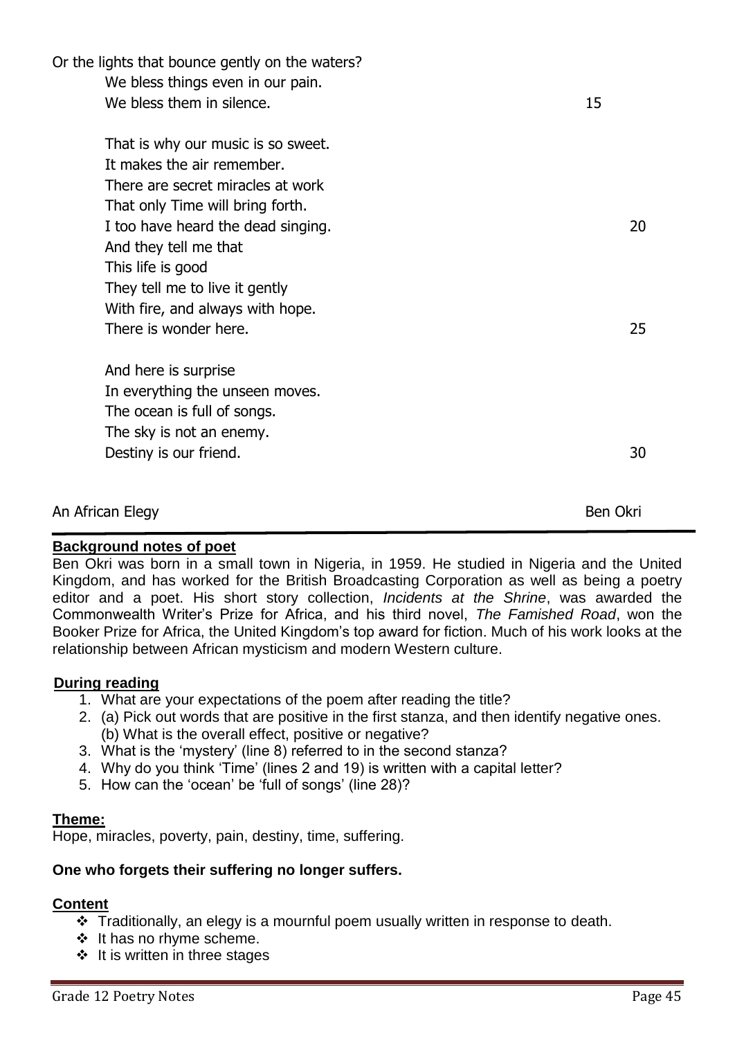Or the lights that bounce gently on the waters?
We bless things even in our pain.
We bless them in silence. 15

That is why our music is so sweet.
It makes the air remember.
There are secret miracles at work
That only Time will bring forth.
I too have heard the dead singing. 20
And they tell me that
This life is good
They tell me to live it gently
With fire, and always with hope.
There is wonder here. 25

And here is surprise
In everything the unseen moves.
The ocean is full of songs.
The sky is not an enemy.
Destiny is our friend. 30

An African Elegy — Ben Okri

**Background notes of poet**

Ben Okri was born in a small town in Nigeria, in 1959. He studied in Nigeria and the United Kingdom, and has worked for the British Broadcasting Corporation as well as being a poetry editor and a poet. His short story collection, *Incidents at the Shrine*, was awarded the Commonwealth Writer's Prize for Africa, and his third novel, *The Famished Road*, won the Booker Prize for Africa, the United Kingdom's top award for fiction. Much of his work looks at the relationship between African mysticism and modern Western culture.

**During reading**

1. What are your expectations of the poem after reading the title?
2. (a) Pick out words that are positive in the first stanza, and then identify negative ones.
   (b) What is the overall effect, positive or negative?
3. What is the 'mystery' (line 8) referred to in the second stanza?
4. Why do you think 'Time' (lines 2 and 19) is written with a capital letter?
5. How can the 'ocean' be 'full of songs' (line 28)?

**Theme:**

Hope, miracles, poverty, pain, destiny, time, suffering.

**One who forgets their suffering no longer suffers.**

**Content**

- Traditionally, an elegy is a mournful poem usually written in response to death.
- It has no rhyme scheme.
- It is written in three stages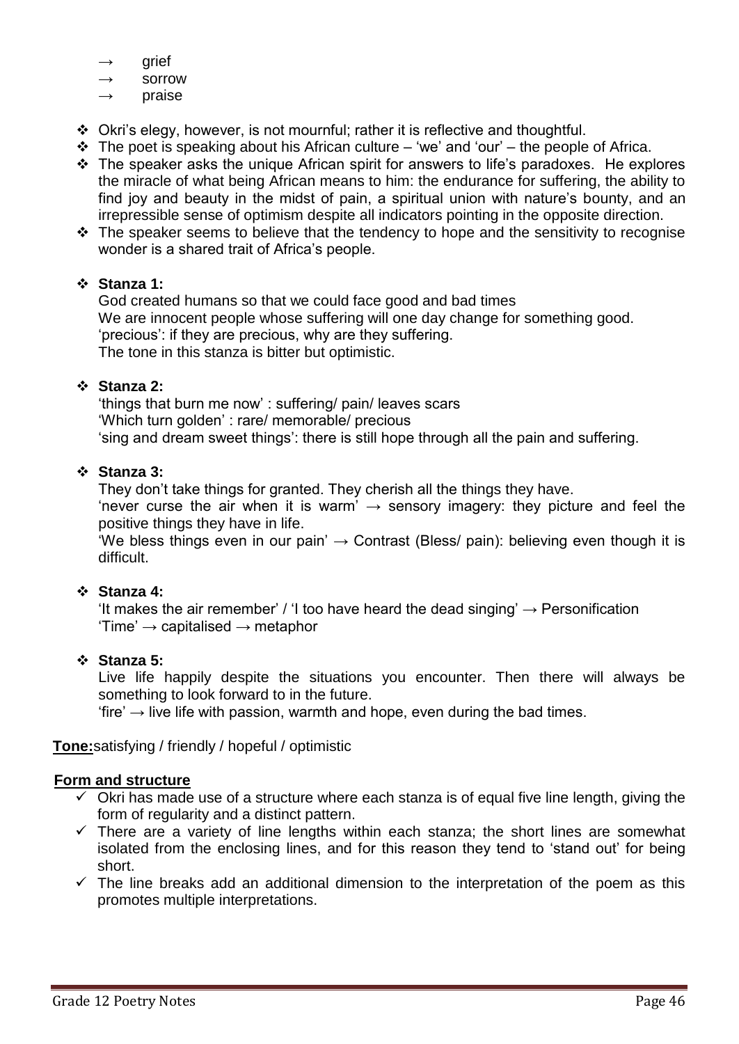- → grief
- → sorrow
- → praise

- Okri's elegy, however, is not mournful; rather it is reflective and thoughtful.
- The poet is speaking about his African culture – 'we' and 'our' – the people of Africa.
- The speaker asks the unique African spirit for answers to life's paradoxes. He explores the miracle of what being African means to him: the endurance for suffering, the ability to find joy and beauty in the midst of pain, a spiritual union with nature's bounty, and an irrepressible sense of optimism despite all indicators pointing in the opposite direction.
- The speaker seems to believe that the tendency to hope and the sensitivity to recognise wonder is a shared trait of Africa's people.

- **Stanza 1:**
  God created humans so that we could face good and bad times
  We are innocent people whose suffering will one day change for something good.
  'precious': if they are precious, why are they suffering.
  The tone in this stanza is bitter but optimistic.

- **Stanza 2:**
  'things that burn me now' : suffering/ pain/ leaves scars
  'Which turn golden' : rare/ memorable/ precious
  'sing and dream sweet things': there is still hope through all the pain and suffering.

- **Stanza 3:**
  They don't take things for granted. They cherish all the things they have.
  'never curse the air when it is warm' → sensory imagery: they picture and feel the positive things they have in life.
  'We bless things even in our pain' → Contrast (Bless/ pain): believing even though it is difficult.

- **Stanza 4:**
  'It makes the air remember' / 'I too have heard the dead singing' → Personification
  'Time' → capitalised → metaphor

- **Stanza 5:**
  Live life happily despite the situations you encounter. Then there will always be something to look forward to in the future.
  'fire' → live life with passion, warmth and hope, even during the bad times.

**Tone:** satisfying / friendly / hopeful / optimistic

**Form and structure**

- ✓ Okri has made use of a structure where each stanza is of equal five line length, giving the form of regularity and a distinct pattern.
- ✓ There are a variety of line lengths within each stanza; the short lines are somewhat isolated from the enclosing lines, and for this reason they tend to 'stand out' for being short.
- ✓ The line breaks add an additional dimension to the interpretation of the poem as this promotes multiple interpretations.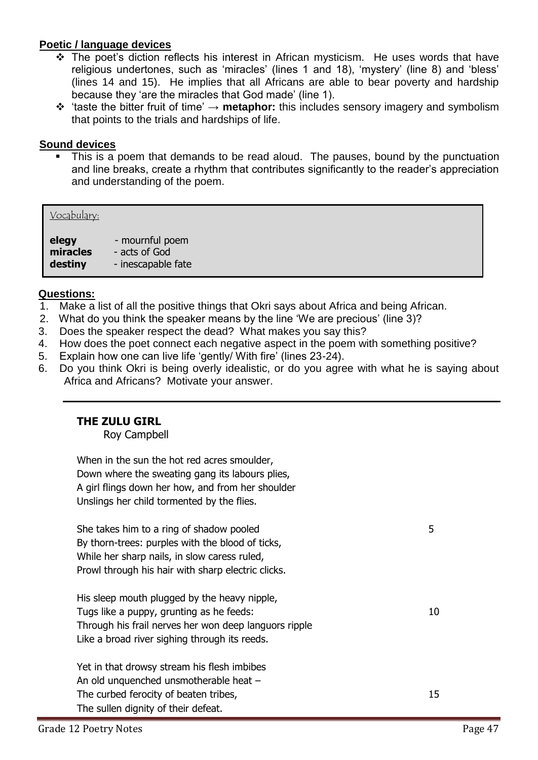### Poetic / language devices

- The poet's diction reflects his interest in African mysticism. He uses words that have religious undertones, such as 'miracles' (lines 1 and 18), 'mystery' (line 8) and 'bless' (lines 14 and 15). He implies that all Africans are able to bear poverty and hardship because they 'are the miracles that God made' (line 1).
- 'taste the bitter fruit of time' → **metaphor:** this includes sensory imagery and symbolism that points to the trials and hardships of life.

### Sound devices

- This is a poem that demands to be read aloud. The pauses, bound by the punctuation and line breaks, create a rhythm that contributes significantly to the reader's appreciation and understanding of the poem.

> Vocabulary:
>
> **elegy** - mournful poem
> **miracles** - acts of God
> **destiny** - inescapable fate

### Questions:

1. Make a list of all the positive things that Okri says about Africa and being African.
2. What do you think the speaker means by the line 'We are precious' (line 3)?
3. Does the speaker respect the dead? What makes you say this?
4. How does the poet connect each negative aspect in the poem with something positive?
5. Explain how one can live life 'gently/ With fire' (lines 23-24).
6. Do you think Okri is being overly idealistic, or do you agree with what he is saying about Africa and Africans? Motivate your answer.

---

## THE ZULU GIRL

Roy Campbell

When in the sun the hot red acres smoulder,
Down where the sweating gang its labours plies,
A girl flings down her how, and from her shoulder
Unslings her child tormented by the flies.

She takes him to a ring of shadow pooled (5)
By thorn-trees: purples with the blood of ticks,
While her sharp nails, in slow caress ruled,
Prowl through his hair with sharp electric clicks.

His sleep mouth plugged by the heavy nipple,
Tugs like a puppy, grunting as he feeds: (10)
Through his frail nerves her won deep languors ripple
Like a broad river sighing through its reeds.

Yet in that drowsy stream his flesh imbibes
An old unquenched unsmotherable heat –
The curbed ferocity of beaten tribes, (15)
The sullen dignity of their defeat.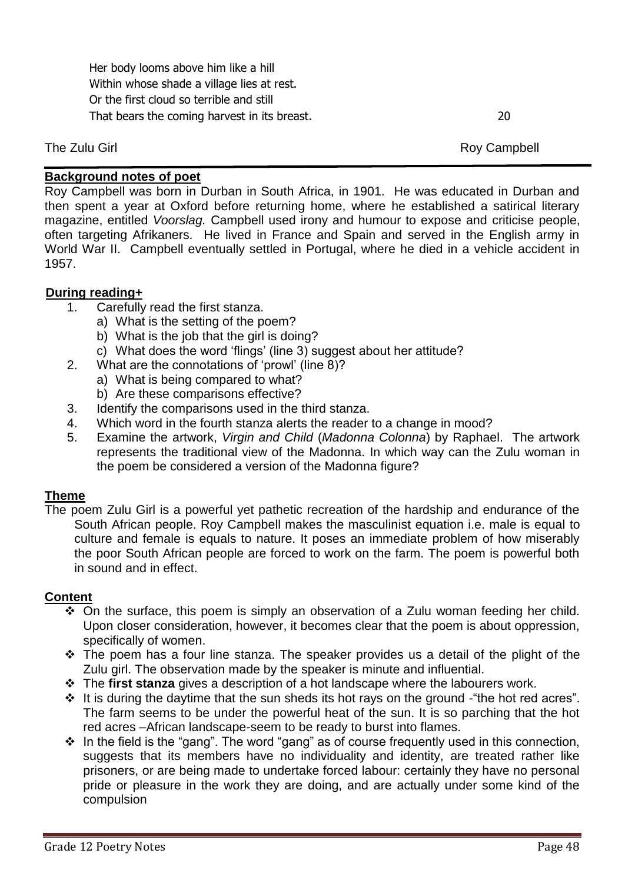Her body looms above him like a hill
Within whose shade a village lies at rest.
Or the first cloud so terrible and still
That bears the coming harvest in its breast. 20

The Zulu Girl — Roy Campbell

---

**Background notes of poet**

Roy Campbell was born in Durban in South Africa, in 1901. He was educated in Durban and then spent a year at Oxford before returning home, where he established a satirical literary magazine, entitled *Voorslag.* Campbell used irony and humour to expose and criticise people, often targeting Afrikaners. He lived in France and Spain and served in the English army in World War II. Campbell eventually settled in Portugal, where he died in a vehicle accident in 1957.

**During reading+**

1. Carefully read the first stanza.
   a) What is the setting of the poem?
   b) What is the job that the girl is doing?
   c) What does the word 'flings' (line 3) suggest about her attitude?
2. What are the connotations of 'prowl' (line 8)?
   a) What is being compared to what?
   b) Are these comparisons effective?
3. Identify the comparisons used in the third stanza.
4. Which word in the fourth stanza alerts the reader to a change in mood?
5. Examine the artwork, *Virgin and Child* (*Madonna Colonna*) by Raphael. The artwork represents the traditional view of the Madonna. In which way can the Zulu woman in the poem be considered a version of the Madonna figure?

**Theme**

The poem Zulu Girl is a powerful yet pathetic recreation of the hardship and endurance of the South African people. Roy Campbell makes the masculinist equation i.e. male is equal to culture and female is equals to nature. It poses an immediate problem of how miserably the poor South African people are forced to work on the farm. The poem is powerful both in sound and in effect.

**Content**

- On the surface, this poem is simply an observation of a Zulu woman feeding her child. Upon closer consideration, however, it becomes clear that the poem is about oppression, specifically of women.
- The poem has a four line stanza. The speaker provides us a detail of the plight of the Zulu girl. The observation made by the speaker is minute and influential.
- The **first stanza** gives a description of a hot landscape where the labourers work.
- It is during the daytime that the sun sheds its hot rays on the ground -"the hot red acres". The farm seems to be under the powerful heat of the sun. It is so parching that the hot red acres –African landscape-seem to be ready to burst into flames.
- In the field is the "gang". The word "gang" as of course frequently used in this connection, suggests that its members have no individuality and identity, are treated rather like prisoners, or are being made to undertake forced labour: certainly they have no personal pride or pleasure in the work they are doing, and are actually under some kind of the compulsion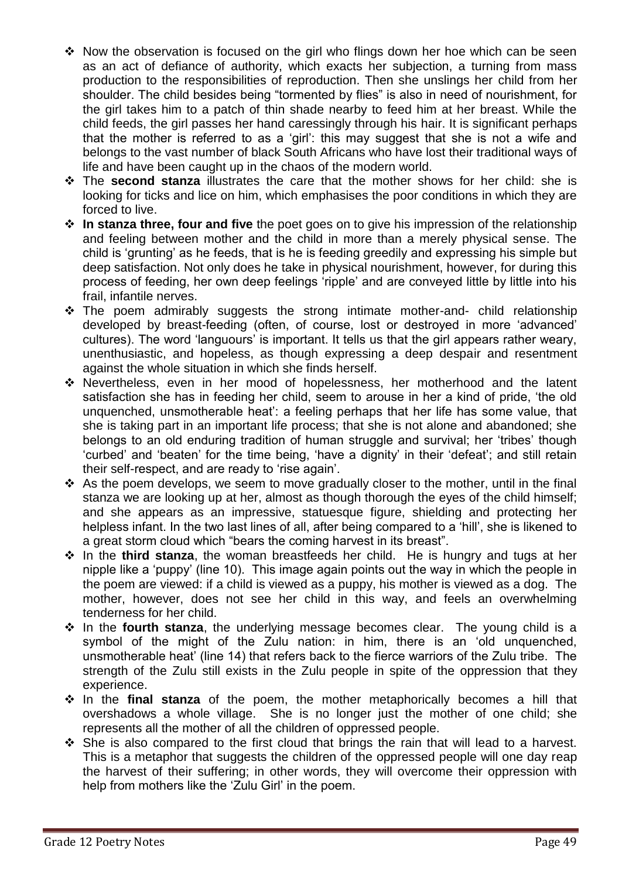- Now the observation is focused on the girl who flings down her hoe which can be seen as an act of defiance of authority, which exacts her subjection, a turning from mass production to the responsibilities of reproduction. Then she unslings her child from her shoulder. The child besides being "tormented by flies" is also in need of nourishment, for the girl takes him to a patch of thin shade nearby to feed him at her breast. While the child feeds, the girl passes her hand caressingly through his hair. It is significant perhaps that the mother is referred to as a 'girl': this may suggest that she is not a wife and belongs to the vast number of black South Africans who have lost their traditional ways of life and have been caught up in the chaos of the modern world.
- The **second stanza** illustrates the care that the mother shows for her child: she is looking for ticks and lice on him, which emphasises the poor conditions in which they are forced to live.
- **In stanza three, four and five** the poet goes on to give his impression of the relationship and feeling between mother and the child in more than a merely physical sense. The child is 'grunting' as he feeds, that is he is feeding greedily and expressing his simple but deep satisfaction. Not only does he take in physical nourishment, however, for during this process of feeding, her own deep feelings 'ripple' and are conveyed little by little into his frail, infantile nerves.
- The poem admirably suggests the strong intimate mother-and- child relationship developed by breast-feeding (often, of course, lost or destroyed in more 'advanced' cultures). The word 'languours' is important. It tells us that the girl appears rather weary, unenthusiastic, and hopeless, as though expressing a deep despair and resentment against the whole situation in which she finds herself.
- Nevertheless, even in her mood of hopelessness, her motherhood and the latent satisfaction she has in feeding her child, seem to arouse in her a kind of pride, 'the old unquenched, unsmotherable heat': a feeling perhaps that her life has some value, that she is taking part in an important life process; that she is not alone and abandoned; she belongs to an old enduring tradition of human struggle and survival; her 'tribes' though 'curbed' and 'beaten' for the time being, 'have a dignity' in their 'defeat'; and still retain their self-respect, and are ready to 'rise again'.
- As the poem develops, we seem to move gradually closer to the mother, until in the final stanza we are looking up at her, almost as though thorough the eyes of the child himself; and she appears as an impressive, statuesque figure, shielding and protecting her helpless infant. In the two last lines of all, after being compared to a 'hill', she is likened to a great storm cloud which "bears the coming harvest in its breast".
- In the **third stanza**, the woman breastfeeds her child. He is hungry and tugs at her nipple like a 'puppy' (line 10). This image again points out the way in which the people in the poem are viewed: if a child is viewed as a puppy, his mother is viewed as a dog. The mother, however, does not see her child in this way, and feels an overwhelming tenderness for her child.
- In the **fourth stanza**, the underlying message becomes clear. The young child is a symbol of the might of the Zulu nation: in him, there is an 'old unquenched, unsmotherable heat' (line 14) that refers back to the fierce warriors of the Zulu tribe. The strength of the Zulu still exists in the Zulu people in spite of the oppression that they experience.
- In the **final stanza** of the poem, the mother metaphorically becomes a hill that overshadows a whole village. She is no longer just the mother of one child; she represents all the mother of all the children of oppressed people.
- She is also compared to the first cloud that brings the rain that will lead to a harvest. This is a metaphor that suggests the children of the oppressed people will one day reap the harvest of their suffering; in other words, they will overcome their oppression with help from mothers like the 'Zulu Girl' in the poem.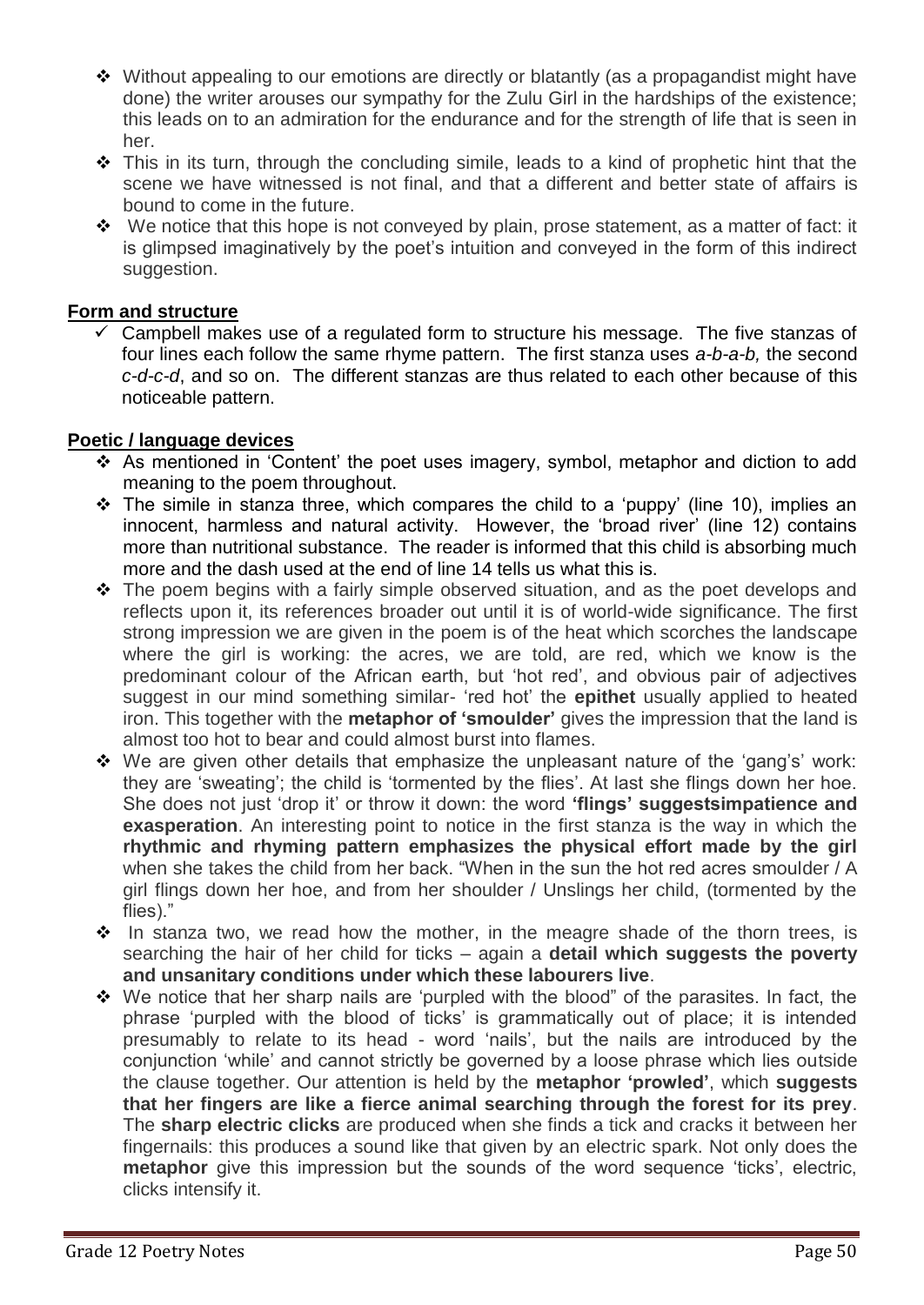- Without appealing to our emotions are directly or blatantly (as a propagandist might have done) the writer arouses our sympathy for the Zulu Girl in the hardships of the existence; this leads on to an admiration for the endurance and for the strength of life that is seen in her.
- This in its turn, through the concluding simile, leads to a kind of prophetic hint that the scene we have witnessed is not final, and that a different and better state of affairs is bound to come in the future.
- We notice that this hope is not conveyed by plain, prose statement, as a matter of fact: it is glimpsed imaginatively by the poet's intuition and conveyed in the form of this indirect suggestion.

**Form and structure**

- ✓ Campbell makes use of a regulated form to structure his message. The five stanzas of four lines each follow the same rhyme pattern. The first stanza uses *a-b-a-b,* the second *c-d-c-d*, and so on. The different stanzas are thus related to each other because of this noticeable pattern.

**Poetic / language devices**

- As mentioned in 'Content' the poet uses imagery, symbol, metaphor and diction to add meaning to the poem throughout.
- The simile in stanza three, which compares the child to a 'puppy' (line 10), implies an innocent, harmless and natural activity. However, the 'broad river' (line 12) contains more than nutritional substance. The reader is informed that this child is absorbing much more and the dash used at the end of line 14 tells us what this is.
- The poem begins with a fairly simple observed situation, and as the poet develops and reflects upon it, its references broader out until it is of world-wide significance. The first strong impression we are given in the poem is of the heat which scorches the landscape where the girl is working: the acres, we are told, are red, which we know is the predominant colour of the African earth, but 'hot red', and obvious pair of adjectives suggest in our mind something similar- 'red hot' the **epithet** usually applied to heated iron. This together with the **metaphor of 'smoulder'** gives the impression that the land is almost too hot to bear and could almost burst into flames.
- We are given other details that emphasize the unpleasant nature of the 'gang's' work: they are 'sweating'; the child is 'tormented by the flies'. At last she flings down her hoe. She does not just 'drop it' or throw it down: the word **'flings' suggestsimpatience and exasperation**. An interesting point to notice in the first stanza is the way in which the **rhythmic and rhyming pattern emphasizes the physical effort made by the girl** when she takes the child from her back. "When in the sun the hot red acres smoulder / A girl flings down her hoe, and from her shoulder / Unslings her child, (tormented by the flies)."
- In stanza two, we read how the mother, in the meagre shade of the thorn trees, is searching the hair of her child for ticks – again a **detail which suggests the poverty and unsanitary conditions under which these labourers live**.
- We notice that her sharp nails are 'purpled with the blood" of the parasites. In fact, the phrase 'purpled with the blood of ticks' is grammatically out of place; it is intended presumably to relate to its head - word 'nails', but the nails are introduced by the conjunction 'while' and cannot strictly be governed by a loose phrase which lies outside the clause together. Our attention is held by the **metaphor 'prowled'**, which **suggests that her fingers are like a fierce animal searching through the forest for its prey**. The **sharp electric clicks** are produced when she finds a tick and cracks it between her fingernails: this produces a sound like that given by an electric spark. Not only does the **metaphor** give this impression but the sounds of the word sequence 'ticks', electric, clicks intensify it.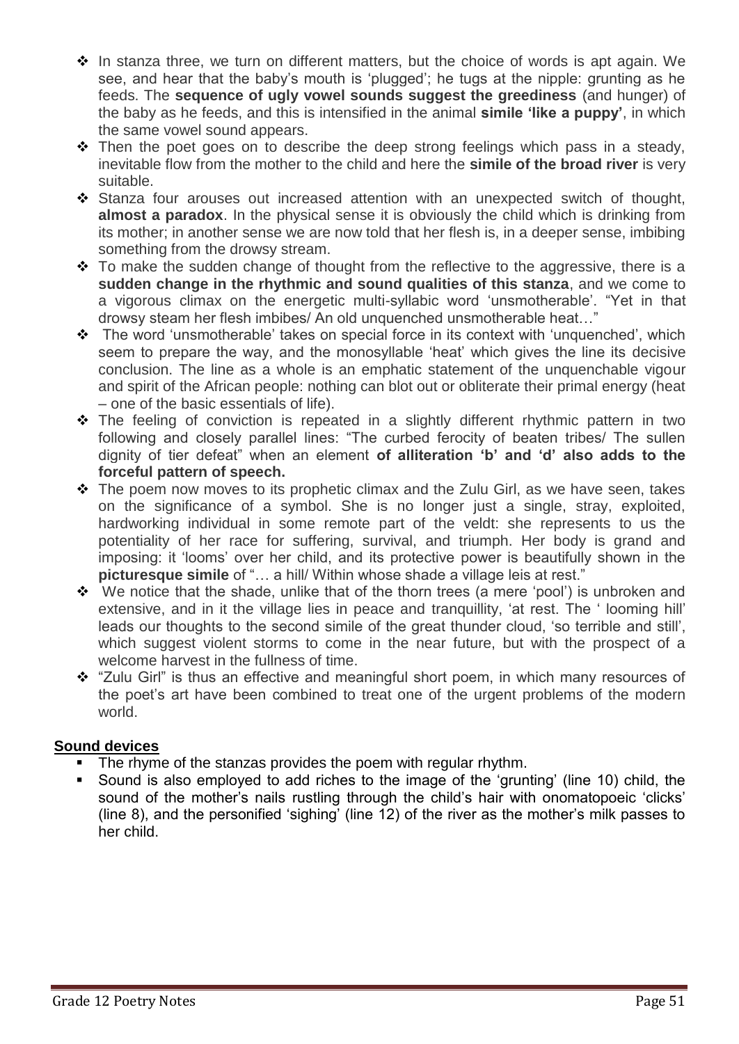- In stanza three, we turn on different matters, but the choice of words is apt again. We see, and hear that the baby's mouth is 'plugged'; he tugs at the nipple: grunting as he feeds. The **sequence of ugly vowel sounds suggest the greediness** (and hunger) of the baby as he feeds, and this is intensified in the animal **simile 'like a puppy'**, in which the same vowel sound appears.
- Then the poet goes on to describe the deep strong feelings which pass in a steady, inevitable flow from the mother to the child and here the **simile of the broad river** is very suitable.
- Stanza four arouses out increased attention with an unexpected switch of thought, **almost a paradox**. In the physical sense it is obviously the child which is drinking from its mother; in another sense we are now told that her flesh is, in a deeper sense, imbibing something from the drowsy stream.
- To make the sudden change of thought from the reflective to the aggressive, there is a **sudden change in the rhythmic and sound qualities of this stanza**, and we come to a vigorous climax on the energetic multi-syllabic word 'unsmotherable'. "Yet in that drowsy steam her flesh imbibes/ An old unquenched unsmotherable heat…"
- The word 'unsmotherable' takes on special force in its context with 'unquenched', which seem to prepare the way, and the monosyllable 'heat' which gives the line its decisive conclusion. The line as a whole is an emphatic statement of the unquenchable vigour and spirit of the African people: nothing can blot out or obliterate their primal energy (heat – one of the basic essentials of life).
- The feeling of conviction is repeated in a slightly different rhythmic pattern in two following and closely parallel lines: "The curbed ferocity of beaten tribes/ The sullen dignity of tier defeat" when an element **of alliteration 'b' and 'd' also adds to the forceful pattern of speech.**
- The poem now moves to its prophetic climax and the Zulu Girl, as we have seen, takes on the significance of a symbol. She is no longer just a single, stray, exploited, hardworking individual in some remote part of the veldt: she represents to us the potentiality of her race for suffering, survival, and triumph. Her body is grand and imposing: it 'looms' over her child, and its protective power is beautifully shown in the **picturesque simile** of "… a hill/ Within whose shade a village leis at rest."
- We notice that the shade, unlike that of the thorn trees (a mere 'pool') is unbroken and extensive, and in it the village lies in peace and tranquillity, 'at rest. The ' looming hill' leads our thoughts to the second simile of the great thunder cloud, 'so terrible and still', which suggest violent storms to come in the near future, but with the prospect of a welcome harvest in the fullness of time.
- "Zulu Girl" is thus an effective and meaningful short poem, in which many resources of the poet's art have been combined to treat one of the urgent problems of the modern world.

**Sound devices**

- The rhyme of the stanzas provides the poem with regular rhythm.
- Sound is also employed to add riches to the image of the 'grunting' (line 10) child, the sound of the mother's nails rustling through the child's hair with onomatopoeic 'clicks' (line 8), and the personified 'sighing' (line 12) of the river as the mother's milk passes to her child.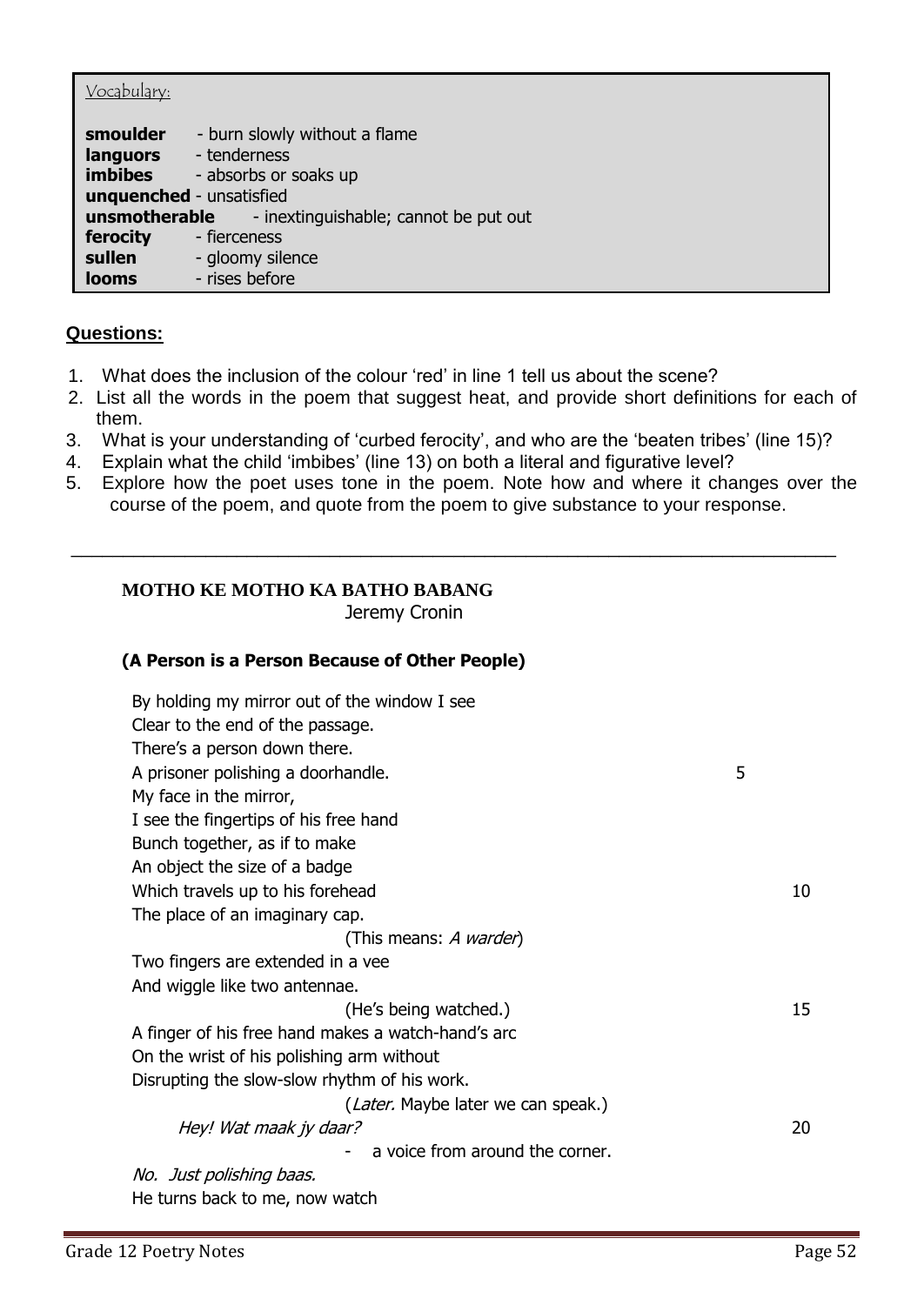Vocabulary:

**smoulder** - burn slowly without a flame
**languors** - tenderness
**imbibes** - absorbs or soaks up
**unquenched** - unsatisfied
**unsmotherable** - inextinguishable; cannot be put out
**ferocity** - fierceness
**sullen** - gloomy silence
**looms** - rises before

**Questions:**

1. What does the inclusion of the colour 'red' in line 1 tell us about the scene?
2. List all the words in the poem that suggest heat, and provide short definitions for each of them.
3. What is your understanding of 'curbed ferocity', and who are the 'beaten tribes' (line 15)?
4. Explain what the child 'imbibes' (line 13) on both a literal and figurative level?
5. Explore how the poet uses tone in the poem. Note how and where it changes over the course of the poem, and quote from the poem to give substance to your response.

---

## MOTHO KE MOTHO KA BATHO BABANG

Jeremy Cronin

**(A Person is a Person Because of Other People)**

By holding my mirror out of the window I see
Clear to the end of the passage.
There's a person down there.
A prisoner polishing a doorhandle. 5
My face in the mirror,
I see the fingertips of his free hand
Bunch together, as if to make
An object the size of a badge
Which travels up to his forehead 10
The place of an imaginary cap.
(This means: *A warder*)
Two fingers are extended in a vee
And wiggle like two antennae.
(He's being watched.) 15
A finger of his free hand makes a watch-hand's arc
On the wrist of his polishing arm without
Disrupting the slow-slow rhythm of his work.
(*Later.* Maybe later we can speak.)
*Hey! Wat maak jy daar?* 20
\- a voice from around the corner.
*No. Just polishing baas.*
He turns back to me, now watch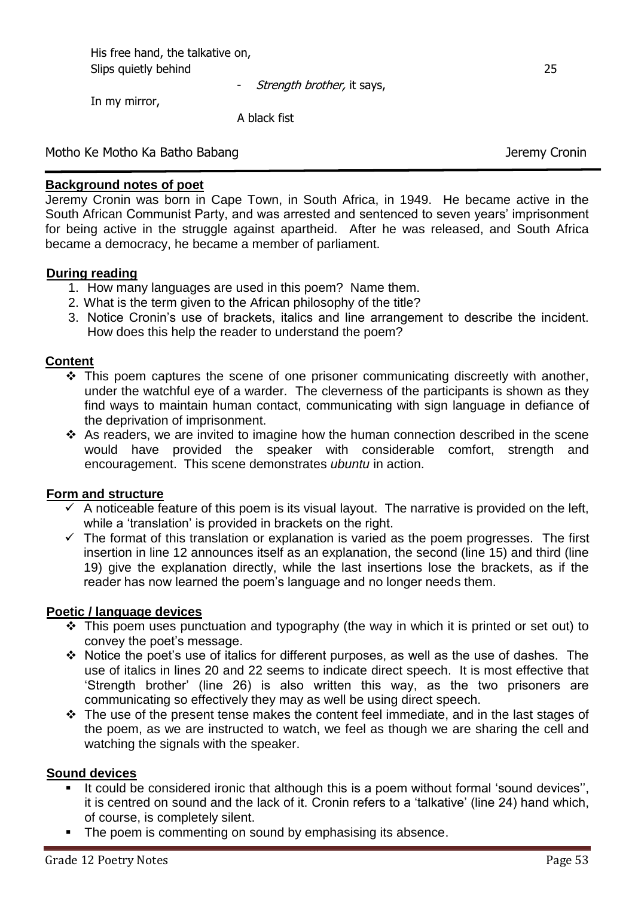His free hand, the talkative on,
Slips quietly behind 25

- *Strength brother,* it says,

In my mirror,

A black fist

Motho Ke Motho Ka Batho Babang — Jeremy Cronin

**Background notes of poet**

Jeremy Cronin was born in Cape Town, in South Africa, in 1949. He became active in the South African Communist Party, and was arrested and sentenced to seven years' imprisonment for being active in the struggle against apartheid. After he was released, and South Africa became a democracy, he became a member of parliament.

**During reading**

1. How many languages are used in this poem? Name them.
2. What is the term given to the African philosophy of the title?
3. Notice Cronin's use of brackets, italics and line arrangement to describe the incident. How does this help the reader to understand the poem?

**Content**

- This poem captures the scene of one prisoner communicating discreetly with another, under the watchful eye of a warder. The cleverness of the participants is shown as they find ways to maintain human contact, communicating with sign language in defiance of the deprivation of imprisonment.
- As readers, we are invited to imagine how the human connection described in the scene would have provided the speaker with considerable comfort, strength and encouragement. This scene demonstrates *ubuntu* in action.

**Form and structure**

- A noticeable feature of this poem is its visual layout. The narrative is provided on the left, while a 'translation' is provided in brackets on the right.
- The format of this translation or explanation is varied as the poem progresses. The first insertion in line 12 announces itself as an explanation, the second (line 15) and third (line 19) give the explanation directly, while the last insertions lose the brackets, as if the reader has now learned the poem's language and no longer needs them.

**Poetic / language devices**

- This poem uses punctuation and typography (the way in which it is printed or set out) to convey the poet's message.
- Notice the poet's use of italics for different purposes, as well as the use of dashes. The use of italics in lines 20 and 22 seems to indicate direct speech. It is most effective that 'Strength brother' (line 26) is also written this way, as the two prisoners are communicating so effectively they may as well be using direct speech.
- The use of the present tense makes the content feel immediate, and in the last stages of the poem, as we are instructed to watch, we feel as though we are sharing the cell and watching the signals with the speaker.

**Sound devices**

- It could be considered ironic that although this is a poem without formal 'sound devices'', it is centred on sound and the lack of it. Cronin refers to a 'talkative' (line 24) hand which, of course, is completely silent.
- The poem is commenting on sound by emphasising its absence.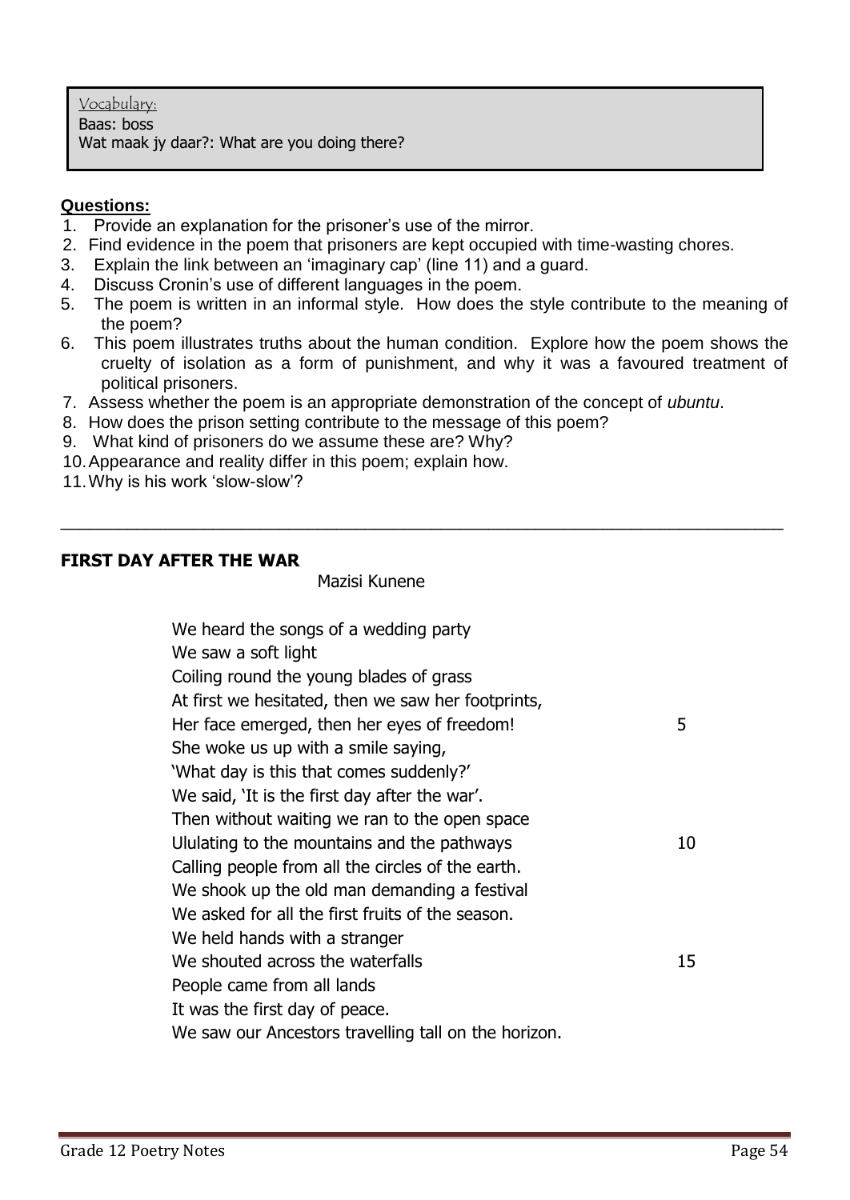Vocabulary:
Baas: boss
Wat maak jy daar?: What are you doing there?

**Questions:**

1. Provide an explanation for the prisoner's use of the mirror.
2. Find evidence in the poem that prisoners are kept occupied with time-wasting chores.
3. Explain the link between an 'imaginary cap' (line 11) and a guard.
4. Discuss Cronin's use of different languages in the poem.
5. The poem is written in an informal style. How does the style contribute to the meaning of the poem?
6. This poem illustrates truths about the human condition. Explore how the poem shows the cruelty of isolation as a form of punishment, and why it was a favoured treatment of political prisoners.
7. Assess whether the poem is an appropriate demonstration of the concept of *ubuntu*.
8. How does the prison setting contribute to the message of this poem?
9. What kind of prisoners do we assume these are? Why?
10. Appearance and reality differ in this poem; explain how.
11. Why is his work 'slow-slow'?

---

**FIRST DAY AFTER THE WAR**

Mazisi Kunene

We heard the songs of a wedding party
We saw a soft light
Coiling round the young blades of grass
At first we hesitated, then we saw her footprints,
Her face emerged, then her eyes of freedom! 5
She woke us up with a smile saying,
'What day is this that comes suddenly?'
We said, 'It is the first day after the war'.
Then without waiting we ran to the open space
Ululating to the mountains and the pathways 10
Calling people from all the circles of the earth.
We shook up the old man demanding a festival
We asked for all the first fruits of the season.
We held hands with a stranger
We shouted across the waterfalls 15
People came from all lands
It was the first day of peace.
We saw our Ancestors travelling tall on the horizon.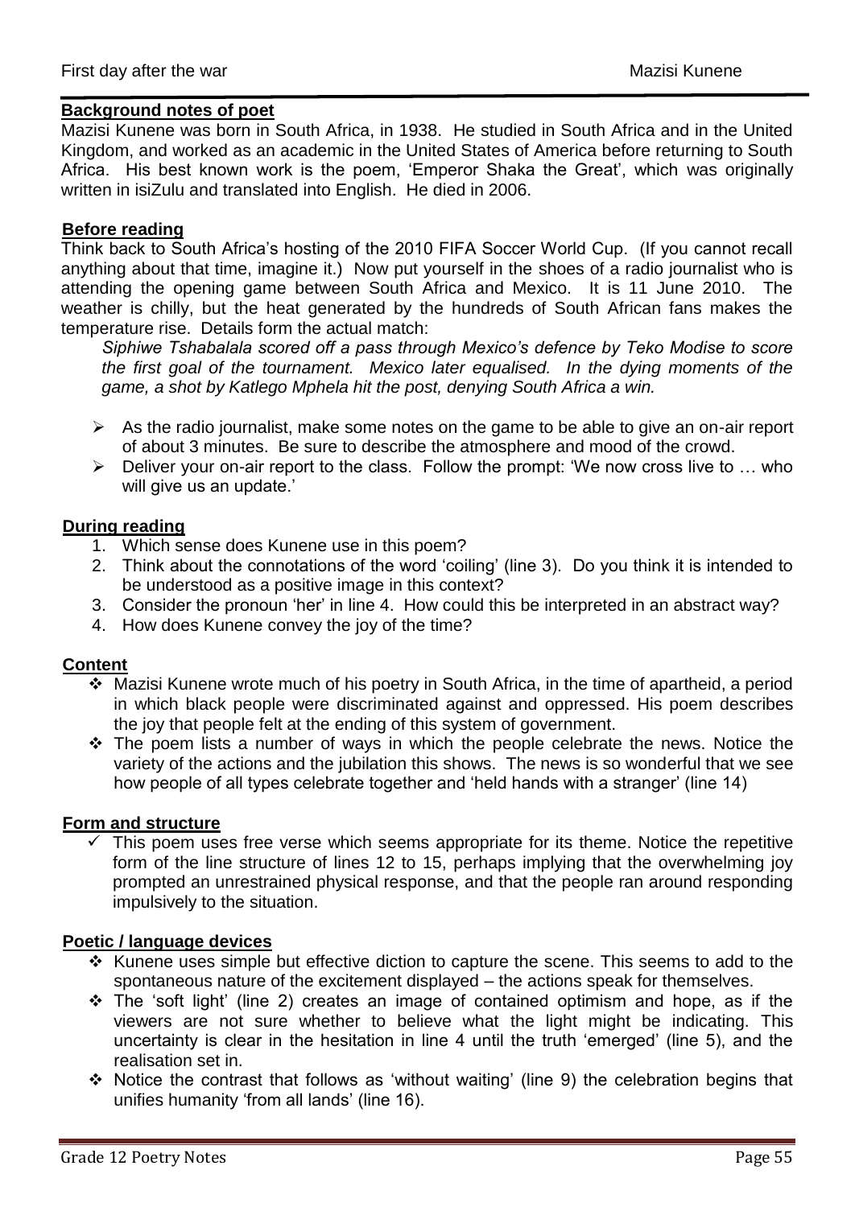First day after the war Mazisi Kunene

## Background notes of poet

Mazisi Kunene was born in South Africa, in 1938. He studied in South Africa and in the United Kingdom, and worked as an academic in the United States of America before returning to South Africa. His best known work is the poem, 'Emperor Shaka the Great', which was originally written in isiZulu and translated into English. He died in 2006.

## Before reading

Think back to South Africa's hosting of the 2010 FIFA Soccer World Cup. (If you cannot recall anything about that time, imagine it.) Now put yourself in the shoes of a radio journalist who is attending the opening game between South Africa and Mexico. It is 11 June 2010. The weather is chilly, but the heat generated by the hundreds of South African fans makes the temperature rise. Details form the actual match:

*Siphiwe Tshabalala scored off a pass through Mexico's defence by Teko Modise to score the first goal of the tournament. Mexico later equalised. In the dying moments of the game, a shot by Katlego Mphela hit the post, denying South Africa a win.*

- As the radio journalist, make some notes on the game to be able to give an on-air report of about 3 minutes. Be sure to describe the atmosphere and mood of the crowd.
- Deliver your on-air report to the class. Follow the prompt: 'We now cross live to … who will give us an update.'

## During reading

1. Which sense does Kunene use in this poem?
2. Think about the connotations of the word 'coiling' (line 3). Do you think it is intended to be understood as a positive image in this context?
3. Consider the pronoun 'her' in line 4. How could this be interpreted in an abstract way?
4. How does Kunene convey the joy of the time?

## Content

- Mazisi Kunene wrote much of his poetry in South Africa, in the time of apartheid, a period in which black people were discriminated against and oppressed. His poem describes the joy that people felt at the ending of this system of government.
- The poem lists a number of ways in which the people celebrate the news. Notice the variety of the actions and the jubilation this shows. The news is so wonderful that we see how people of all types celebrate together and 'held hands with a stranger' (line 14)

## Form and structure

- This poem uses free verse which seems appropriate for its theme. Notice the repetitive form of the line structure of lines 12 to 15, perhaps implying that the overwhelming joy prompted an unrestrained physical response, and that the people ran around responding impulsively to the situation.

## Poetic / language devices

- Kunene uses simple but effective diction to capture the scene. This seems to add to the spontaneous nature of the excitement displayed – the actions speak for themselves.
- The 'soft light' (line 2) creates an image of contained optimism and hope, as if the viewers are not sure whether to believe what the light might be indicating. This uncertainty is clear in the hesitation in line 4 until the truth 'emerged' (line 5), and the realisation set in.
- Notice the contrast that follows as 'without waiting' (line 9) the celebration begins that unifies humanity 'from all lands' (line 16).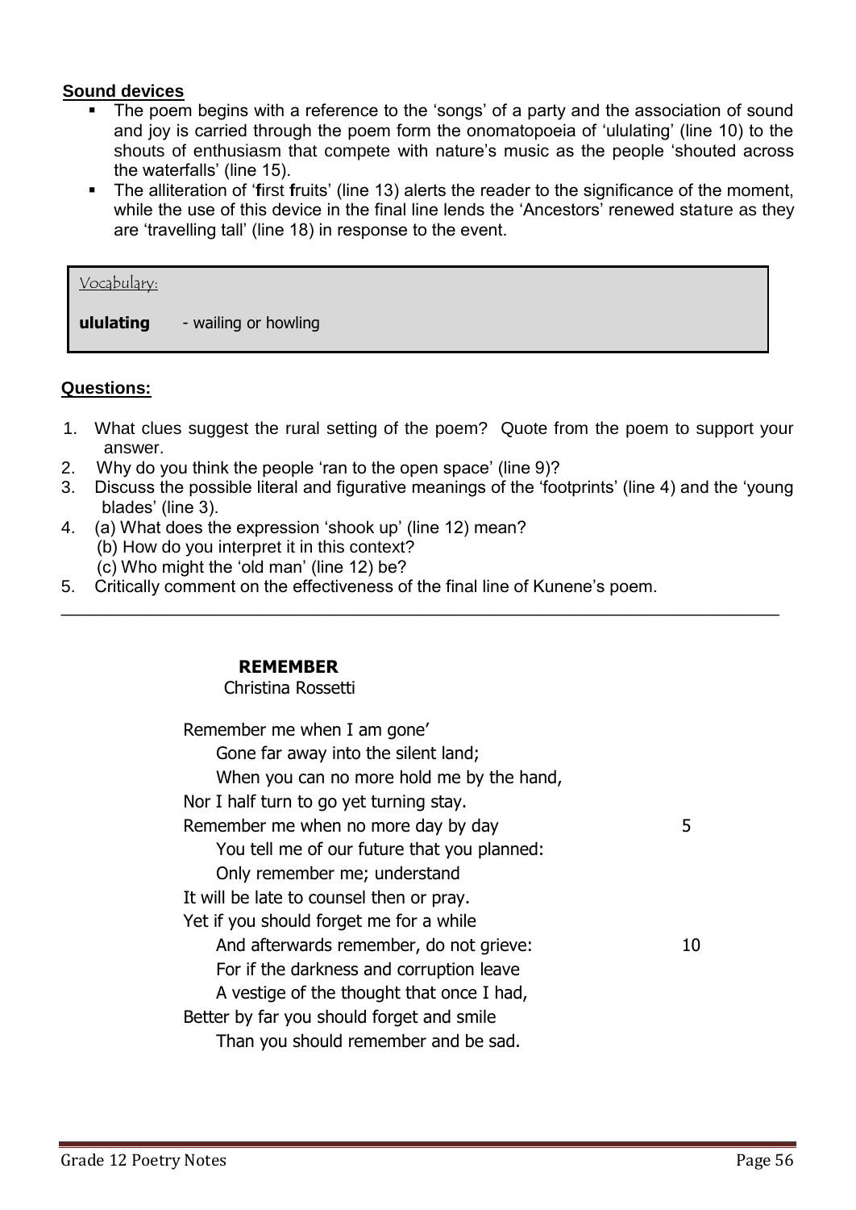**Sound devices**

- The poem begins with a reference to the 'songs' of a party and the association of sound and joy is carried through the poem form the onomatopoeia of 'ululating' (line 10) to the shouts of enthusiasm that compete with nature's music as the people 'shouted across the waterfalls' (line 15).
- The alliteration of '**f**irst **f**ruits' (line 13) alerts the reader to the significance of the moment, while the use of this device in the final line lends the 'Ancestors' renewed stature as they are 'travelling tall' (line 18) in response to the event.

> Vocabulary:
>
> **ululating** - wailing or howling

**Questions:**

1. What clues suggest the rural setting of the poem? Quote from the poem to support your answer.
2. Why do you think the people 'ran to the open space' (line 9)?
3. Discuss the possible literal and figurative meanings of the 'footprints' (line 4) and the 'young blades' (line 3).
4. (a) What does the expression 'shook up' (line 12) mean?
   (b) How do you interpret it in this context?
   (c) Who might the 'old man' (line 12) be?
5. Critically comment on the effectiveness of the final line of Kunene's poem.

---

## REMEMBER

Christina Rossetti

Remember me when I am gone'
&nbsp;&nbsp;&nbsp;&nbsp;Gone far away into the silent land;
&nbsp;&nbsp;&nbsp;&nbsp;When you can no more hold me by the hand,
Nor I half turn to go yet turning stay.
Remember me when no more day by day &nbsp;&nbsp;&nbsp;&nbsp;&nbsp;&nbsp;&nbsp;&nbsp;5
&nbsp;&nbsp;&nbsp;&nbsp;You tell me of our future that you planned:
&nbsp;&nbsp;&nbsp;&nbsp;Only remember me; understand
It will be late to counsel then or pray.
Yet if you should forget me for a while
&nbsp;&nbsp;&nbsp;&nbsp;And afterwards remember, do not grieve: &nbsp;&nbsp;&nbsp;&nbsp;&nbsp;&nbsp;&nbsp;&nbsp;10
&nbsp;&nbsp;&nbsp;&nbsp;For if the darkness and corruption leave
&nbsp;&nbsp;&nbsp;&nbsp;A vestige of the thought that once I had,
Better by far you should forget and smile
&nbsp;&nbsp;&nbsp;&nbsp;Than you should remember and be sad.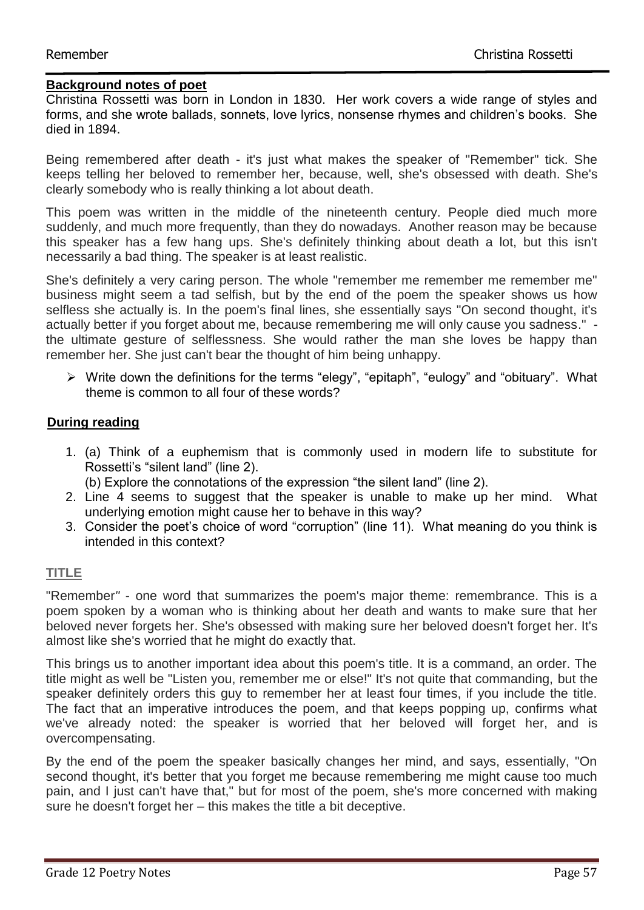## Background notes of poet

Christina Rossetti was born in London in 1830. Her work covers a wide range of styles and forms, and she wrote ballads, sonnets, love lyrics, nonsense rhymes and children's books. She died in 1894.

Being remembered after death - it's just what makes the speaker of "Remember" tick. She keeps telling her beloved to remember her, because, well, she's obsessed with death. She's clearly somebody who is really thinking a lot about death.

This poem was written in the middle of the nineteenth century. People died much more suddenly, and much more frequently, than they do nowadays. Another reason may be because this speaker has a few hang ups. She's definitely thinking about death a lot, but this isn't necessarily a bad thing. The speaker is at least realistic.

She's definitely a very caring person. The whole "remember me remember me remember me" business might seem a tad selfish, but by the end of the poem the speaker shows us how selfless she actually is. In the poem's final lines, she essentially says "On second thought, it's actually better if you forget about me, because remembering me will only cause you sadness." - the ultimate gesture of selflessness. She would rather the man she loves be happy than remember her. She just can't bear the thought of him being unhappy.

- Write down the definitions for the terms "elegy", "epitaph", "eulogy" and "obituary". What theme is common to all four of these words?

## During reading

1. (a) Think of a euphemism that is commonly used in modern life to substitute for Rossetti's "silent land" (line 2).
   (b) Explore the connotations of the expression "the silent land" (line 2).
2. Line 4 seems to suggest that the speaker is unable to make up her mind. What underlying emotion might cause her to behave in this way?
3. Consider the poet's choice of word "corruption" (line 11). What meaning do you think is intended in this context?

## TITLE

"Remember" - one word that summarizes the poem's major theme: remembrance. This is a poem spoken by a woman who is thinking about her death and wants to make sure that her beloved never forgets her. She's obsessed with making sure her beloved doesn't forget her. It's almost like she's worried that he might do exactly that.

This brings us to another important idea about this poem's title. It is a command, an order. The title might as well be "Listen you, remember me or else!" It's not quite that commanding, but the speaker definitely orders this guy to remember her at least four times, if you include the title. The fact that an imperative introduces the poem, and that keeps popping up, confirms what we've already noted: the speaker is worried that her beloved will forget her, and is overcompensating.

By the end of the poem the speaker basically changes her mind, and says, essentially, "On second thought, it's better that you forget me because remembering me might cause too much pain, and I just can't have that," but for most of the poem, she's more concerned with making sure he doesn't forget her – this makes the title a bit deceptive.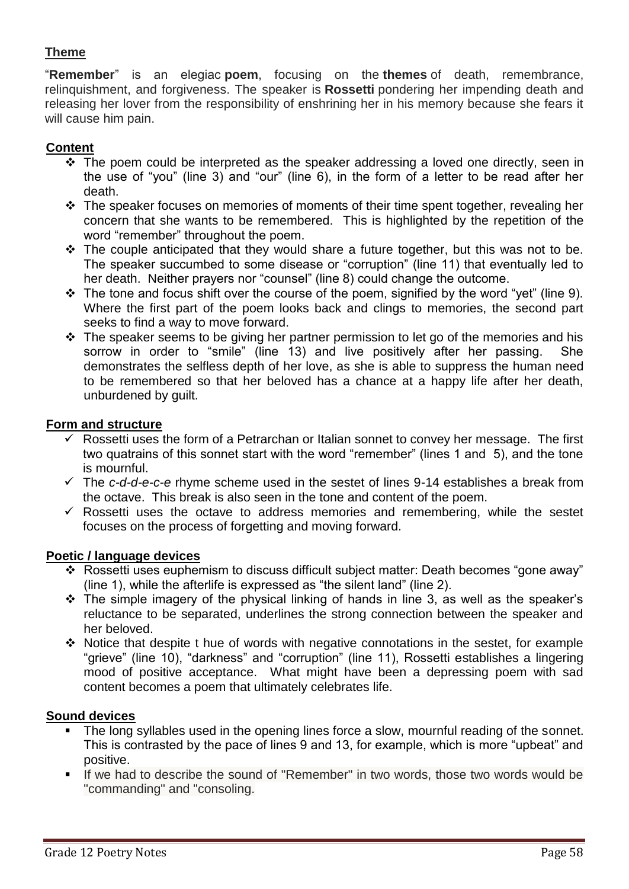## Theme

"**Remember**" is an elegiac **poem**, focusing on the **themes** of death, remembrance, relinquishment, and forgiveness. The speaker is **Rossetti** pondering her impending death and releasing her lover from the responsibility of enshrining her in his memory because she fears it will cause him pain.

## Content

- The poem could be interpreted as the speaker addressing a loved one directly, seen in the use of "you" (line 3) and "our" (line 6), in the form of a letter to be read after her death.
- The speaker focuses on memories of moments of their time spent together, revealing her concern that she wants to be remembered. This is highlighted by the repetition of the word "remember" throughout the poem.
- The couple anticipated that they would share a future together, but this was not to be. The speaker succumbed to some disease or "corruption" (line 11) that eventually led to her death. Neither prayers nor "counsel" (line 8) could change the outcome.
- The tone and focus shift over the course of the poem, signified by the word "yet" (line 9). Where the first part of the poem looks back and clings to memories, the second part seeks to find a way to move forward.
- The speaker seems to be giving her partner permission to let go of the memories and his sorrow in order to "smile" (line 13) and live positively after her passing. She demonstrates the selfless depth of her love, as she is able to suppress the human need to be remembered so that her beloved has a chance at a happy life after her death, unburdened by guilt.

## Form and structure

- Rossetti uses the form of a Petrarchan or Italian sonnet to convey her message. The first two quatrains of this sonnet start with the word "remember" (lines 1 and 5), and the tone is mournful.
- The *c-d-d-e-c-e* rhyme scheme used in the sestet of lines 9-14 establishes a break from the octave. This break is also seen in the tone and content of the poem.
- Rossetti uses the octave to address memories and remembering, while the sestet focuses on the process of forgetting and moving forward.

## Poetic / language devices

- Rossetti uses euphemism to discuss difficult subject matter: Death becomes "gone away" (line 1), while the afterlife is expressed as "the silent land" (line 2).
- The simple imagery of the physical linking of hands in line 3, as well as the speaker's reluctance to be separated, underlines the strong connection between the speaker and her beloved.
- Notice that despite t hue of words with negative connotations in the sestet, for example "grieve" (line 10), "darkness" and "corruption" (line 11), Rossetti establishes a lingering mood of positive acceptance. What might have been a depressing poem with sad content becomes a poem that ultimately celebrates life.

## Sound devices

- The long syllables used in the opening lines force a slow, mournful reading of the sonnet. This is contrasted by the pace of lines 9 and 13, for example, which is more "upbeat" and positive.
- If we had to describe the sound of "Remember" in two words, those two words would be "commanding" and "consoling.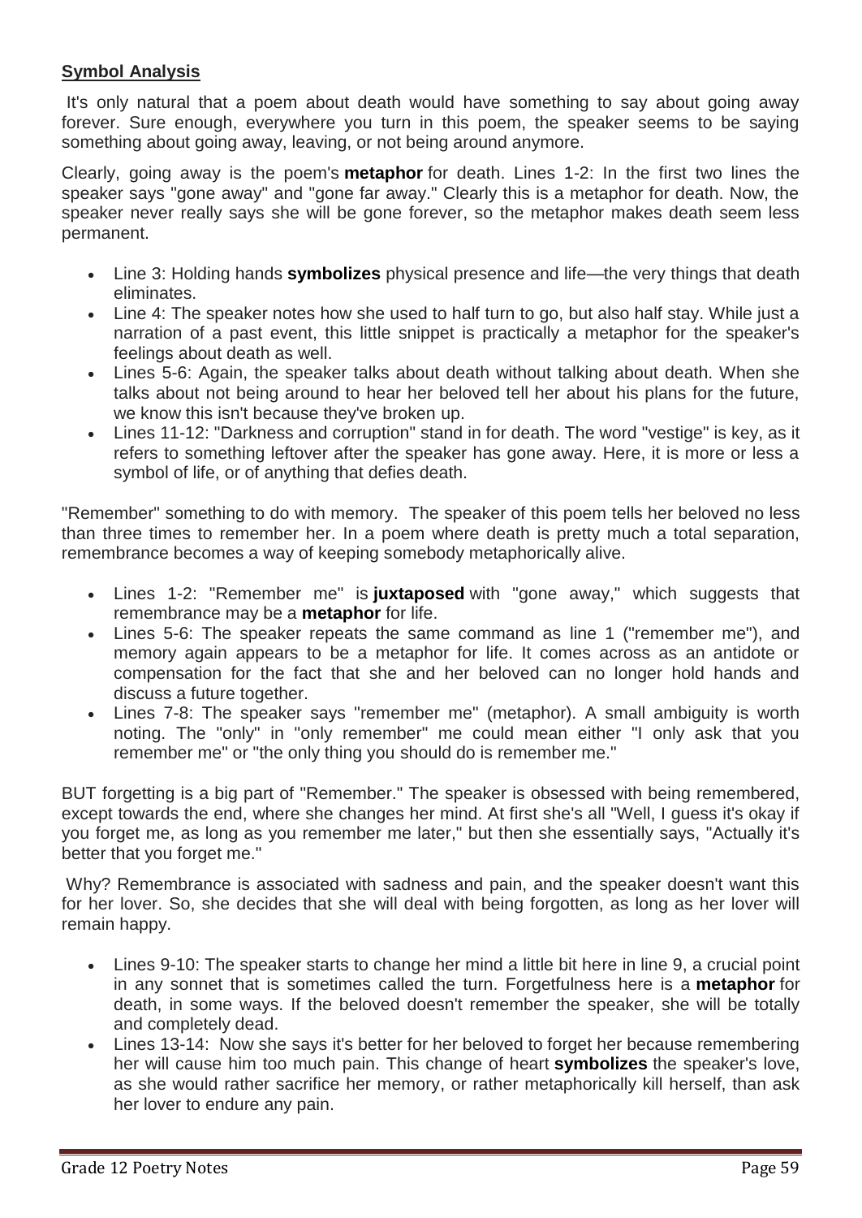**Symbol Analysis**

It's only natural that a poem about death would have something to say about going away forever. Sure enough, everywhere you turn in this poem, the speaker seems to be saying something about going away, leaving, or not being around anymore.

Clearly, going away is the poem's **metaphor** for death. Lines 1-2: In the first two lines the speaker says "gone away" and "gone far away." Clearly this is a metaphor for death. Now, the speaker never really says she will be gone forever, so the metaphor makes death seem less permanent.

- Line 3: Holding hands **symbolizes** physical presence and life—the very things that death eliminates.
- Line 4: The speaker notes how she used to half turn to go, but also half stay. While just a narration of a past event, this little snippet is practically a metaphor for the speaker's feelings about death as well.
- Lines 5-6: Again, the speaker talks about death without talking about death. When she talks about not being around to hear her beloved tell her about his plans for the future, we know this isn't because they've broken up.
- Lines 11-12: "Darkness and corruption" stand in for death. The word "vestige" is key, as it refers to something leftover after the speaker has gone away. Here, it is more or less a symbol of life, or of anything that defies death.

"Remember" something to do with memory. The speaker of this poem tells her beloved no less than three times to remember her. In a poem where death is pretty much a total separation, remembrance becomes a way of keeping somebody metaphorically alive.

- Lines 1-2: "Remember me" is **juxtaposed** with "gone away," which suggests that remembrance may be a **metaphor** for life.
- Lines 5-6: The speaker repeats the same command as line 1 ("remember me"), and memory again appears to be a metaphor for life. It comes across as an antidote or compensation for the fact that she and her beloved can no longer hold hands and discuss a future together.
- Lines 7-8: The speaker says "remember me" (metaphor). A small ambiguity is worth noting. The "only" in "only remember" me could mean either "I only ask that you remember me" or "the only thing you should do is remember me."

BUT forgetting is a big part of "Remember." The speaker is obsessed with being remembered, except towards the end, where she changes her mind. At first she's all "Well, I guess it's okay if you forget me, as long as you remember me later," but then she essentially says, "Actually it's better that you forget me."

Why? Remembrance is associated with sadness and pain, and the speaker doesn't want this for her lover. So, she decides that she will deal with being forgotten, as long as her lover will remain happy.

- Lines 9-10: The speaker starts to change her mind a little bit here in line 9, a crucial point in any sonnet that is sometimes called the turn. Forgetfulness here is a **metaphor** for death, in some ways. If the beloved doesn't remember the speaker, she will be totally and completely dead.
- Lines 13-14: Now she says it's better for her beloved to forget her because remembering her will cause him too much pain. This change of heart **symbolizes** the speaker's love, as she would rather sacrifice her memory, or rather metaphorically kill herself, than ask her lover to endure any pain.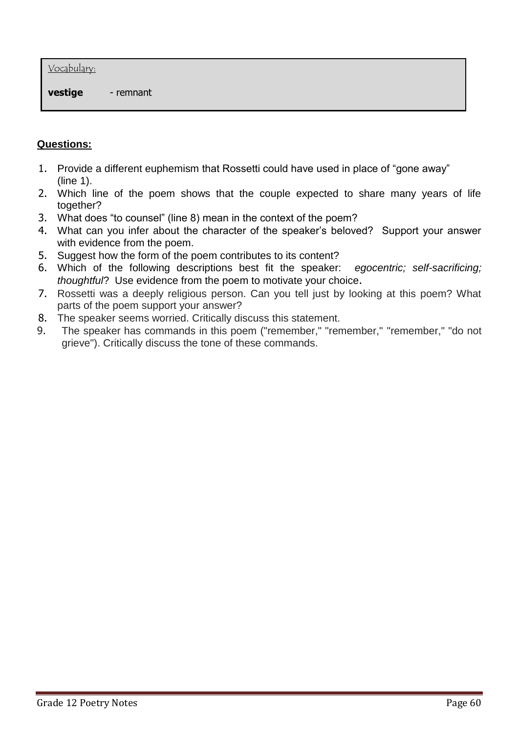Vocabulary:

**vestige** - remnant

**Questions:**

1. Provide a different euphemism that Rossetti could have used in place of “gone away” (line 1).
2. Which line of the poem shows that the couple expected to share many years of life together?
3. What does “to counsel” (line 8) mean in the context of the poem?
4. What can you infer about the character of the speaker’s beloved? Support your answer with evidence from the poem.
5. Suggest how the form of the poem contributes to its content?
6. Which of the following descriptions best fit the speaker: *egocentric; self-sacrificing; thoughtful*? Use evidence from the poem to motivate your choice.
7. Rossetti was a deeply religious person. Can you tell just by looking at this poem? What parts of the poem support your answer?
8. The speaker seems worried. Critically discuss this statement.
9. The speaker has commands in this poem ("remember," "remember," "remember," "do not grieve"). Critically discuss the tone of these commands.